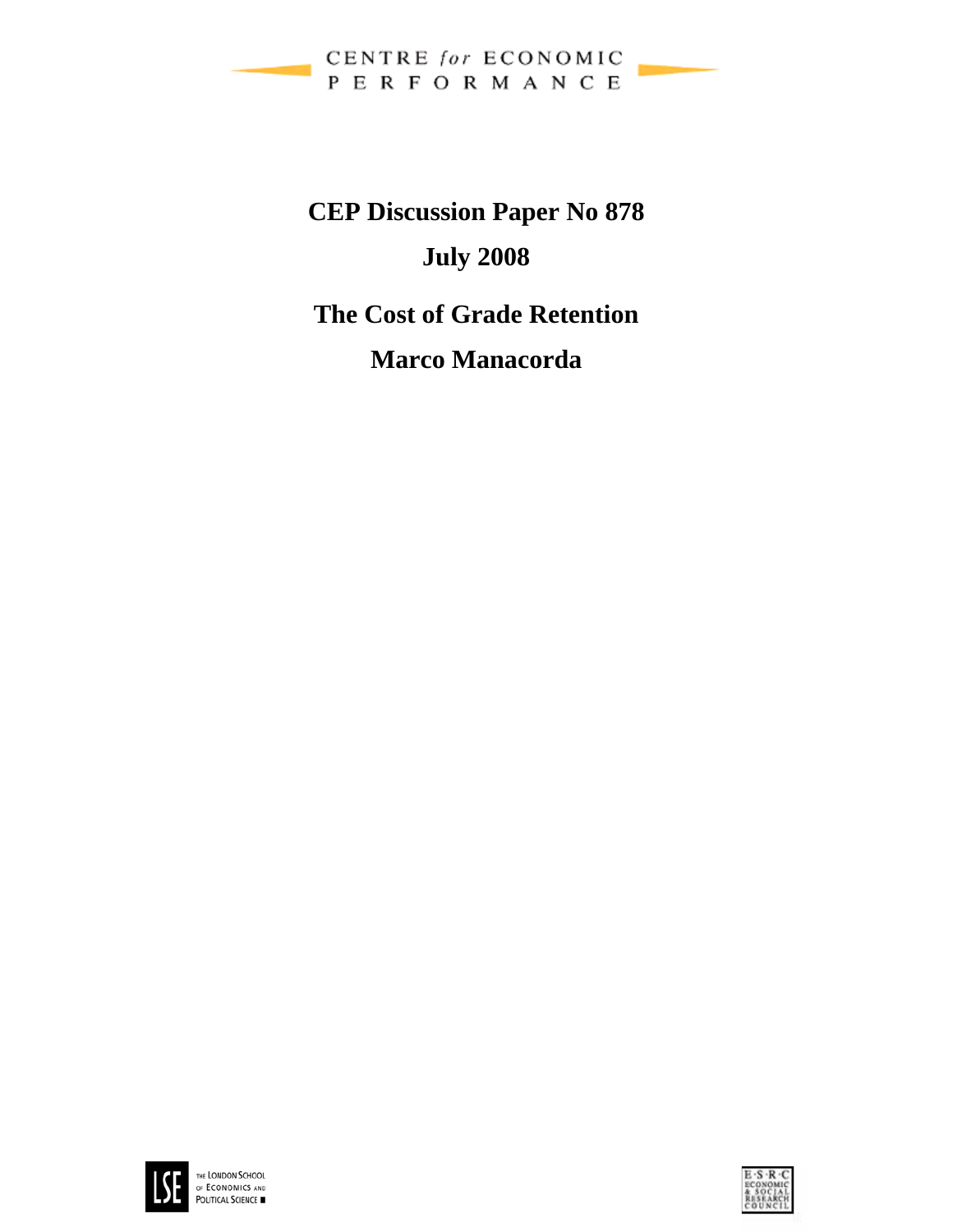CENTRE *for* ECONOMIC PERFORMANCE

**CEP Discussion Paper No 878**

**July 2008**

# The Cost of Grade Retention

**Marco Manacorda**

THE LONDON SCHOOL OF ECONOMICS AND POLITICAL SCIENCE

E·S·R·C ECONOMIC & SOCIAL RESEARCH COUNCIL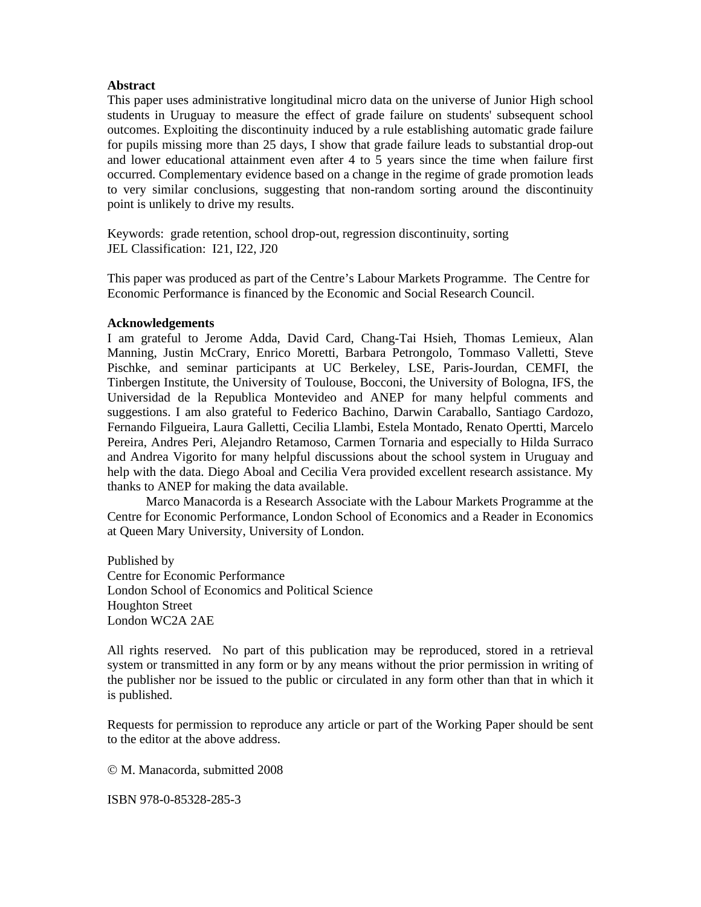**Abstract**

This paper uses administrative longitudinal micro data on the universe of Junior High school students in Uruguay to measure the effect of grade failure on students' subsequent school outcomes. Exploiting the discontinuity induced by a rule establishing automatic grade failure for pupils missing more than 25 days, I show that grade failure leads to substantial drop-out and lower educational attainment even after 4 to 5 years since the time when failure first occurred. Complementary evidence based on a change in the regime of grade promotion leads to very similar conclusions, suggesting that non-random sorting around the discontinuity point is unlikely to drive my results.

Keywords: grade retention, school drop-out, regression discontinuity, sorting
JEL Classification: I21, I22, J20

This paper was produced as part of the Centre's Labour Markets Programme. The Centre for Economic Performance is financed by the Economic and Social Research Council.

**Acknowledgements**

I am grateful to Jerome Adda, David Card, Chang-Tai Hsieh, Thomas Lemieux, Alan Manning, Justin McCrary, Enrico Moretti, Barbara Petrongolo, Tommaso Valletti, Steve Pischke, and seminar participants at UC Berkeley, LSE, Paris-Jourdan, CEMFI, the Tinbergen Institute, the University of Toulouse, Bocconi, the University of Bologna, IFS, the Universidad de la Republica Montevideo and ANEP for many helpful comments and suggestions. I am also grateful to Federico Bachino, Darwin Caraballo, Santiago Cardozo, Fernando Filgueira, Laura Galletti, Cecilia Llambi, Estela Montado, Renato Opertti, Marcelo Pereira, Andres Peri, Alejandro Retamoso, Carmen Tornaria and especially to Hilda Surraco and Andrea Vigorito for many helpful discussions about the school system in Uruguay and help with the data. Diego Aboal and Cecilia Vera provided excellent research assistance. My thanks to ANEP for making the data available.

Marco Manacorda is a Research Associate with the Labour Markets Programme at the Centre for Economic Performance, London School of Economics and a Reader in Economics at Queen Mary University, University of London.

Published by
Centre for Economic Performance
London School of Economics and Political Science
Houghton Street
London WC2A 2AE

All rights reserved. No part of this publication may be reproduced, stored in a retrieval system or transmitted in any form or by any means without the prior permission in writing of the publisher nor be issued to the public or circulated in any form other than that in which it is published.

Requests for permission to reproduce any article or part of the Working Paper should be sent to the editor at the above address.

© M. Manacorda, submitted 2008

ISBN 978-0-85328-285-3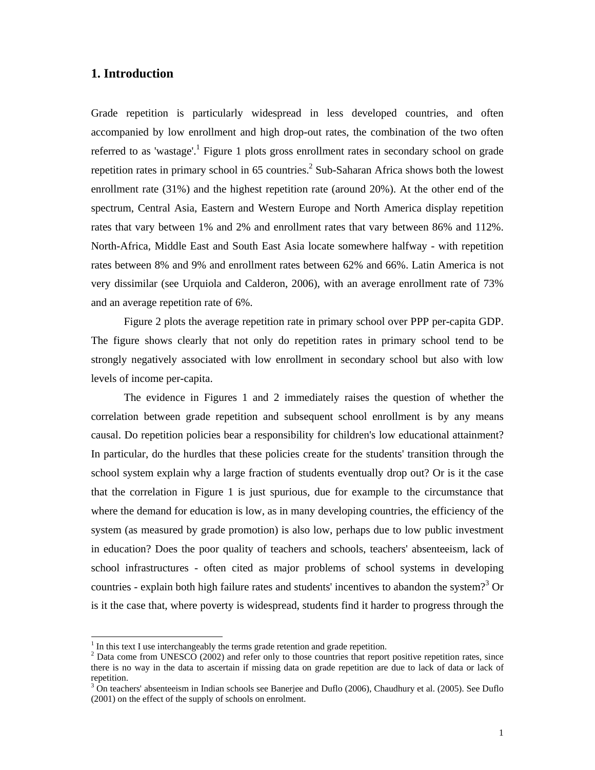## 1. Introduction

Grade repetition is particularly widespread in less developed countries, and often accompanied by low enrollment and high drop-out rates, the combination of the two often referred to as 'wastage'.[1] Figure 1 plots gross enrollment rates in secondary school on grade repetition rates in primary school in 65 countries.[2] Sub-Saharan Africa shows both the lowest enrollment rate (31%) and the highest repetition rate (around 20%). At the other end of the spectrum, Central Asia, Eastern and Western Europe and North America display repetition rates that vary between 1% and 2% and enrollment rates that vary between 86% and 112%. North-Africa, Middle East and South East Asia locate somewhere halfway - with repetition rates between 8% and 9% and enrollment rates between 62% and 66%. Latin America is not very dissimilar (see Urquiola and Calderon, 2006), with an average enrollment rate of 73% and an average repetition rate of 6%.

Figure 2 plots the average repetition rate in primary school over PPP per-capita GDP. The figure shows clearly that not only do repetition rates in primary school tend to be strongly negatively associated with low enrollment in secondary school but also with low levels of income per-capita.

The evidence in Figures 1 and 2 immediately raises the question of whether the correlation between grade repetition and subsequent school enrollment is by any means causal. Do repetition policies bear a responsibility for children's low educational attainment? In particular, do the hurdles that these policies create for the students' transition through the school system explain why a large fraction of students eventually drop out? Or is it the case that the correlation in Figure 1 is just spurious, due for example to the circumstance that where the demand for education is low, as in many developing countries, the efficiency of the system (as measured by grade promotion) is also low, perhaps due to low public investment in education? Does the poor quality of teachers and schools, teachers' absenteeism, lack of school infrastructures - often cited as major problems of school systems in developing countries - explain both high failure rates and students' incentives to abandon the system?[3] Or is it the case that, where poverty is widespread, students find it harder to progress through the

---

[1] In this text I use interchangeably the terms grade retention and grade repetition.

[2] Data come from UNESCO (2002) and refer only to those countries that report positive repetition rates, since there is no way in the data to ascertain if missing data on grade repetition are due to lack of data or lack of repetition.

[3] On teachers' absenteeism in Indian schools see Banerjee and Duflo (2006), Chaudhury et al. (2005). See Duflo (2001) on the effect of the supply of schools on enrolment.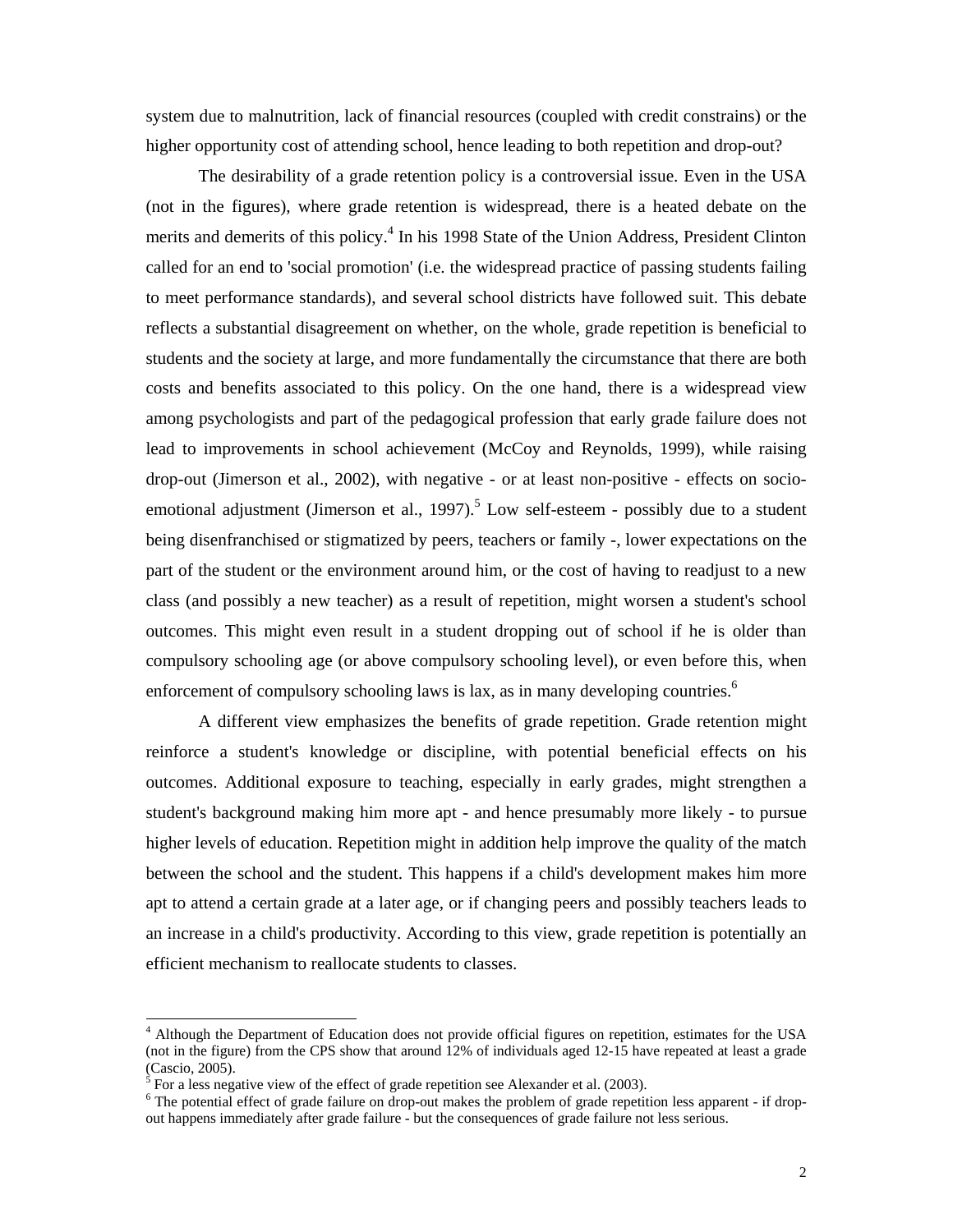system due to malnutrition, lack of financial resources (coupled with credit constrains) or the higher opportunity cost of attending school, hence leading to both repetition and drop-out?

The desirability of a grade retention policy is a controversial issue. Even in the USA (not in the figures), where grade retention is widespread, there is a heated debate on the merits and demerits of this policy.[4] In his 1998 State of the Union Address, President Clinton called for an end to 'social promotion' (i.e. the widespread practice of passing students failing to meet performance standards), and several school districts have followed suit. This debate reflects a substantial disagreement on whether, on the whole, grade repetition is beneficial to students and the society at large, and more fundamentally the circumstance that there are both costs and benefits associated to this policy. On the one hand, there is a widespread view among psychologists and part of the pedagogical profession that early grade failure does not lead to improvements in school achievement (McCoy and Reynolds, 1999), while raising drop-out (Jimerson et al., 2002), with negative - or at least non-positive - effects on socio-emotional adjustment (Jimerson et al., 1997).[5] Low self-esteem - possibly due to a student being disenfranchised or stigmatized by peers, teachers or family -, lower expectations on the part of the student or the environment around him, or the cost of having to readjust to a new class (and possibly a new teacher) as a result of repetition, might worsen a student's school outcomes. This might even result in a student dropping out of school if he is older than compulsory schooling age (or above compulsory schooling level), or even before this, when enforcement of compulsory schooling laws is lax, as in many developing countries.[6]

A different view emphasizes the benefits of grade repetition. Grade retention might reinforce a student's knowledge or discipline, with potential beneficial effects on his outcomes. Additional exposure to teaching, especially in early grades, might strengthen a student's background making him more apt - and hence presumably more likely - to pursue higher levels of education. Repetition might in addition help improve the quality of the match between the school and the student. This happens if a child's development makes him more apt to attend a certain grade at a later age, or if changing peers and possibly teachers leads to an increase in a child's productivity. According to this view, grade repetition is potentially an efficient mechanism to reallocate students to classes.

---

[4] Although the Department of Education does not provide official figures on repetition, estimates for the USA (not in the figure) from the CPS show that around 12% of individuals aged 12-15 have repeated at least a grade (Cascio, 2005).

[5] For a less negative view of the effect of grade repetition see Alexander et al. (2003).

[6] The potential effect of grade failure on drop-out makes the problem of grade repetition less apparent - if drop-out happens immediately after grade failure - but the consequences of grade failure not less serious.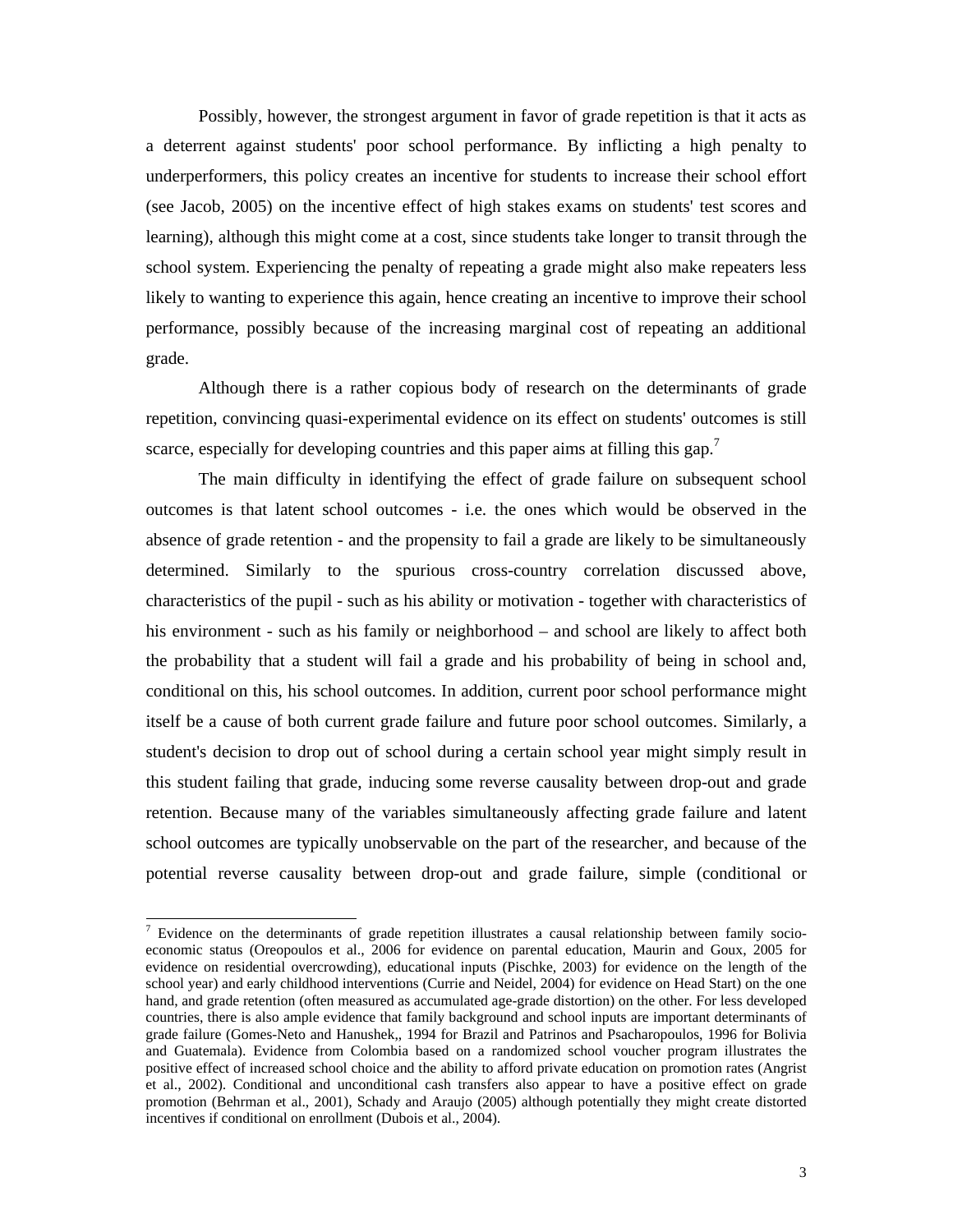Possibly, however, the strongest argument in favor of grade repetition is that it acts as a deterrent against students' poor school performance. By inflicting a high penalty to underperformers, this policy creates an incentive for students to increase their school effort (see Jacob, 2005) on the incentive effect of high stakes exams on students' test scores and learning), although this might come at a cost, since students take longer to transit through the school system. Experiencing the penalty of repeating a grade might also make repeaters less likely to wanting to experience this again, hence creating an incentive to improve their school performance, possibly because of the increasing marginal cost of repeating an additional grade.

Although there is a rather copious body of research on the determinants of grade repetition, convincing quasi-experimental evidence on its effect on students' outcomes is still scarce, especially for developing countries and this paper aims at filling this gap.[7]

The main difficulty in identifying the effect of grade failure on subsequent school outcomes is that latent school outcomes - i.e. the ones which would be observed in the absence of grade retention - and the propensity to fail a grade are likely to be simultaneously determined. Similarly to the spurious cross-country correlation discussed above, characteristics of the pupil - such as his ability or motivation - together with characteristics of his environment - such as his family or neighborhood – and school are likely to affect both the probability that a student will fail a grade and his probability of being in school and, conditional on this, his school outcomes. In addition, current poor school performance might itself be a cause of both current grade failure and future poor school outcomes. Similarly, a student's decision to drop out of school during a certain school year might simply result in this student failing that grade, inducing some reverse causality between drop-out and grade retention. Because many of the variables simultaneously affecting grade failure and latent school outcomes are typically unobservable on the part of the researcher, and because of the potential reverse causality between drop-out and grade failure, simple (conditional or

---

[7] Evidence on the determinants of grade repetition illustrates a causal relationship between family socio-economic status (Oreopoulos et al., 2006 for evidence on parental education, Maurin and Goux, 2005 for evidence on residential overcrowding), educational inputs (Pischke, 2003) for evidence on the length of the school year) and early childhood interventions (Currie and Neidel, 2004) for evidence on Head Start) on the one hand, and grade retention (often measured as accumulated age-grade distortion) on the other. For less developed countries, there is also ample evidence that family background and school inputs are important determinants of grade failure (Gomes-Neto and Hanushek,, 1994 for Brazil and Patrinos and Psacharopoulos, 1996 for Bolivia and Guatemala). Evidence from Colombia based on a randomized school voucher program illustrates the positive effect of increased school choice and the ability to afford private education on promotion rates (Angrist et al., 2002). Conditional and unconditional cash transfers also appear to have a positive effect on grade promotion (Behrman et al., 2001), Schady and Araujo (2005) although potentially they might create distorted incentives if conditional on enrollment (Dubois et al., 2004).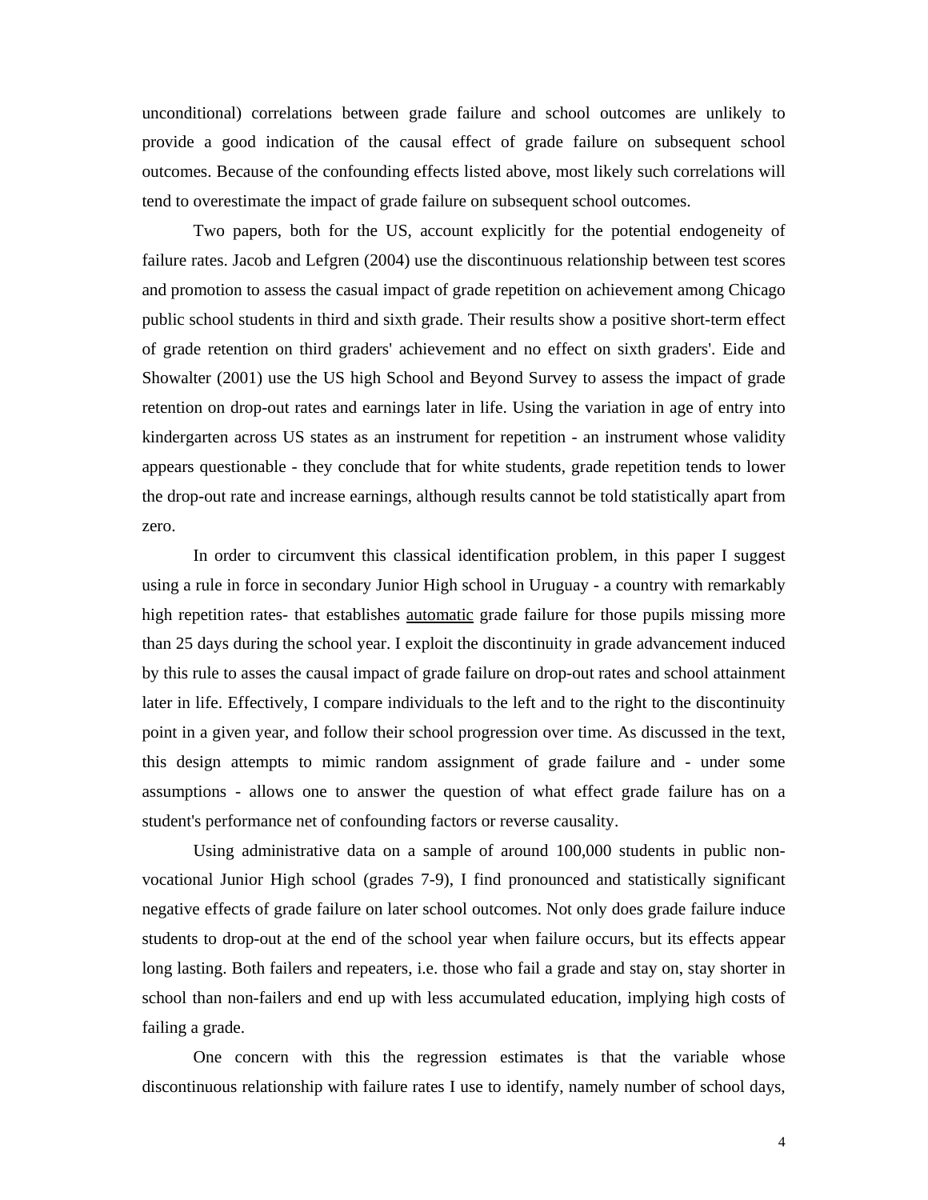unconditional) correlations between grade failure and school outcomes are unlikely to provide a good indication of the causal effect of grade failure on subsequent school outcomes. Because of the confounding effects listed above, most likely such correlations will tend to overestimate the impact of grade failure on subsequent school outcomes.

Two papers, both for the US, account explicitly for the potential endogeneity of failure rates. Jacob and Lefgren (2004) use the discontinuous relationship between test scores and promotion to assess the casual impact of grade repetition on achievement among Chicago public school students in third and sixth grade. Their results show a positive short-term effect of grade retention on third graders' achievement and no effect on sixth graders'. Eide and Showalter (2001) use the US high School and Beyond Survey to assess the impact of grade retention on drop-out rates and earnings later in life. Using the variation in age of entry into kindergarten across US states as an instrument for repetition - an instrument whose validity appears questionable - they conclude that for white students, grade repetition tends to lower the drop-out rate and increase earnings, although results cannot be told statistically apart from zero.

In order to circumvent this classical identification problem, in this paper I suggest using a rule in force in secondary Junior High school in Uruguay - a country with remarkably high repetition rates- that establishes <u>automatic</u> grade failure for those pupils missing more than 25 days during the school year. I exploit the discontinuity in grade advancement induced by this rule to asses the causal impact of grade failure on drop-out rates and school attainment later in life. Effectively, I compare individuals to the left and to the right to the discontinuity point in a given year, and follow their school progression over time. As discussed in the text, this design attempts to mimic random assignment of grade failure and - under some assumptions - allows one to answer the question of what effect grade failure has on a student's performance net of confounding factors or reverse causality.

Using administrative data on a sample of around 100,000 students in public non-vocational Junior High school (grades 7-9), I find pronounced and statistically significant negative effects of grade failure on later school outcomes. Not only does grade failure induce students to drop-out at the end of the school year when failure occurs, but its effects appear long lasting. Both failers and repeaters, i.e. those who fail a grade and stay on, stay shorter in school than non-failers and end up with less accumulated education, implying high costs of failing a grade.

One concern with this the regression estimates is that the variable whose discontinuous relationship with failure rates I use to identify, namely number of school days,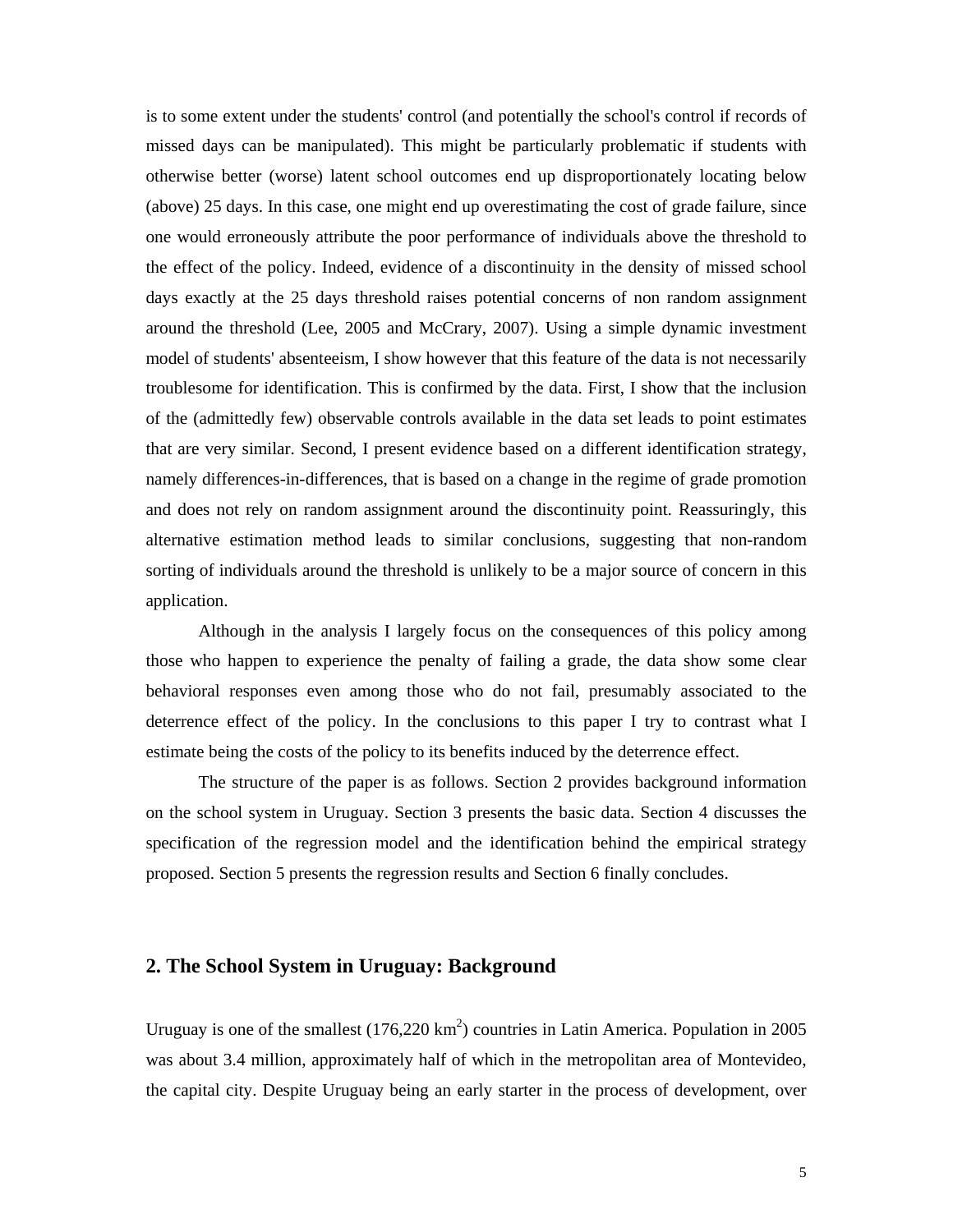is to some extent under the students' control (and potentially the school's control if records of missed days can be manipulated). This might be particularly problematic if students with otherwise better (worse) latent school outcomes end up disproportionately locating below (above) 25 days. In this case, one might end up overestimating the cost of grade failure, since one would erroneously attribute the poor performance of individuals above the threshold to the effect of the policy. Indeed, evidence of a discontinuity in the density of missed school days exactly at the 25 days threshold raises potential concerns of non random assignment around the threshold (Lee, 2005 and McCrary, 2007). Using a simple dynamic investment model of students' absenteeism, I show however that this feature of the data is not necessarily troublesome for identification. This is confirmed by the data. First, I show that the inclusion of the (admittedly few) observable controls available in the data set leads to point estimates that are very similar. Second, I present evidence based on a different identification strategy, namely differences-in-differences, that is based on a change in the regime of grade promotion and does not rely on random assignment around the discontinuity point. Reassuringly, this alternative estimation method leads to similar conclusions, suggesting that non-random sorting of individuals around the threshold is unlikely to be a major source of concern in this application.

Although in the analysis I largely focus on the consequences of this policy among those who happen to experience the penalty of failing a grade, the data show some clear behavioral responses even among those who do not fail, presumably associated to the deterrence effect of the policy. In the conclusions to this paper I try to contrast what I estimate being the costs of the policy to its benefits induced by the deterrence effect.

The structure of the paper is as follows. Section 2 provides background information on the school system in Uruguay. Section 3 presents the basic data. Section 4 discusses the specification of the regression model and the identification behind the empirical strategy proposed. Section 5 presents the regression results and Section 6 finally concludes.

## 2. The School System in Uruguay: Background

Uruguay is one of the smallest (176,220 km$^2$) countries in Latin America. Population in 2005 was about 3.4 million, approximately half of which in the metropolitan area of Montevideo, the capital city. Despite Uruguay being an early starter in the process of development, over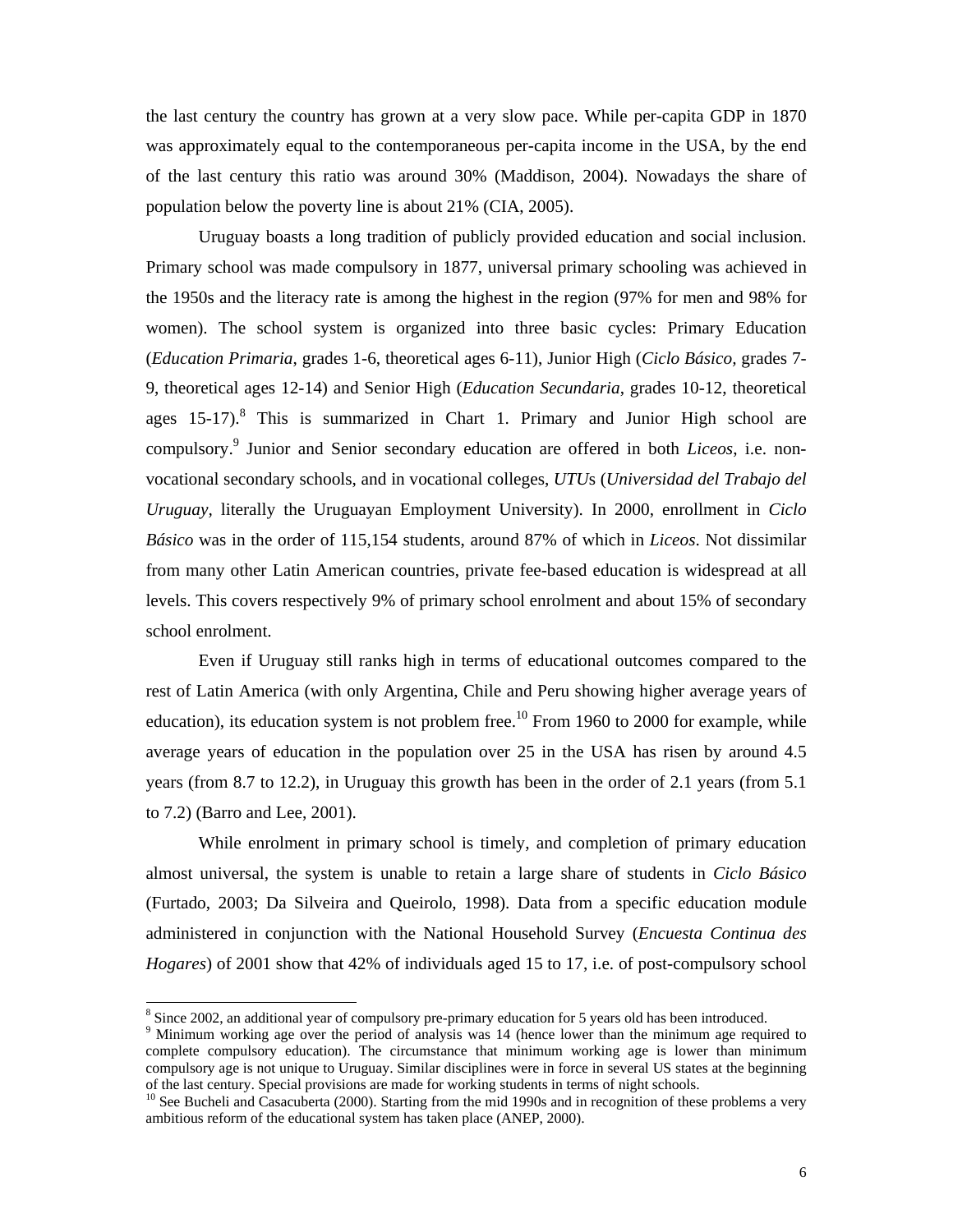the last century the country has grown at a very slow pace. While per-capita GDP in 1870 was approximately equal to the contemporaneous per-capita income in the USA, by the end of the last century this ratio was around 30% (Maddison, 2004). Nowadays the share of population below the poverty line is about 21% (CIA, 2005).

Uruguay boasts a long tradition of publicly provided education and social inclusion. Primary school was made compulsory in 1877, universal primary schooling was achieved in the 1950s and the literacy rate is among the highest in the region (97% for men and 98% for women). The school system is organized into three basic cycles: Primary Education (*Education Primaria*, grades 1-6, theoretical ages 6-11), Junior High (*Ciclo Básico*, grades 7-9, theoretical ages 12-14) and Senior High (*Education Secundaria*, grades 10-12, theoretical ages 15-17).[8] This is summarized in Chart 1. Primary and Junior High school are compulsory.[9] Junior and Senior secondary education are offered in both *Liceos*, i.e. non-vocational secondary schools, and in vocational colleges, *UTU*s (*Universidad del Trabajo del Uruguay*, literally the Uruguayan Employment University). In 2000, enrollment in *Ciclo Básico* was in the order of 115,154 students, around 87% of which in *Liceos*. Not dissimilar from many other Latin American countries, private fee-based education is widespread at all levels. This covers respectively 9% of primary school enrolment and about 15% of secondary school enrolment.

Even if Uruguay still ranks high in terms of educational outcomes compared to the rest of Latin America (with only Argentina, Chile and Peru showing higher average years of education), its education system is not problem free.[10] From 1960 to 2000 for example, while average years of education in the population over 25 in the USA has risen by around 4.5 years (from 8.7 to 12.2), in Uruguay this growth has been in the order of 2.1 years (from 5.1 to 7.2) (Barro and Lee, 2001).

While enrolment in primary school is timely, and completion of primary education almost universal, the system is unable to retain a large share of students in *Ciclo Básico* (Furtado, 2003; Da Silveira and Queirolo, 1998). Data from a specific education module administered in conjunction with the National Household Survey (*Encuesta Continua des Hogares*) of 2001 show that 42% of individuals aged 15 to 17, i.e. of post-compulsory school

---

[8] Since 2002, an additional year of compulsory pre-primary education for 5 years old has been introduced.

[9] Minimum working age over the period of analysis was 14 (hence lower than the minimum age required to complete compulsory education). The circumstance that minimum working age is lower than minimum compulsory age is not unique to Uruguay. Similar disciplines were in force in several US states at the beginning of the last century. Special provisions are made for working students in terms of night schools.

[10] See Bucheli and Casacuberta (2000). Starting from the mid 1990s and in recognition of these problems a very ambitious reform of the educational system has taken place (ANEP, 2000).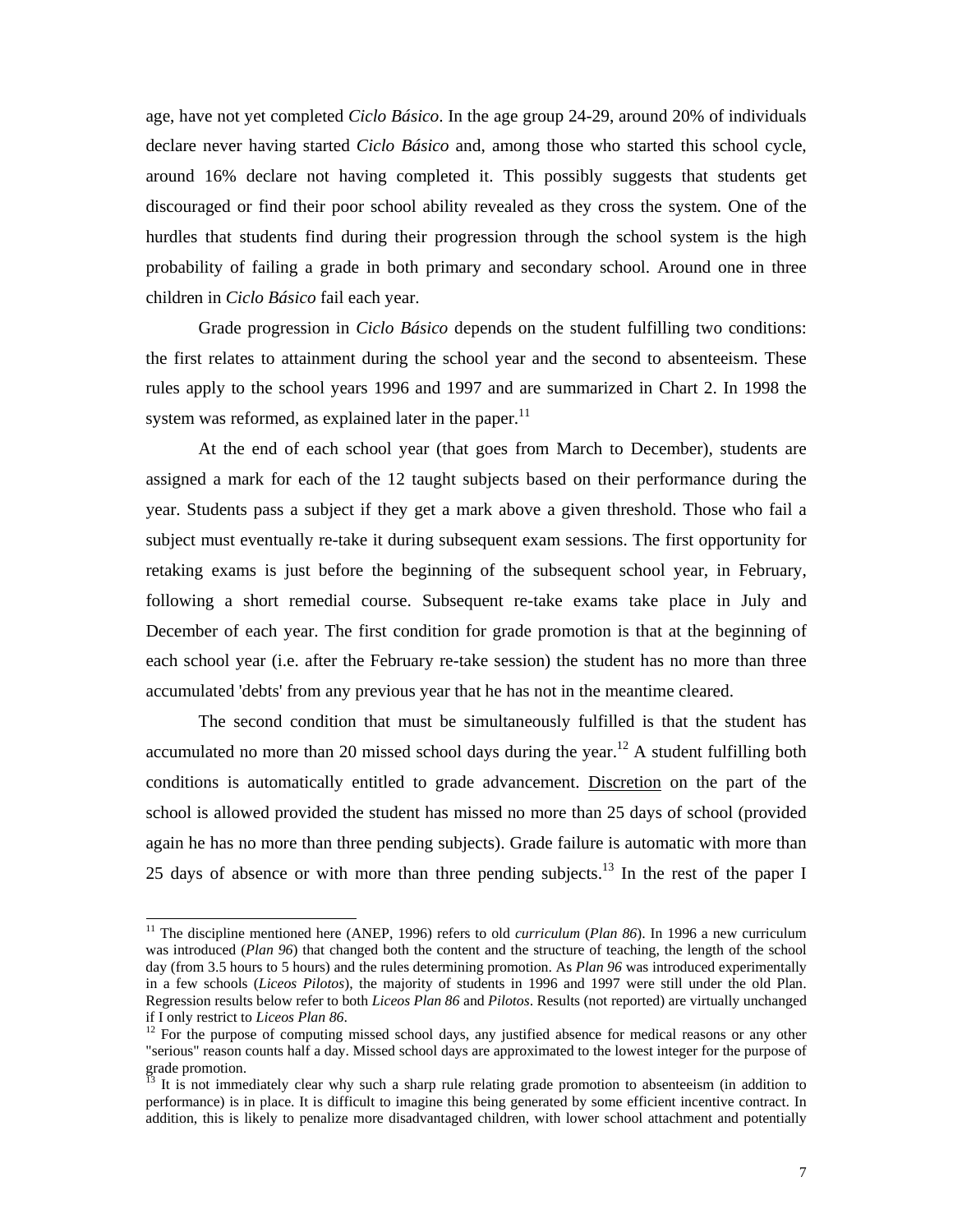age, have not yet completed *Ciclo Básico*. In the age group 24-29, around 20% of individuals declare never having started *Ciclo Básico* and, among those who started this school cycle, around 16% declare not having completed it. This possibly suggests that students get discouraged or find their poor school ability revealed as they cross the system. One of the hurdles that students find during their progression through the school system is the high probability of failing a grade in both primary and secondary school. Around one in three children in *Ciclo Básico* fail each year.

Grade progression in *Ciclo Básico* depends on the student fulfilling two conditions: the first relates to attainment during the school year and the second to absenteeism. These rules apply to the school years 1996 and 1997 and are summarized in Chart 2. In 1998 the system was reformed, as explained later in the paper.[11]

At the end of each school year (that goes from March to December), students are assigned a mark for each of the 12 taught subjects based on their performance during the year. Students pass a subject if they get a mark above a given threshold. Those who fail a subject must eventually re-take it during subsequent exam sessions. The first opportunity for retaking exams is just before the beginning of the subsequent school year, in February, following a short remedial course. Subsequent re-take exams take place in July and December of each year. The first condition for grade promotion is that at the beginning of each school year (i.e. after the February re-take session) the student has no more than three accumulated 'debts' from any previous year that he has not in the meantime cleared.

The second condition that must be simultaneously fulfilled is that the student has accumulated no more than 20 missed school days during the year.[12] A student fulfilling both conditions is automatically entitled to grade advancement. Discretion on the part of the school is allowed provided the student has missed no more than 25 days of school (provided again he has no more than three pending subjects). Grade failure is automatic with more than 25 days of absence or with more than three pending subjects.[13] In the rest of the paper I

---

[11] The discipline mentioned here (ANEP, 1996) refers to old *curriculum* (*Plan 86*). In 1996 a new curriculum was introduced (*Plan 96*) that changed both the content and the structure of teaching, the length of the school day (from 3.5 hours to 5 hours) and the rules determining promotion. As *Plan 96* was introduced experimentally in a few schools (*Liceos Pilotos*), the majority of students in 1996 and 1997 were still under the old Plan. Regression results below refer to both *Liceos Plan 86* and *Pilotos*. Results (not reported) are virtually unchanged if I only restrict to *Liceos Plan 86*.

[12] For the purpose of computing missed school days, any justified absence for medical reasons or any other "serious" reason counts half a day. Missed school days are approximated to the lowest integer for the purpose of grade promotion.

[13] It is not immediately clear why such a sharp rule relating grade promotion to absenteeism (in addition to performance) is in place. It is difficult to imagine this being generated by some efficient incentive contract. In addition, this is likely to penalize more disadvantaged children, with lower school attachment and potentially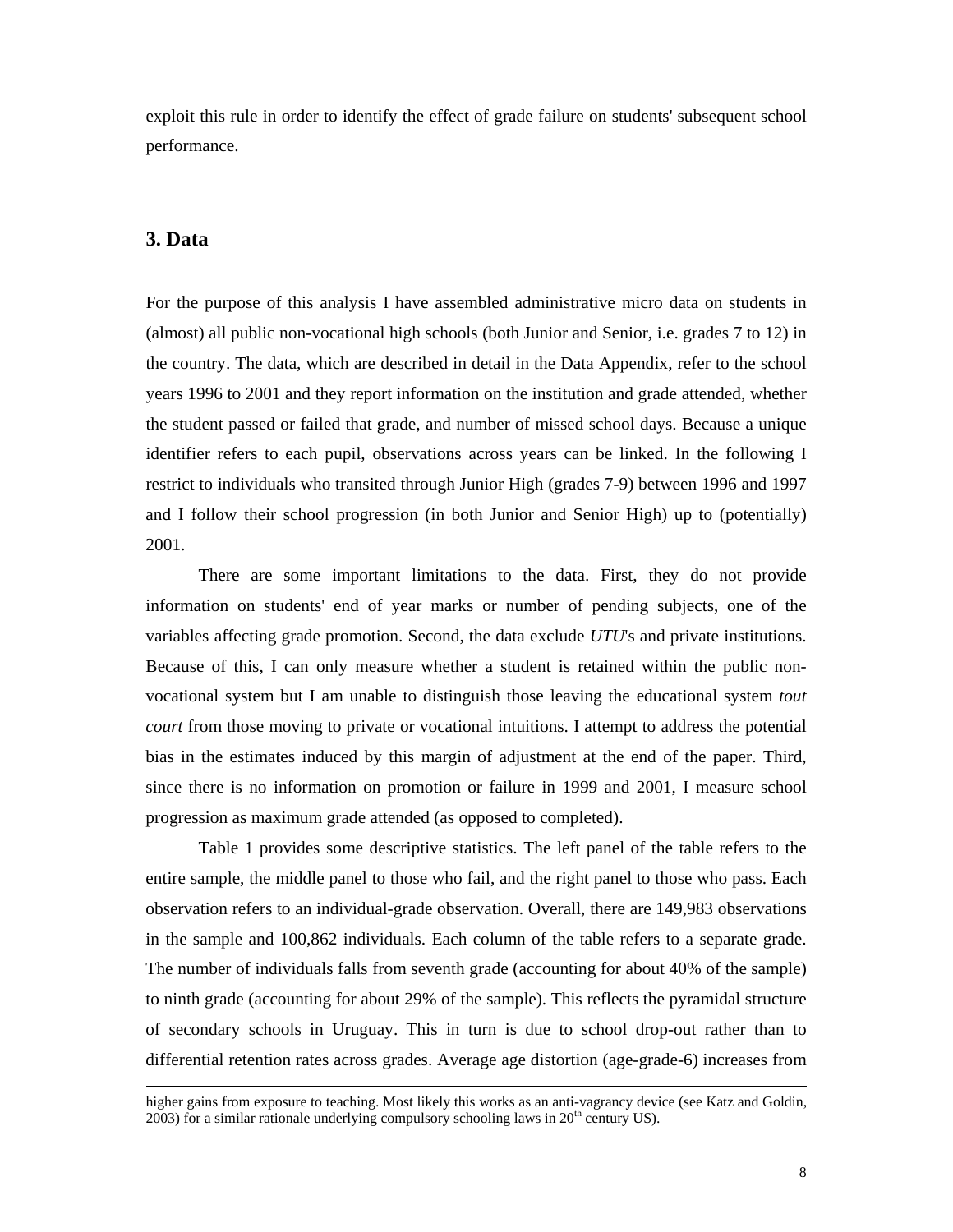exploit this rule in order to identify the effect of grade failure on students' subsequent school performance.

## 3. Data

For the purpose of this analysis I have assembled administrative micro data on students in (almost) all public non-vocational high schools (both Junior and Senior, i.e. grades 7 to 12) in the country. The data, which are described in detail in the Data Appendix, refer to the school years 1996 to 2001 and they report information on the institution and grade attended, whether the student passed or failed that grade, and number of missed school days. Because a unique identifier refers to each pupil, observations across years can be linked. In the following I restrict to individuals who transited through Junior High (grades 7-9) between 1996 and 1997 and I follow their school progression (in both Junior and Senior High) up to (potentially) 2001.

There are some important limitations to the data. First, they do not provide information on students' end of year marks or number of pending subjects, one of the variables affecting grade promotion. Second, the data exclude *UTU*'s and private institutions. Because of this, I can only measure whether a student is retained within the public non-vocational system but I am unable to distinguish those leaving the educational system *tout court* from those moving to private or vocational intuitions. I attempt to address the potential bias in the estimates induced by this margin of adjustment at the end of the paper. Third, since there is no information on promotion or failure in 1999 and 2001, I measure school progression as maximum grade attended (as opposed to completed).

Table 1 provides some descriptive statistics. The left panel of the table refers to the entire sample, the middle panel to those who fail, and the right panel to those who pass. Each observation refers to an individual-grade observation. Overall, there are 149,983 observations in the sample and 100,862 individuals. Each column of the table refers to a separate grade. The number of individuals falls from seventh grade (accounting for about 40% of the sample) to ninth grade (accounting for about 29% of the sample). This reflects the pyramidal structure of secondary schools in Uruguay. This in turn is due to school drop-out rather than to differential retention rates across grades. Average age distortion (age-grade-6) increases from

---

higher gains from exposure to teaching. Most likely this works as an anti-vagrancy device (see Katz and Goldin, 2003) for a similar rationale underlying compulsory schooling laws in 20th century US).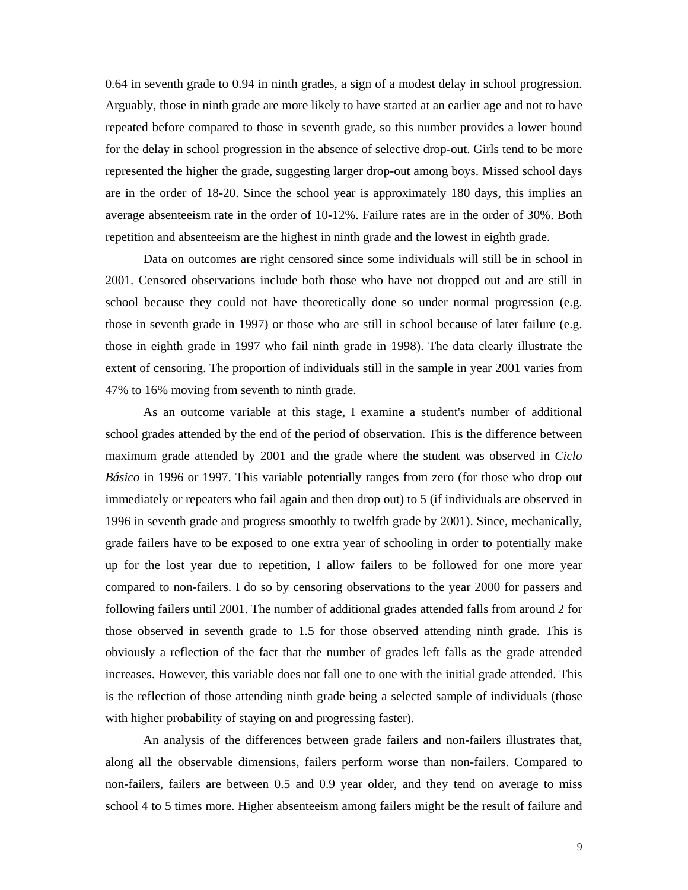0.64 in seventh grade to 0.94 in ninth grades, a sign of a modest delay in school progression. Arguably, those in ninth grade are more likely to have started at an earlier age and not to have repeated before compared to those in seventh grade, so this number provides a lower bound for the delay in school progression in the absence of selective drop-out. Girls tend to be more represented the higher the grade, suggesting larger drop-out among boys. Missed school days are in the order of 18-20. Since the school year is approximately 180 days, this implies an average absenteeism rate in the order of 10-12%. Failure rates are in the order of 30%. Both repetition and absenteeism are the highest in ninth grade and the lowest in eighth grade.

Data on outcomes are right censored since some individuals will still be in school in 2001. Censored observations include both those who have not dropped out and are still in school because they could not have theoretically done so under normal progression (e.g. those in seventh grade in 1997) or those who are still in school because of later failure (e.g. those in eighth grade in 1997 who fail ninth grade in 1998). The data clearly illustrate the extent of censoring. The proportion of individuals still in the sample in year 2001 varies from 47% to 16% moving from seventh to ninth grade.

As an outcome variable at this stage, I examine a student's number of additional school grades attended by the end of the period of observation. This is the difference between maximum grade attended by 2001 and the grade where the student was observed in *Ciclo Básico* in 1996 or 1997. This variable potentially ranges from zero (for those who drop out immediately or repeaters who fail again and then drop out) to 5 (if individuals are observed in 1996 in seventh grade and progress smoothly to twelfth grade by 2001). Since, mechanically, grade failers have to be exposed to one extra year of schooling in order to potentially make up for the lost year due to repetition, I allow failers to be followed for one more year compared to non-failers. I do so by censoring observations to the year 2000 for passers and following failers until 2001. The number of additional grades attended falls from around 2 for those observed in seventh grade to 1.5 for those observed attending ninth grade. This is obviously a reflection of the fact that the number of grades left falls as the grade attended increases. However, this variable does not fall one to one with the initial grade attended. This is the reflection of those attending ninth grade being a selected sample of individuals (those with higher probability of staying on and progressing faster).

An analysis of the differences between grade failers and non-failers illustrates that, along all the observable dimensions, failers perform worse than non-failers. Compared to non-failers, failers are between 0.5 and 0.9 year older, and they tend on average to miss school 4 to 5 times more. Higher absenteeism among failers might be the result of failure and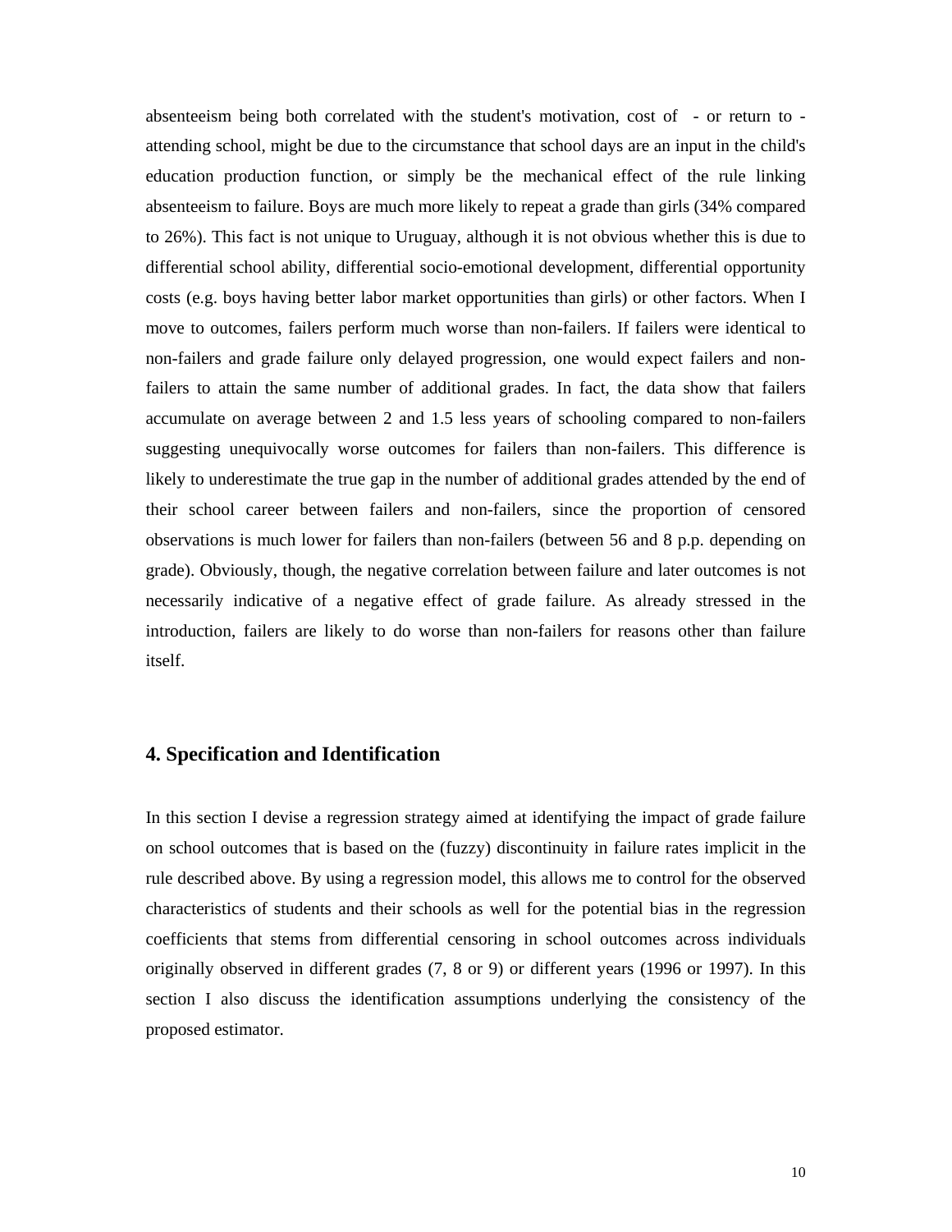absenteeism being both correlated with the student's motivation, cost of - or return to - attending school, might be due to the circumstance that school days are an input in the child's education production function, or simply be the mechanical effect of the rule linking absenteeism to failure. Boys are much more likely to repeat a grade than girls (34% compared to 26%). This fact is not unique to Uruguay, although it is not obvious whether this is due to differential school ability, differential socio-emotional development, differential opportunity costs (e.g. boys having better labor market opportunities than girls) or other factors. When I move to outcomes, failers perform much worse than non-failers. If failers were identical to non-failers and grade failure only delayed progression, one would expect failers and non-failers to attain the same number of additional grades. In fact, the data show that failers accumulate on average between 2 and 1.5 less years of schooling compared to non-failers suggesting unequivocally worse outcomes for failers than non-failers. This difference is likely to underestimate the true gap in the number of additional grades attended by the end of their school career between failers and non-failers, since the proportion of censored observations is much lower for failers than non-failers (between 56 and 8 p.p. depending on grade). Obviously, though, the negative correlation between failure and later outcomes is not necessarily indicative of a negative effect of grade failure. As already stressed in the introduction, failers are likely to do worse than non-failers for reasons other than failure itself.

## 4. Specification and Identification

In this section I devise a regression strategy aimed at identifying the impact of grade failure on school outcomes that is based on the (fuzzy) discontinuity in failure rates implicit in the rule described above. By using a regression model, this allows me to control for the observed characteristics of students and their schools as well for the potential bias in the regression coefficients that stems from differential censoring in school outcomes across individuals originally observed in different grades (7, 8 or 9) or different years (1996 or 1997). In this section I also discuss the identification assumptions underlying the consistency of the proposed estimator.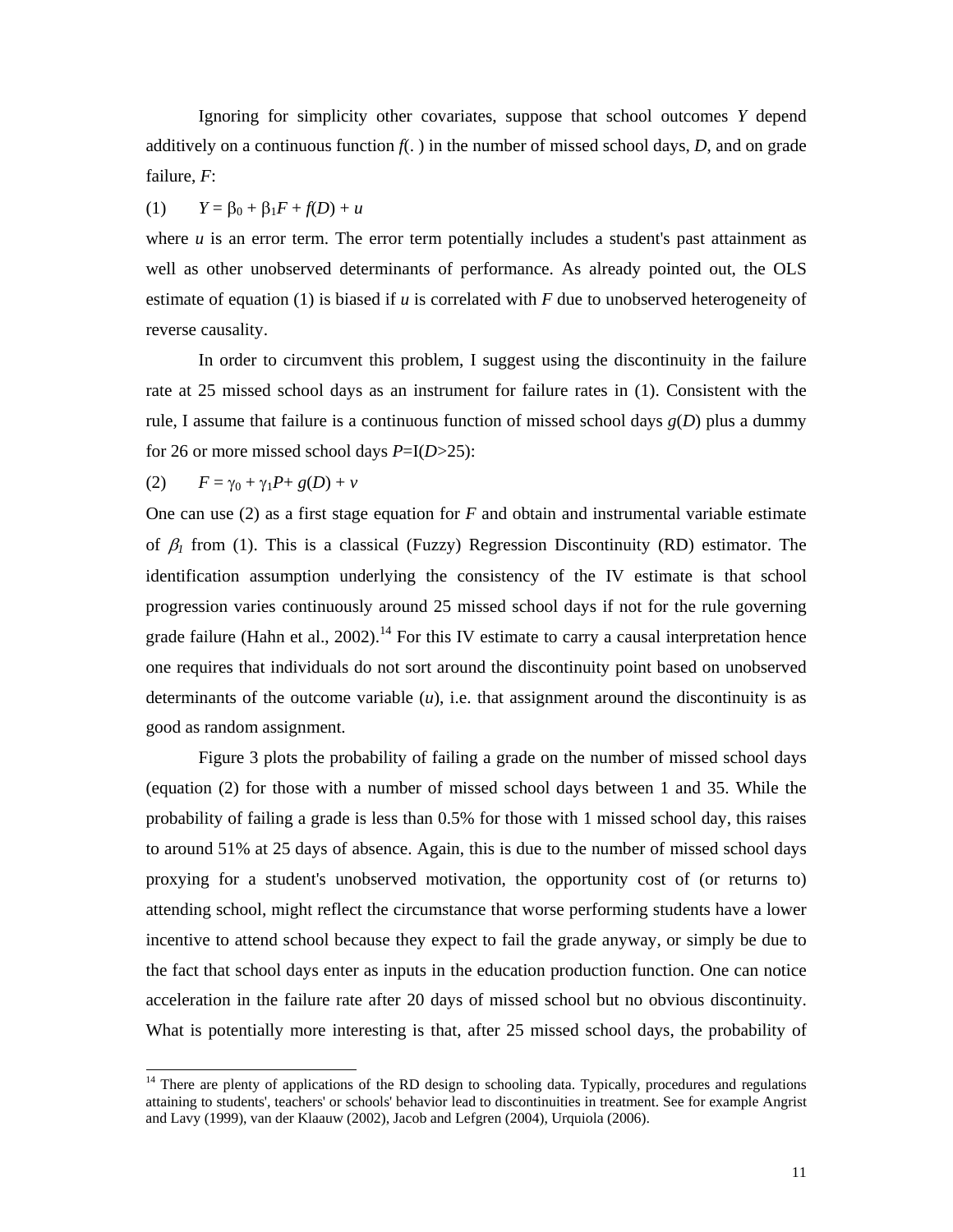Ignoring for simplicity other covariates, suppose that school outcomes $Y$ depend additively on a continuous function $f(.)$ in the number of missed school days, $D$, and on grade failure, $F$:

(1) $Y = \beta_0 + \beta_1 F + f(D) + u$

where $u$ is an error term. The error term potentially includes a student's past attainment as well as other unobserved determinants of performance. As already pointed out, the OLS estimate of equation (1) is biased if $u$ is correlated with $F$ due to unobserved heterogeneity of reverse causality.

In order to circumvent this problem, I suggest using the discontinuity in the failure rate at 25 missed school days as an instrument for failure rates in (1). Consistent with the rule, I assume that failure is a continuous function of missed school days $g(D)$ plus a dummy for 26 or more missed school days $P$=I($D$>25):

(2) $F = \gamma_0 + \gamma_1 P + g(D) + v$

One can use (2) as a first stage equation for $F$ and obtain and instrumental variable estimate of $\beta_1$ from (1). This is a classical (Fuzzy) Regression Discontinuity (RD) estimator. The identification assumption underlying the consistency of the IV estimate is that school progression varies continuously around 25 missed school days if not for the rule governing grade failure (Hahn et al., 2002).[14] For this IV estimate to carry a causal interpretation hence one requires that individuals do not sort around the discontinuity point based on unobserved determinants of the outcome variable ($u$), i.e. that assignment around the discontinuity is as good as random assignment.

Figure 3 plots the probability of failing a grade on the number of missed school days (equation (2) for those with a number of missed school days between 1 and 35. While the probability of failing a grade is less than 0.5% for those with 1 missed school day, this raises to around 51% at 25 days of absence. Again, this is due to the number of missed school days proxying for a student's unobserved motivation, the opportunity cost of (or returns to) attending school, might reflect the circumstance that worse performing students have a lower incentive to attend school because they expect to fail the grade anyway, or simply be due to the fact that school days enter as inputs in the education production function. One can notice acceleration in the failure rate after 20 days of missed school but no obvious discontinuity. What is potentially more interesting is that, after 25 missed school days, the probability of

[14] There are plenty of applications of the RD design to schooling data. Typically, procedures and regulations attaining to students', teachers' or schools' behavior lead to discontinuities in treatment. See for example Angrist and Lavy (1999), van der Klaauw (2002), Jacob and Lefgren (2004), Urquiola (2006).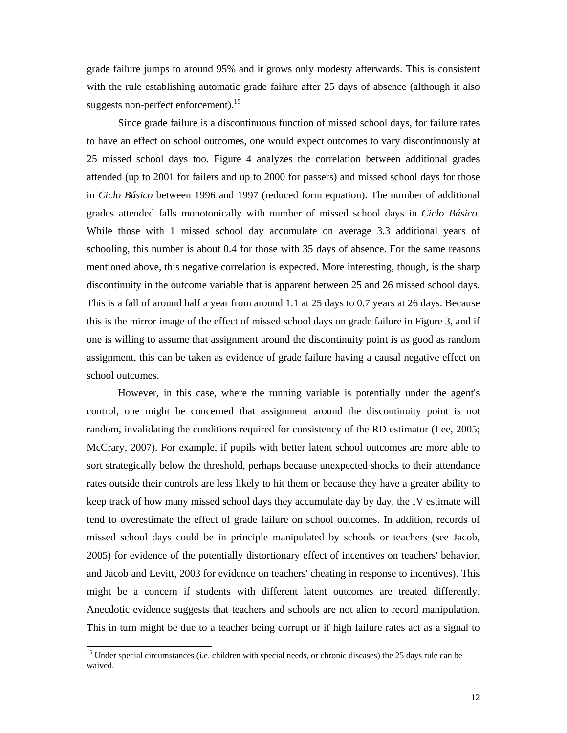grade failure jumps to around 95% and it grows only modesty afterwards. This is consistent with the rule establishing automatic grade failure after 25 days of absence (although it also suggests non-perfect enforcement).[15]

Since grade failure is a discontinuous function of missed school days, for failure rates to have an effect on school outcomes, one would expect outcomes to vary discontinuously at 25 missed school days too. Figure 4 analyzes the correlation between additional grades attended (up to 2001 for failers and up to 2000 for passers) and missed school days for those in *Ciclo Básico* between 1996 and 1997 (reduced form equation). The number of additional grades attended falls monotonically with number of missed school days in *Ciclo Básico.* While those with 1 missed school day accumulate on average 3.3 additional years of schooling, this number is about 0.4 for those with 35 days of absence. For the same reasons mentioned above, this negative correlation is expected. More interesting, though, is the sharp discontinuity in the outcome variable that is apparent between 25 and 26 missed school days. This is a fall of around half a year from around 1.1 at 25 days to 0.7 years at 26 days. Because this is the mirror image of the effect of missed school days on grade failure in Figure 3, and if one is willing to assume that assignment around the discontinuity point is as good as random assignment, this can be taken as evidence of grade failure having a causal negative effect on school outcomes.

However, in this case, where the running variable is potentially under the agent's control, one might be concerned that assignment around the discontinuity point is not random, invalidating the conditions required for consistency of the RD estimator (Lee, 2005; McCrary, 2007). For example, if pupils with better latent school outcomes are more able to sort strategically below the threshold, perhaps because unexpected shocks to their attendance rates outside their controls are less likely to hit them or because they have a greater ability to keep track of how many missed school days they accumulate day by day, the IV estimate will tend to overestimate the effect of grade failure on school outcomes. In addition, records of missed school days could be in principle manipulated by schools or teachers (see Jacob, 2005) for evidence of the potentially distortionary effect of incentives on teachers' behavior, and Jacob and Levitt, 2003 for evidence on teachers' cheating in response to incentives). This might be a concern if students with different latent outcomes are treated differently. Anecdotic evidence suggests that teachers and schools are not alien to record manipulation. This in turn might be due to a teacher being corrupt or if high failure rates act as a signal to

[15] Under special circumstances (i.e. children with special needs, or chronic diseases) the 25 days rule can be waived.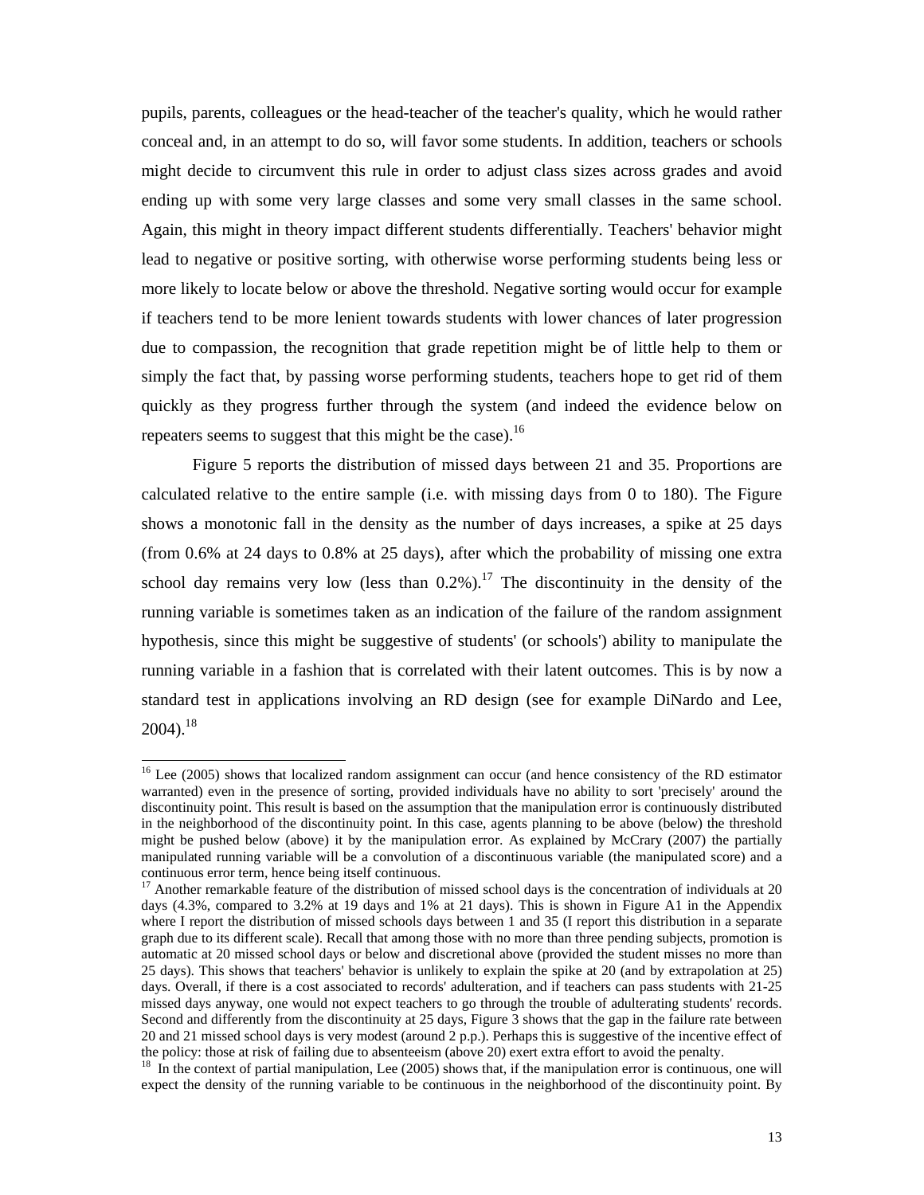pupils, parents, colleagues or the head-teacher of the teacher's quality, which he would rather conceal and, in an attempt to do so, will favor some students. In addition, teachers or schools might decide to circumvent this rule in order to adjust class sizes across grades and avoid ending up with some very large classes and some very small classes in the same school. Again, this might in theory impact different students differentially. Teachers' behavior might lead to negative or positive sorting, with otherwise worse performing students being less or more likely to locate below or above the threshold. Negative sorting would occur for example if teachers tend to be more lenient towards students with lower chances of later progression due to compassion, the recognition that grade repetition might be of little help to them or simply the fact that, by passing worse performing students, teachers hope to get rid of them quickly as they progress further through the system (and indeed the evidence below on repeaters seems to suggest that this might be the case).[16]

Figure 5 reports the distribution of missed days between 21 and 35. Proportions are calculated relative to the entire sample (i.e. with missing days from 0 to 180). The Figure shows a monotonic fall in the density as the number of days increases, a spike at 25 days (from 0.6% at 24 days to 0.8% at 25 days), after which the probability of missing one extra school day remains very low (less than 0.2%).[17] The discontinuity in the density of the running variable is sometimes taken as an indication of the failure of the random assignment hypothesis, since this might be suggestive of students' (or schools') ability to manipulate the running variable in a fashion that is correlated with their latent outcomes. This is by now a standard test in applications involving an RD design (see for example DiNardo and Lee, 2004).[18]

---

[16] Lee (2005) shows that localized random assignment can occur (and hence consistency of the RD estimator warranted) even in the presence of sorting, provided individuals have no ability to sort 'precisely' around the discontinuity point. This result is based on the assumption that the manipulation error is continuously distributed in the neighborhood of the discontinuity point. In this case, agents planning to be above (below) the threshold might be pushed below (above) it by the manipulation error. As explained by McCrary (2007) the partially manipulated running variable will be a convolution of a discontinuous variable (the manipulated score) and a continuous error term, hence being itself continuous.

[17] Another remarkable feature of the distribution of missed school days is the concentration of individuals at 20 days (4.3%, compared to 3.2% at 19 days and 1% at 21 days). This is shown in Figure A1 in the Appendix where I report the distribution of missed schools days between 1 and 35 (I report this distribution in a separate graph due to its different scale). Recall that among those with no more than three pending subjects, promotion is automatic at 20 missed school days or below and discretional above (provided the student misses no more than 25 days). This shows that teachers' behavior is unlikely to explain the spike at 20 (and by extrapolation at 25) days. Overall, if there is a cost associated to records' adulteration, and if teachers can pass students with 21-25 missed days anyway, one would not expect teachers to go through the trouble of adulterating students' records. Second and differently from the discontinuity at 25 days, Figure 3 shows that the gap in the failure rate between 20 and 21 missed school days is very modest (around 2 p.p.). Perhaps this is suggestive of the incentive effect of the policy: those at risk of failing due to absenteeism (above 20) exert extra effort to avoid the penalty.

[18] In the context of partial manipulation, Lee (2005) shows that, if the manipulation error is continuous, one will expect the density of the running variable to be continuous in the neighborhood of the discontinuity point. By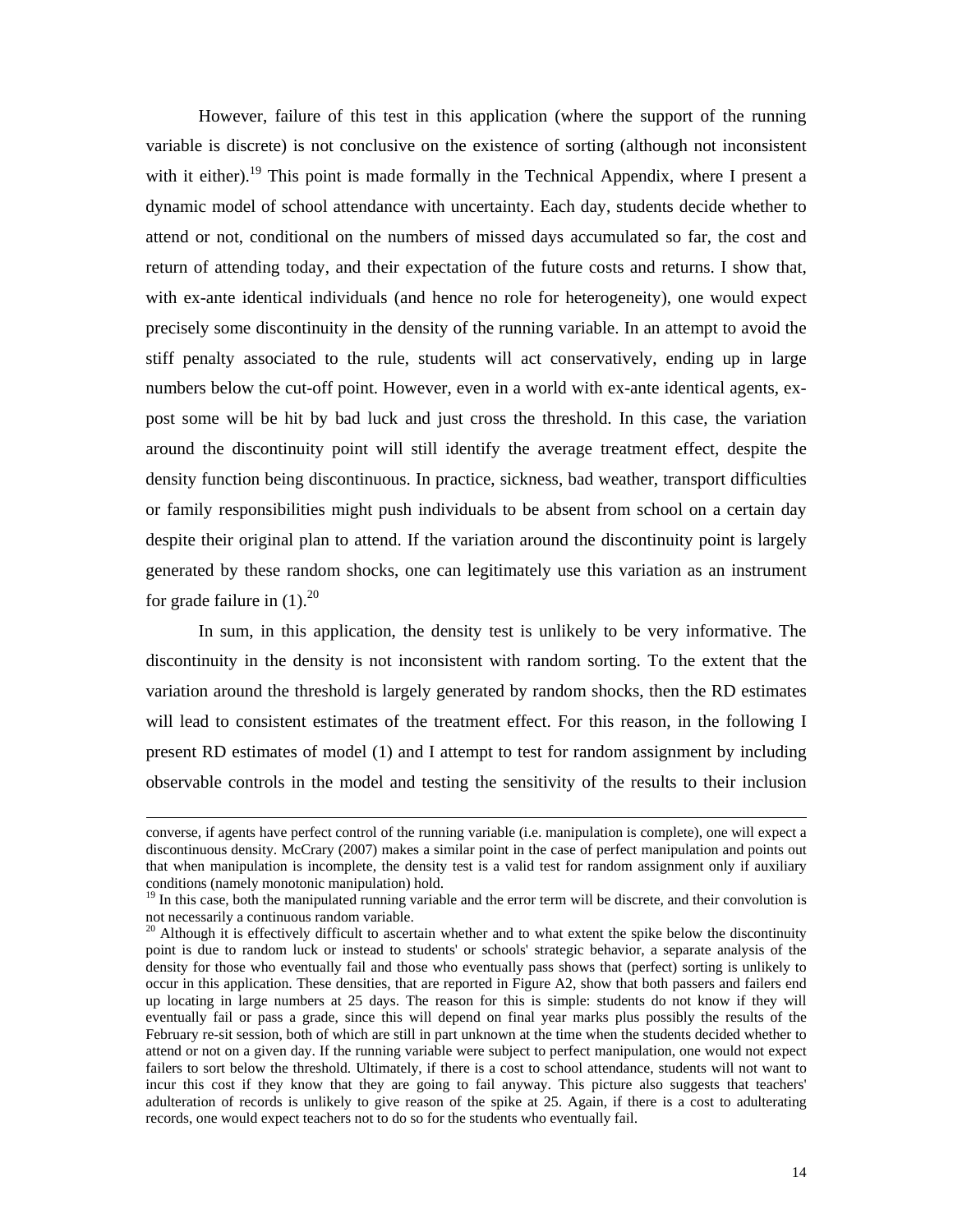However, failure of this test in this application (where the support of the running variable is discrete) is not conclusive on the existence of sorting (although not inconsistent with it either).[19] This point is made formally in the Technical Appendix, where I present a dynamic model of school attendance with uncertainty. Each day, students decide whether to attend or not, conditional on the numbers of missed days accumulated so far, the cost and return of attending today, and their expectation of the future costs and returns. I show that, with ex-ante identical individuals (and hence no role for heterogeneity), one would expect precisely some discontinuity in the density of the running variable. In an attempt to avoid the stiff penalty associated to the rule, students will act conservatively, ending up in large numbers below the cut-off point. However, even in a world with ex-ante identical agents, ex-post some will be hit by bad luck and just cross the threshold. In this case, the variation around the discontinuity point will still identify the average treatment effect, despite the density function being discontinuous. In practice, sickness, bad weather, transport difficulties or family responsibilities might push individuals to be absent from school on a certain day despite their original plan to attend. If the variation around the discontinuity point is largely generated by these random shocks, one can legitimately use this variation as an instrument for grade failure in (1).[20]

In sum, in this application, the density test is unlikely to be very informative. The discontinuity in the density is not inconsistent with random sorting. To the extent that the variation around the threshold is largely generated by random shocks, then the RD estimates will lead to consistent estimates of the treatment effect. For this reason, in the following I present RD estimates of model (1) and I attempt to test for random assignment by including observable controls in the model and testing the sensitivity of the results to their inclusion

converse, if agents have perfect control of the running variable (i.e. manipulation is complete), one will expect a discontinuous density. McCrary (2007) makes a similar point in the case of perfect manipulation and points out that when manipulation is incomplete, the density test is a valid test for random assignment only if auxiliary conditions (namely monotonic manipulation) hold.

[19] In this case, both the manipulated running variable and the error term will be discrete, and their convolution is not necessarily a continuous random variable.

[20] Although it is effectively difficult to ascertain whether and to what extent the spike below the discontinuity point is due to random luck or instead to students' or schools' strategic behavior, a separate analysis of the density for those who eventually fail and those who eventually pass shows that (perfect) sorting is unlikely to occur in this application. These densities, that are reported in Figure A2, show that both passers and failers end up locating in large numbers at 25 days. The reason for this is simple: students do not know if they will eventually fail or pass a grade, since this will depend on final year marks plus possibly the results of the February re-sit session, both of which are still in part unknown at the time when the students decided whether to attend or not on a given day. If the running variable were subject to perfect manipulation, one would not expect failers to sort below the threshold. Ultimately, if there is a cost to school attendance, students will not want to incur this cost if they know that they are going to fail anyway. This picture also suggests that teachers' adulteration of records is unlikely to give reason of the spike at 25. Again, if there is a cost to adulterating records, one would expect teachers not to do so for the students who eventually fail.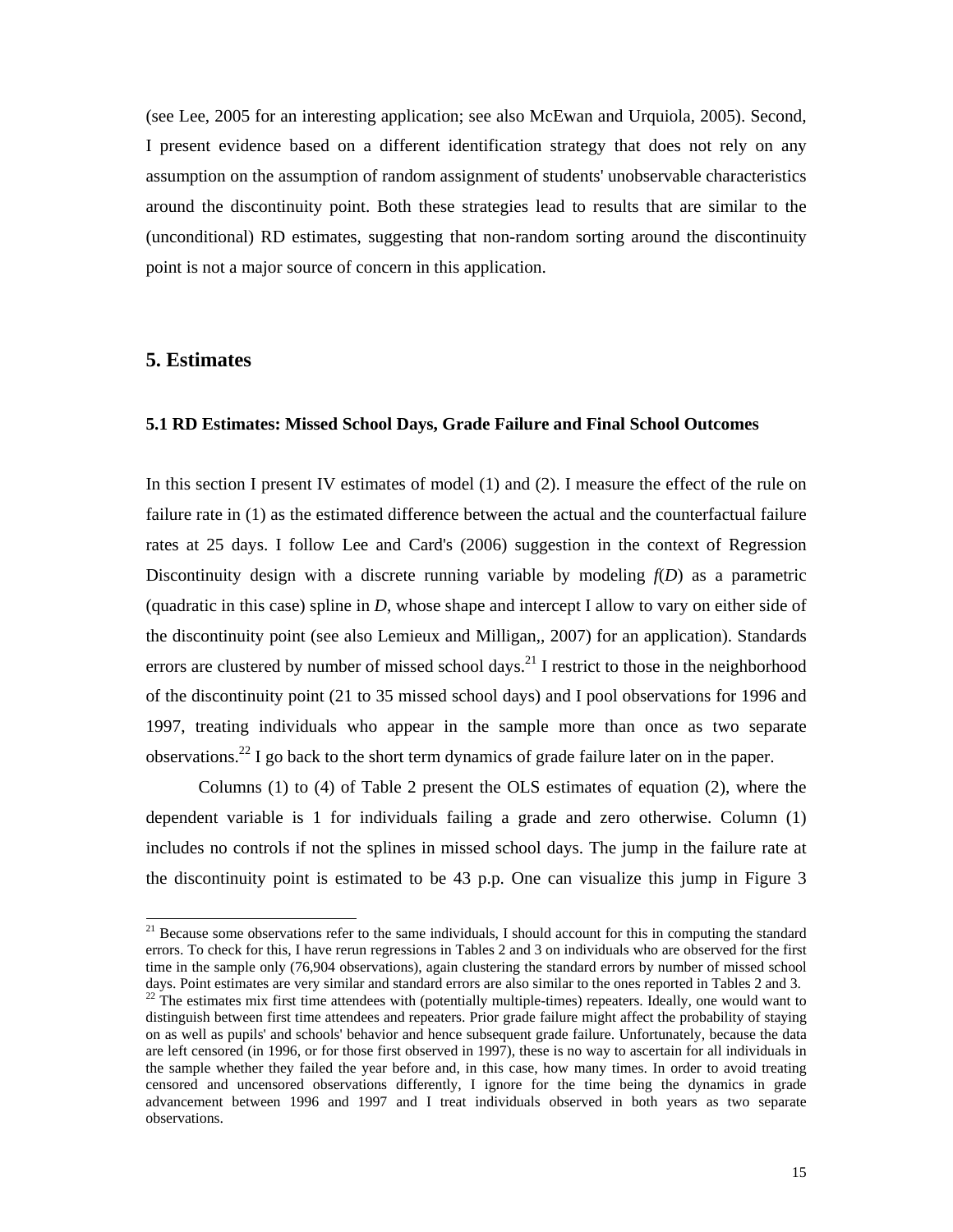(see Lee, 2005 for an interesting application; see also McEwan and Urquiola, 2005). Second, I present evidence based on a different identification strategy that does not rely on any assumption on the assumption of random assignment of students' unobservable characteristics around the discontinuity point. Both these strategies lead to results that are similar to the (unconditional) RD estimates, suggesting that non-random sorting around the discontinuity point is not a major source of concern in this application.

## 5. Estimates

### 5.1 RD Estimates: Missed School Days, Grade Failure and Final School Outcomes

In this section I present IV estimates of model (1) and (2). I measure the effect of the rule on failure rate in (1) as the estimated difference between the actual and the counterfactual failure rates at 25 days. I follow Lee and Card's (2006) suggestion in the context of Regression Discontinuity design with a discrete running variable by modeling $f(D)$ as a parametric (quadratic in this case) spline in $D$, whose shape and intercept I allow to vary on either side of the discontinuity point (see also Lemieux and Milligan,, 2007) for an application). Standards errors are clustered by number of missed school days.[21] I restrict to those in the neighborhood of the discontinuity point (21 to 35 missed school days) and I pool observations for 1996 and 1997, treating individuals who appear in the sample more than once as two separate observations.[22] I go back to the short term dynamics of grade failure later on in the paper.

Columns (1) to (4) of Table 2 present the OLS estimates of equation (2), where the dependent variable is 1 for individuals failing a grade and zero otherwise. Column (1) includes no controls if not the splines in missed school days. The jump in the failure rate at the discontinuity point is estimated to be 43 p.p. One can visualize this jump in Figure 3

[21] Because some observations refer to the same individuals, I should account for this in computing the standard errors. To check for this, I have rerun regressions in Tables 2 and 3 on individuals who are observed for the first time in the sample only (76,904 observations), again clustering the standard errors by number of missed school days. Point estimates are very similar and standard errors are also similar to the ones reported in Tables 2 and 3.

[22] The estimates mix first time attendees with (potentially multiple-times) repeaters. Ideally, one would want to distinguish between first time attendees and repeaters. Prior grade failure might affect the probability of staying on as well as pupils' and schools' behavior and hence subsequent grade failure. Unfortunately, because the data are left censored (in 1996, or for those first observed in 1997), these is no way to ascertain for all individuals in the sample whether they failed the year before and, in this case, how many times. In order to avoid treating censored and uncensored observations differently, I ignore for the time being the dynamics in grade advancement between 1996 and 1997 and I treat individuals observed in both years as two separate observations.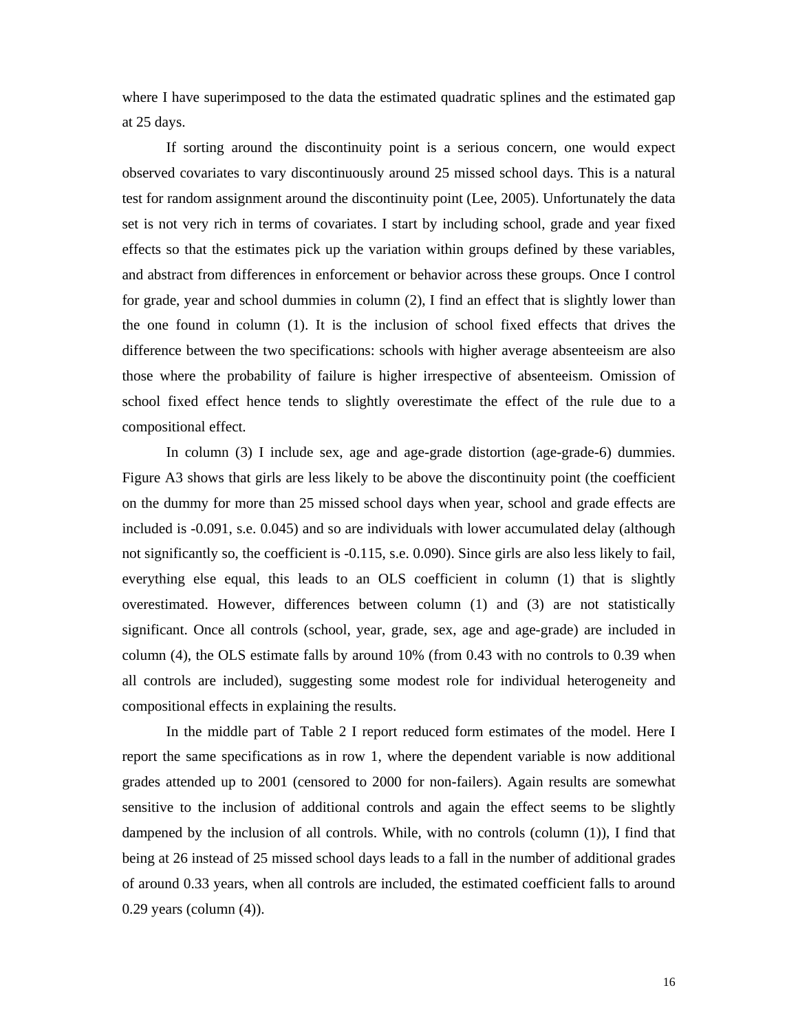where I have superimposed to the data the estimated quadratic splines and the estimated gap at 25 days.

If sorting around the discontinuity point is a serious concern, one would expect observed covariates to vary discontinuously around 25 missed school days. This is a natural test for random assignment around the discontinuity point (Lee, 2005). Unfortunately the data set is not very rich in terms of covariates. I start by including school, grade and year fixed effects so that the estimates pick up the variation within groups defined by these variables, and abstract from differences in enforcement or behavior across these groups. Once I control for grade, year and school dummies in column (2), I find an effect that is slightly lower than the one found in column (1). It is the inclusion of school fixed effects that drives the difference between the two specifications: schools with higher average absenteeism are also those where the probability of failure is higher irrespective of absenteeism. Omission of school fixed effect hence tends to slightly overestimate the effect of the rule due to a compositional effect.

In column (3) I include sex, age and age-grade distortion (age-grade-6) dummies. Figure A3 shows that girls are less likely to be above the discontinuity point (the coefficient on the dummy for more than 25 missed school days when year, school and grade effects are included is -0.091, s.e. 0.045) and so are individuals with lower accumulated delay (although not significantly so, the coefficient is -0.115, s.e. 0.090). Since girls are also less likely to fail, everything else equal, this leads to an OLS coefficient in column (1) that is slightly overestimated. However, differences between column (1) and (3) are not statistically significant. Once all controls (school, year, grade, sex, age and age-grade) are included in column (4), the OLS estimate falls by around 10% (from 0.43 with no controls to 0.39 when all controls are included), suggesting some modest role for individual heterogeneity and compositional effects in explaining the results.

In the middle part of Table 2 I report reduced form estimates of the model. Here I report the same specifications as in row 1, where the dependent variable is now additional grades attended up to 2001 (censored to 2000 for non-failers). Again results are somewhat sensitive to the inclusion of additional controls and again the effect seems to be slightly dampened by the inclusion of all controls. While, with no controls (column (1)), I find that being at 26 instead of 25 missed school days leads to a fall in the number of additional grades of around 0.33 years, when all controls are included, the estimated coefficient falls to around 0.29 years (column (4)).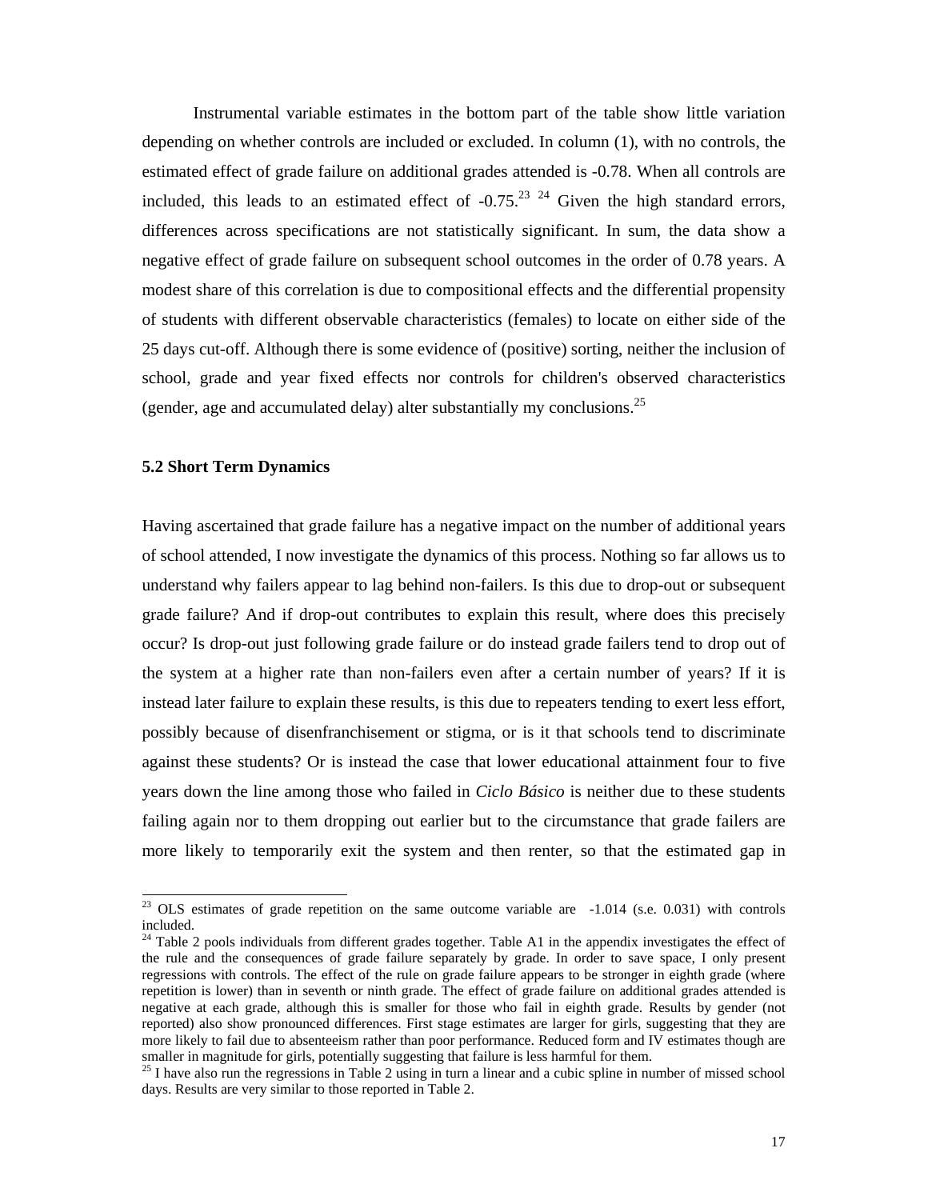Instrumental variable estimates in the bottom part of the table show little variation depending on whether controls are included or excluded. In column (1), with no controls, the estimated effect of grade failure on additional grades attended is -0.78. When all controls are included, this leads to an estimated effect of -0.75.[23] [24] Given the high standard errors, differences across specifications are not statistically significant. In sum, the data show a negative effect of grade failure on subsequent school outcomes in the order of 0.78 years. A modest share of this correlation is due to compositional effects and the differential propensity of students with different observable characteristics (females) to locate on either side of the 25 days cut-off. Although there is some evidence of (positive) sorting, neither the inclusion of school, grade and year fixed effects nor controls for children's observed characteristics (gender, age and accumulated delay) alter substantially my conclusions.[25]

### 5.2 Short Term Dynamics

Having ascertained that grade failure has a negative impact on the number of additional years of school attended, I now investigate the dynamics of this process. Nothing so far allows us to understand why failers appear to lag behind non-failers. Is this due to drop-out or subsequent grade failure? And if drop-out contributes to explain this result, where does this precisely occur? Is drop-out just following grade failure or do instead grade failers tend to drop out of the system at a higher rate than non-failers even after a certain number of years? If it is instead later failure to explain these results, is this due to repeaters tending to exert less effort, possibly because of disenfranchisement or stigma, or is it that schools tend to discriminate against these students? Or is instead the case that lower educational attainment four to five years down the line among those who failed in *Ciclo Básico* is neither due to these students failing again nor to them dropping out earlier but to the circumstance that grade failers are more likely to temporarily exit the system and then renter, so that the estimated gap in

---

[23] OLS estimates of grade repetition on the same outcome variable are -1.014 (s.e. 0.031) with controls included.

[24] Table 2 pools individuals from different grades together. Table A1 in the appendix investigates the effect of the rule and the consequences of grade failure separately by grade. In order to save space, I only present regressions with controls. The effect of the rule on grade failure appears to be stronger in eighth grade (where repetition is lower) than in seventh or ninth grade. The effect of grade failure on additional grades attended is negative at each grade, although this is smaller for those who fail in eighth grade. Results by gender (not reported) also show pronounced differences. First stage estimates are larger for girls, suggesting that they are more likely to fail due to absenteeism rather than poor performance. Reduced form and IV estimates though are smaller in magnitude for girls, potentially suggesting that failure is less harmful for them.

[25] I have also run the regressions in Table 2 using in turn a linear and a cubic spline in number of missed school days. Results are very similar to those reported in Table 2.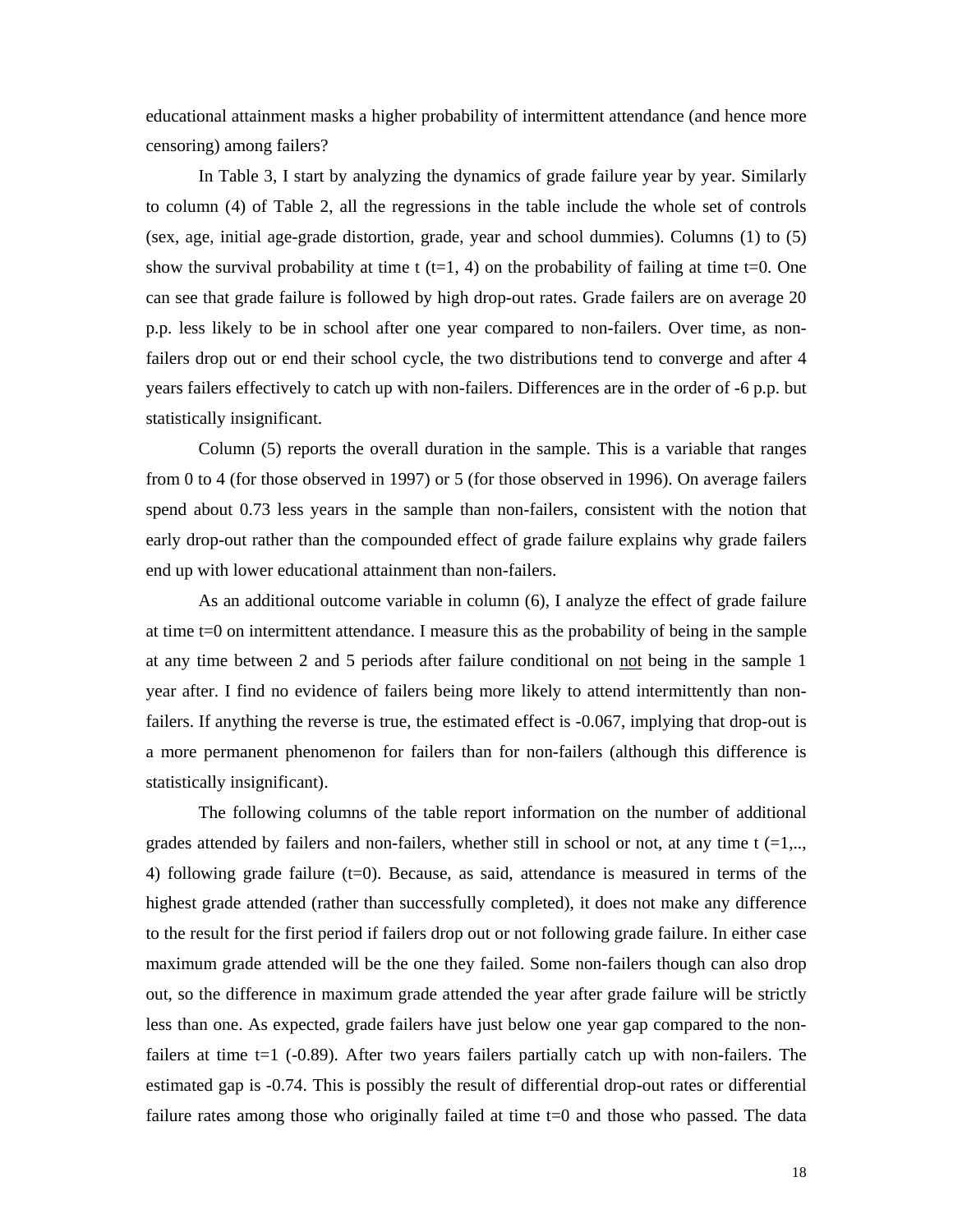educational attainment masks a higher probability of intermittent attendance (and hence more censoring) among failers?

In Table 3, I start by analyzing the dynamics of grade failure year by year. Similarly to column (4) of Table 2, all the regressions in the table include the whole set of controls (sex, age, initial age-grade distortion, grade, year and school dummies). Columns (1) to (5) show the survival probability at time t (t=1, 4) on the probability of failing at time t=0. One can see that grade failure is followed by high drop-out rates. Grade failers are on average 20 p.p. less likely to be in school after one year compared to non-failers. Over time, as non-failers drop out or end their school cycle, the two distributions tend to converge and after 4 years failers effectively to catch up with non-failers. Differences are in the order of -6 p.p. but statistically insignificant.

Column (5) reports the overall duration in the sample. This is a variable that ranges from 0 to 4 (for those observed in 1997) or 5 (for those observed in 1996). On average failers spend about 0.73 less years in the sample than non-failers, consistent with the notion that early drop-out rather than the compounded effect of grade failure explains why grade failers end up with lower educational attainment than non-failers.

As an additional outcome variable in column (6), I analyze the effect of grade failure at time t=0 on intermittent attendance. I measure this as the probability of being in the sample at any time between 2 and 5 periods after failure conditional on <u>not</u> being in the sample 1 year after. I find no evidence of failers being more likely to attend intermittently than non-failers. If anything the reverse is true, the estimated effect is -0.067, implying that drop-out is a more permanent phenomenon for failers than for non-failers (although this difference is statistically insignificant).

The following columns of the table report information on the number of additional grades attended by failers and non-failers, whether still in school or not, at any time t (=1,.., 4) following grade failure (t=0). Because, as said, attendance is measured in terms of the highest grade attended (rather than successfully completed), it does not make any difference to the result for the first period if failers drop out or not following grade failure. In either case maximum grade attended will be the one they failed. Some non-failers though can also drop out, so the difference in maximum grade attended the year after grade failure will be strictly less than one. As expected, grade failers have just below one year gap compared to the non-failers at time t=1 (-0.89). After two years failers partially catch up with non-failers. The estimated gap is -0.74. This is possibly the result of differential drop-out rates or differential failure rates among those who originally failed at time t=0 and those who passed. The data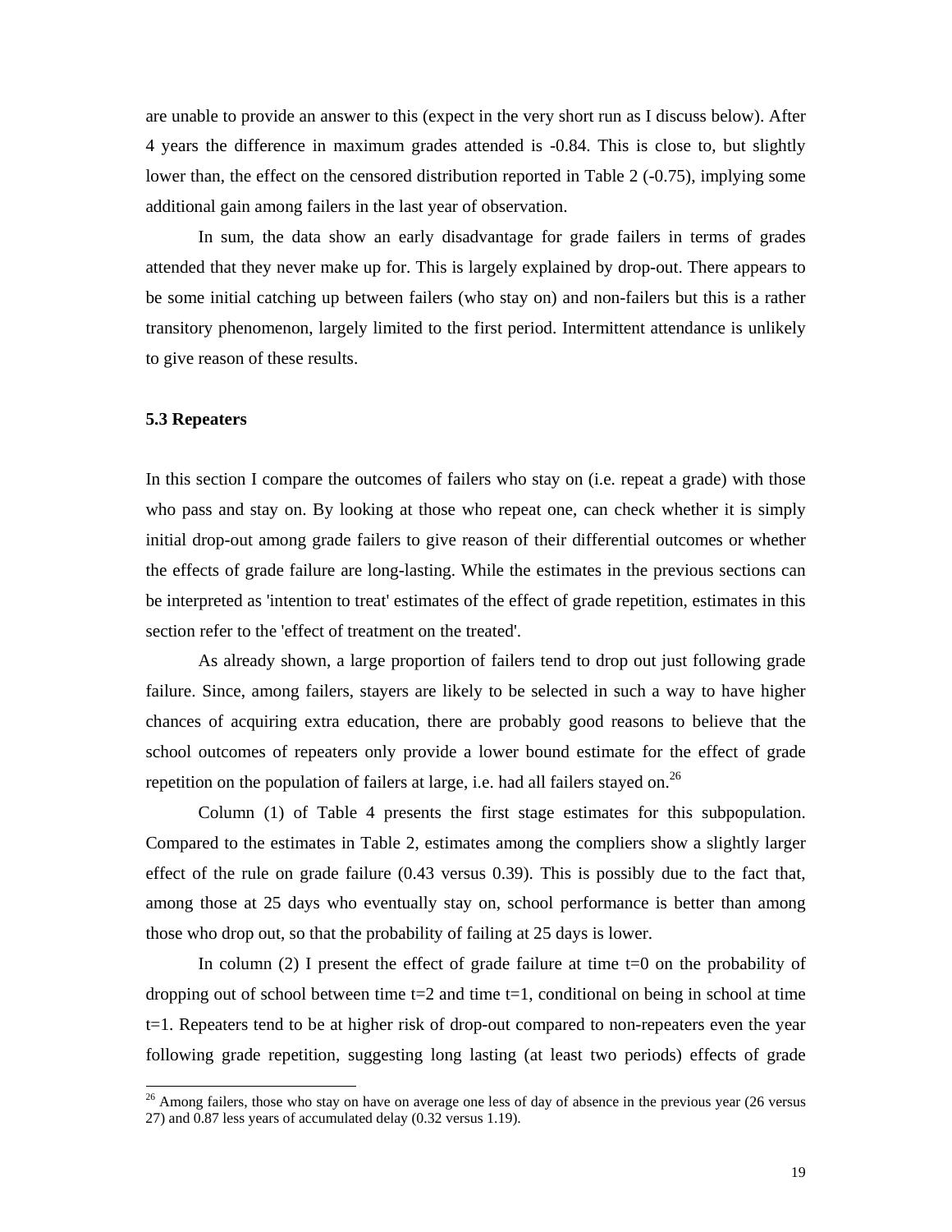are unable to provide an answer to this (expect in the very short run as I discuss below). After 4 years the difference in maximum grades attended is -0.84. This is close to, but slightly lower than, the effect on the censored distribution reported in Table 2 (-0.75), implying some additional gain among failers in the last year of observation.

In sum, the data show an early disadvantage for grade failers in terms of grades attended that they never make up for. This is largely explained by drop-out. There appears to be some initial catching up between failers (who stay on) and non-failers but this is a rather transitory phenomenon, largely limited to the first period. Intermittent attendance is unlikely to give reason of these results.

### 5.3 Repeaters

In this section I compare the outcomes of failers who stay on (i.e. repeat a grade) with those who pass and stay on. By looking at those who repeat one, can check whether it is simply initial drop-out among grade failers to give reason of their differential outcomes or whether the effects of grade failure are long-lasting. While the estimates in the previous sections can be interpreted as 'intention to treat' estimates of the effect of grade repetition, estimates in this section refer to the 'effect of treatment on the treated'.

As already shown, a large proportion of failers tend to drop out just following grade failure. Since, among failers, stayers are likely to be selected in such a way to have higher chances of acquiring extra education, there are probably good reasons to believe that the school outcomes of repeaters only provide a lower bound estimate for the effect of grade repetition on the population of failers at large, i.e. had all failers stayed on.[26]

Column (1) of Table 4 presents the first stage estimates for this subpopulation. Compared to the estimates in Table 2, estimates among the compliers show a slightly larger effect of the rule on grade failure (0.43 versus 0.39). This is possibly due to the fact that, among those at 25 days who eventually stay on, school performance is better than among those who drop out, so that the probability of failing at 25 days is lower.

In column (2) I present the effect of grade failure at time t=0 on the probability of dropping out of school between time t=2 and time t=1, conditional on being in school at time t=1. Repeaters tend to be at higher risk of drop-out compared to non-repeaters even the year following grade repetition, suggesting long lasting (at least two periods) effects of grade

[26] Among failers, those who stay on have on average one less of day of absence in the previous year (26 versus 27) and 0.87 less years of accumulated delay (0.32 versus 1.19).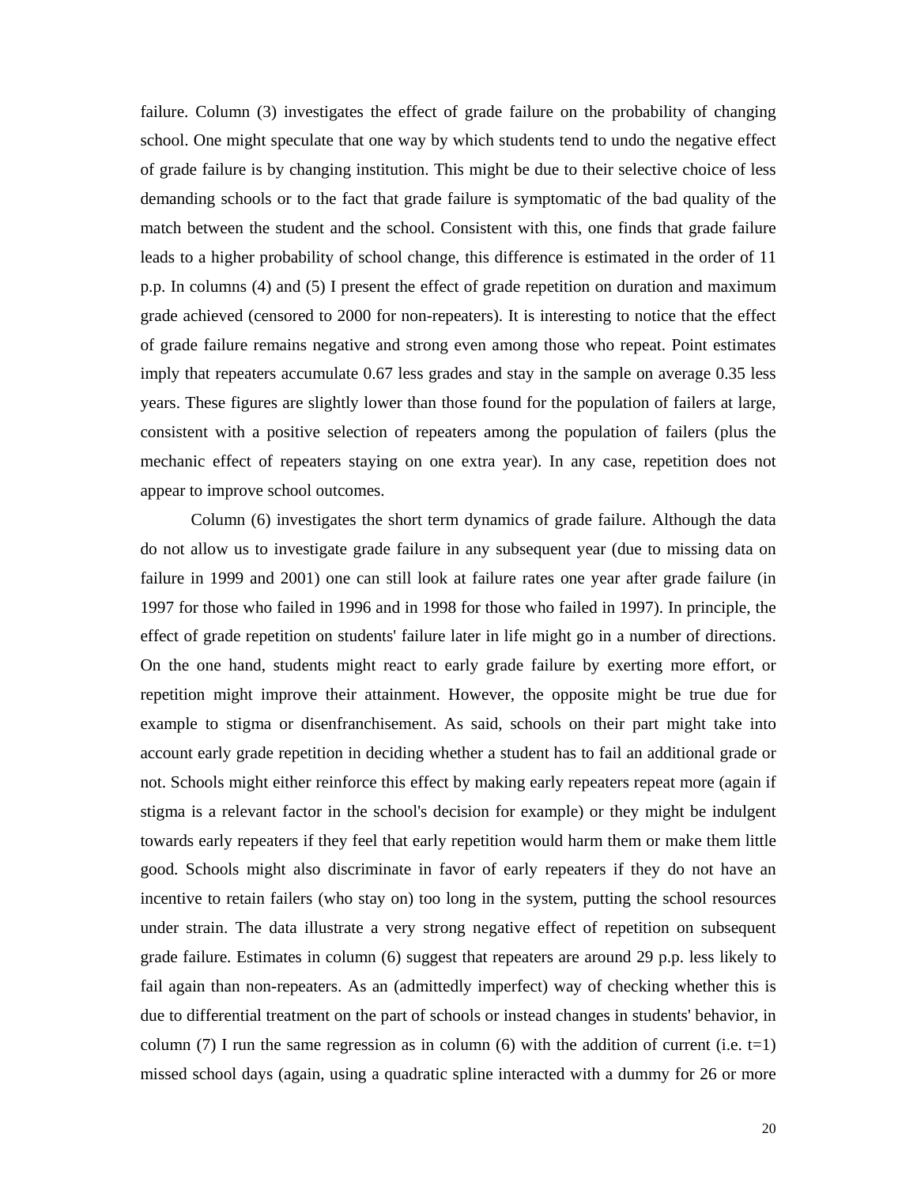failure. Column (3) investigates the effect of grade failure on the probability of changing school. One might speculate that one way by which students tend to undo the negative effect of grade failure is by changing institution. This might be due to their selective choice of less demanding schools or to the fact that grade failure is symptomatic of the bad quality of the match between the student and the school. Consistent with this, one finds that grade failure leads to a higher probability of school change, this difference is estimated in the order of 11 p.p. In columns (4) and (5) I present the effect of grade repetition on duration and maximum grade achieved (censored to 2000 for non-repeaters). It is interesting to notice that the effect of grade failure remains negative and strong even among those who repeat. Point estimates imply that repeaters accumulate 0.67 less grades and stay in the sample on average 0.35 less years. These figures are slightly lower than those found for the population of failers at large, consistent with a positive selection of repeaters among the population of failers (plus the mechanic effect of repeaters staying on one extra year). In any case, repetition does not appear to improve school outcomes.

Column (6) investigates the short term dynamics of grade failure. Although the data do not allow us to investigate grade failure in any subsequent year (due to missing data on failure in 1999 and 2001) one can still look at failure rates one year after grade failure (in 1997 for those who failed in 1996 and in 1998 for those who failed in 1997). In principle, the effect of grade repetition on students' failure later in life might go in a number of directions. On the one hand, students might react to early grade failure by exerting more effort, or repetition might improve their attainment. However, the opposite might be true due for example to stigma or disenfranchisement. As said, schools on their part might take into account early grade repetition in deciding whether a student has to fail an additional grade or not. Schools might either reinforce this effect by making early repeaters repeat more (again if stigma is a relevant factor in the school's decision for example) or they might be indulgent towards early repeaters if they feel that early repetition would harm them or make them little good. Schools might also discriminate in favor of early repeaters if they do not have an incentive to retain failers (who stay on) too long in the system, putting the school resources under strain. The data illustrate a very strong negative effect of repetition on subsequent grade failure. Estimates in column (6) suggest that repeaters are around 29 p.p. less likely to fail again than non-repeaters. As an (admittedly imperfect) way of checking whether this is due to differential treatment on the part of schools or instead changes in students' behavior, in column (7) I run the same regression as in column (6) with the addition of current (i.e. t=1) missed school days (again, using a quadratic spline interacted with a dummy for 26 or more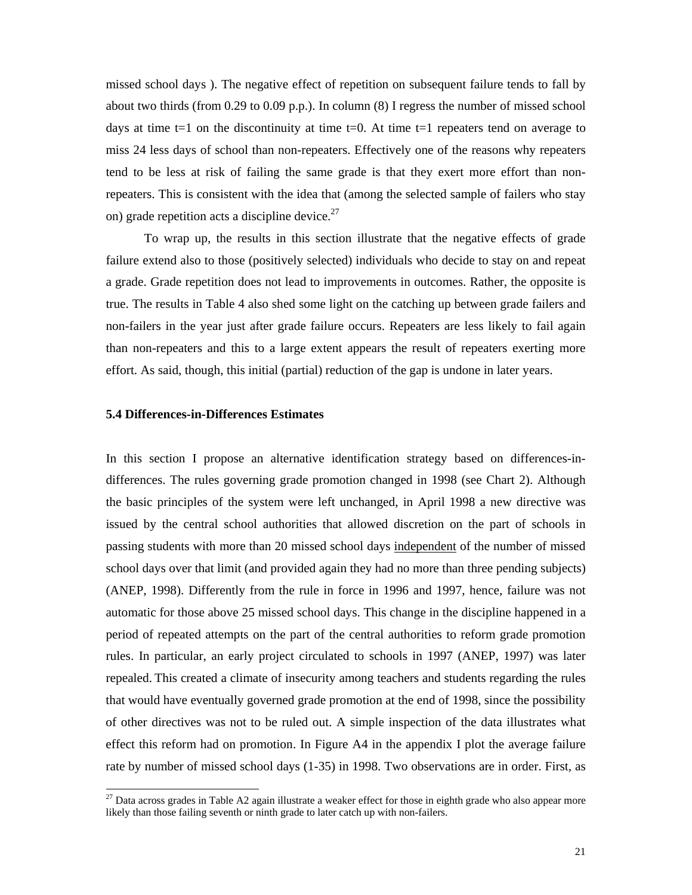missed school days ). The negative effect of repetition on subsequent failure tends to fall by about two thirds (from 0.29 to 0.09 p.p.). In column (8) I regress the number of missed school days at time t=1 on the discontinuity at time t=0. At time t=1 repeaters tend on average to miss 24 less days of school than non-repeaters. Effectively one of the reasons why repeaters tend to be less at risk of failing the same grade is that they exert more effort than non-repeaters. This is consistent with the idea that (among the selected sample of failers who stay on) grade repetition acts a discipline device.[27]

To wrap up, the results in this section illustrate that the negative effects of grade failure extend also to those (positively selected) individuals who decide to stay on and repeat a grade. Grade repetition does not lead to improvements in outcomes. Rather, the opposite is true. The results in Table 4 also shed some light on the catching up between grade failers and non-failers in the year just after grade failure occurs. Repeaters are less likely to fail again than non-repeaters and this to a large extent appears the result of repeaters exerting more effort. As said, though, this initial (partial) reduction of the gap is undone in later years.

### 5.4 Differences-in-Differences Estimates

In this section I propose an alternative identification strategy based on differences-in-differences. The rules governing grade promotion changed in 1998 (see Chart 2). Although the basic principles of the system were left unchanged, in April 1998 a new directive was issued by the central school authorities that allowed discretion on the part of schools in passing students with more than 20 missed school days independent of the number of missed school days over that limit (and provided again they had no more than three pending subjects) (ANEP, 1998). Differently from the rule in force in 1996 and 1997, hence, failure was not automatic for those above 25 missed school days. This change in the discipline happened in a period of repeated attempts on the part of the central authorities to reform grade promotion rules. In particular, an early project circulated to schools in 1997 (ANEP, 1997) was later repealed. This created a climate of insecurity among teachers and students regarding the rules that would have eventually governed grade promotion at the end of 1998, since the possibility of other directives was not to be ruled out. A simple inspection of the data illustrates what effect this reform had on promotion. In Figure A4 in the appendix I plot the average failure rate by number of missed school days (1-35) in 1998. Two observations are in order. First, as

[27] Data across grades in Table A2 again illustrate a weaker effect for those in eighth grade who also appear more likely than those failing seventh or ninth grade to later catch up with non-failers.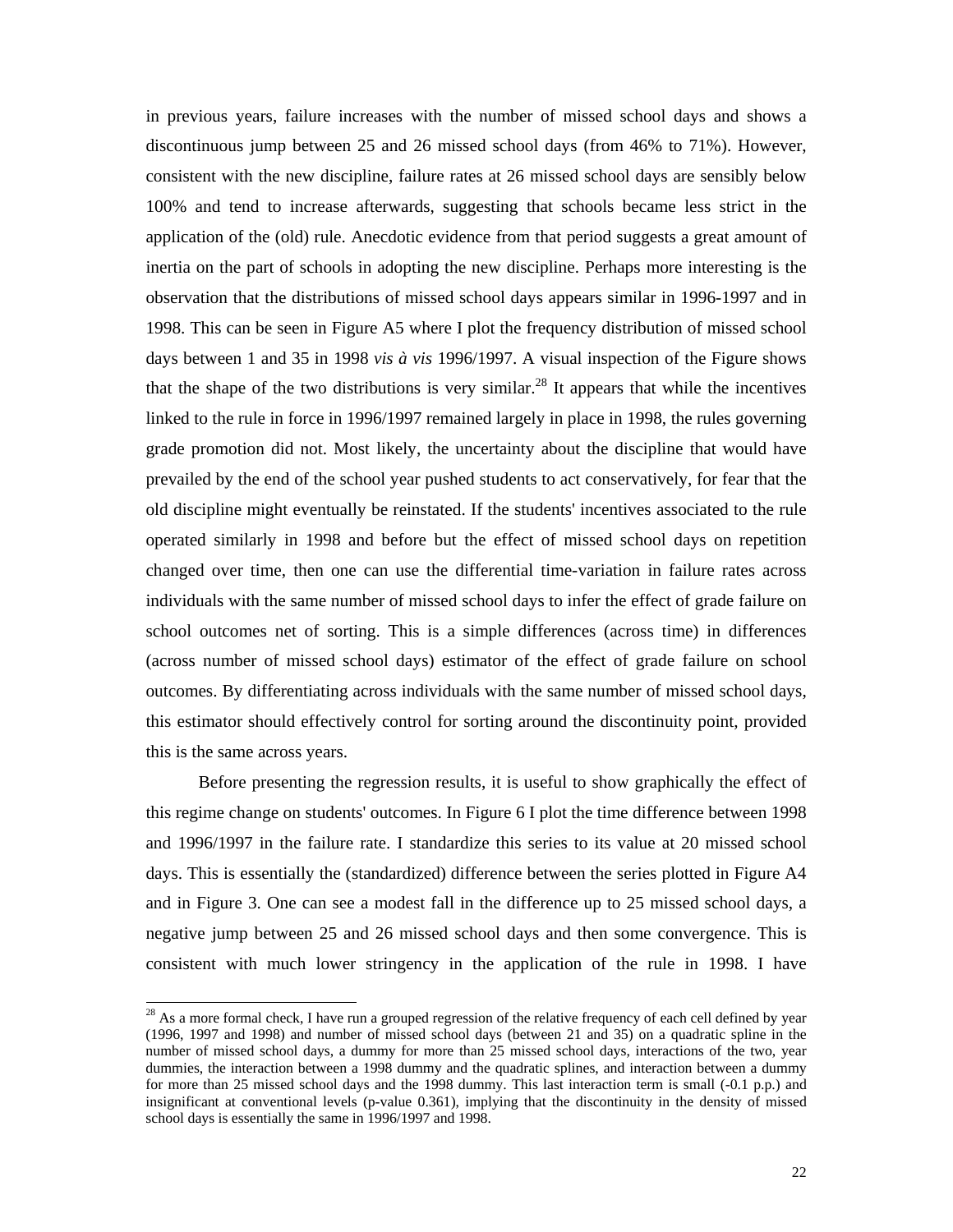in previous years, failure increases with the number of missed school days and shows a discontinuous jump between 25 and 26 missed school days (from 46% to 71%). However, consistent with the new discipline, failure rates at 26 missed school days are sensibly below 100% and tend to increase afterwards, suggesting that schools became less strict in the application of the (old) rule. Anecdotic evidence from that period suggests a great amount of inertia on the part of schools in adopting the new discipline. Perhaps more interesting is the observation that the distributions of missed school days appears similar in 1996-1997 and in 1998. This can be seen in Figure A5 where I plot the frequency distribution of missed school days between 1 and 35 in 1998 *vis à vis* 1996/1997. A visual inspection of the Figure shows that the shape of the two distributions is very similar.[28] It appears that while the incentives linked to the rule in force in 1996/1997 remained largely in place in 1998, the rules governing grade promotion did not. Most likely, the uncertainty about the discipline that would have prevailed by the end of the school year pushed students to act conservatively, for fear that the old discipline might eventually be reinstated. If the students' incentives associated to the rule operated similarly in 1998 and before but the effect of missed school days on repetition changed over time, then one can use the differential time-variation in failure rates across individuals with the same number of missed school days to infer the effect of grade failure on school outcomes net of sorting. This is a simple differences (across time) in differences (across number of missed school days) estimator of the effect of grade failure on school outcomes. By differentiating across individuals with the same number of missed school days, this estimator should effectively control for sorting around the discontinuity point, provided this is the same across years.

Before presenting the regression results, it is useful to show graphically the effect of this regime change on students' outcomes. In Figure 6 I plot the time difference between 1998 and 1996/1997 in the failure rate. I standardize this series to its value at 20 missed school days. This is essentially the (standardized) difference between the series plotted in Figure A4 and in Figure 3. One can see a modest fall in the difference up to 25 missed school days, a negative jump between 25 and 26 missed school days and then some convergence. This is consistent with much lower stringency in the application of the rule in 1998. I have

[28] As a more formal check, I have run a grouped regression of the relative frequency of each cell defined by year (1996, 1997 and 1998) and number of missed school days (between 21 and 35) on a quadratic spline in the number of missed school days, a dummy for more than 25 missed school days, interactions of the two, year dummies, the interaction between a 1998 dummy and the quadratic splines, and interaction between a dummy for more than 25 missed school days and the 1998 dummy. This last interaction term is small (-0.1 p.p.) and insignificant at conventional levels (p-value 0.361), implying that the discontinuity in the density of missed school days is essentially the same in 1996/1997 and 1998.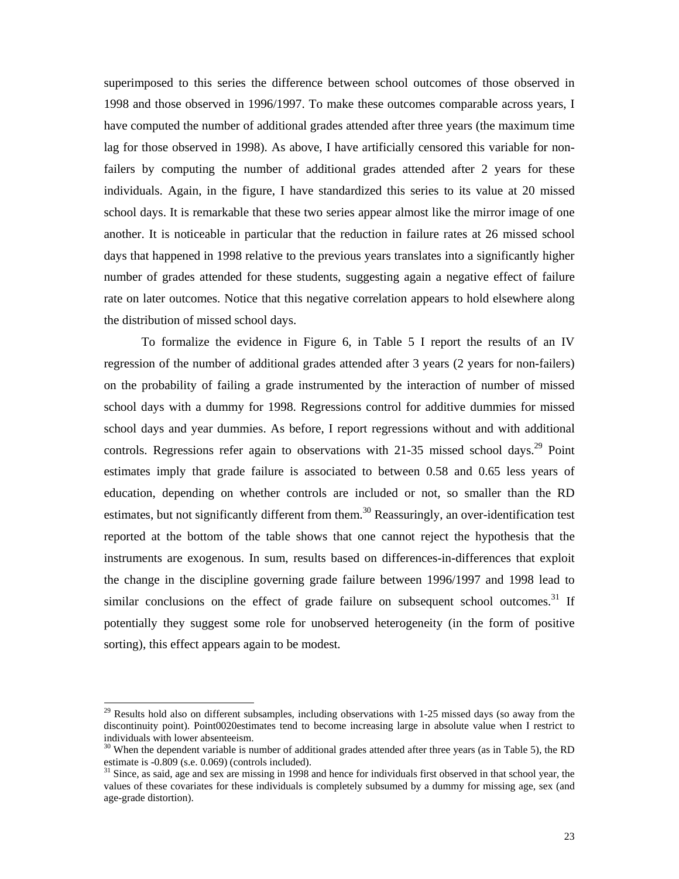superimposed to this series the difference between school outcomes of those observed in 1998 and those observed in 1996/1997. To make these outcomes comparable across years, I have computed the number of additional grades attended after three years (the maximum time lag for those observed in 1998). As above, I have artificially censored this variable for non-failers by computing the number of additional grades attended after 2 years for these individuals. Again, in the figure, I have standardized this series to its value at 20 missed school days. It is remarkable that these two series appear almost like the mirror image of one another. It is noticeable in particular that the reduction in failure rates at 26 missed school days that happened in 1998 relative to the previous years translates into a significantly higher number of grades attended for these students, suggesting again a negative effect of failure rate on later outcomes. Notice that this negative correlation appears to hold elsewhere along the distribution of missed school days.

To formalize the evidence in Figure 6, in Table 5 I report the results of an IV regression of the number of additional grades attended after 3 years (2 years for non-failers) on the probability of failing a grade instrumented by the interaction of number of missed school days with a dummy for 1998. Regressions control for additive dummies for missed school days and year dummies. As before, I report regressions without and with additional controls. Regressions refer again to observations with 21-35 missed school days.[29] Point estimates imply that grade failure is associated to between 0.58 and 0.65 less years of education, depending on whether controls are included or not, so smaller than the RD estimates, but not significantly different from them.[30] Reassuringly, an over-identification test reported at the bottom of the table shows that one cannot reject the hypothesis that the instruments are exogenous. In sum, results based on differences-in-differences that exploit the change in the discipline governing grade failure between 1996/1997 and 1998 lead to similar conclusions on the effect of grade failure on subsequent school outcomes.[31] If potentially they suggest some role for unobserved heterogeneity (in the form of positive sorting), this effect appears again to be modest.

---

[29] Results hold also on different subsamples, including observations with 1-25 missed days (so away from the discontinuity point). Point0020estimates tend to become increasing large in absolute value when I restrict to individuals with lower absenteeism.

[30] When the dependent variable is number of additional grades attended after three years (as in Table 5), the RD estimate is -0.809 (s.e. 0.069) (controls included).

[31] Since, as said, age and sex are missing in 1998 and hence for individuals first observed in that school year, the values of these covariates for these individuals is completely subsumed by a dummy for missing age, sex (and age-grade distortion).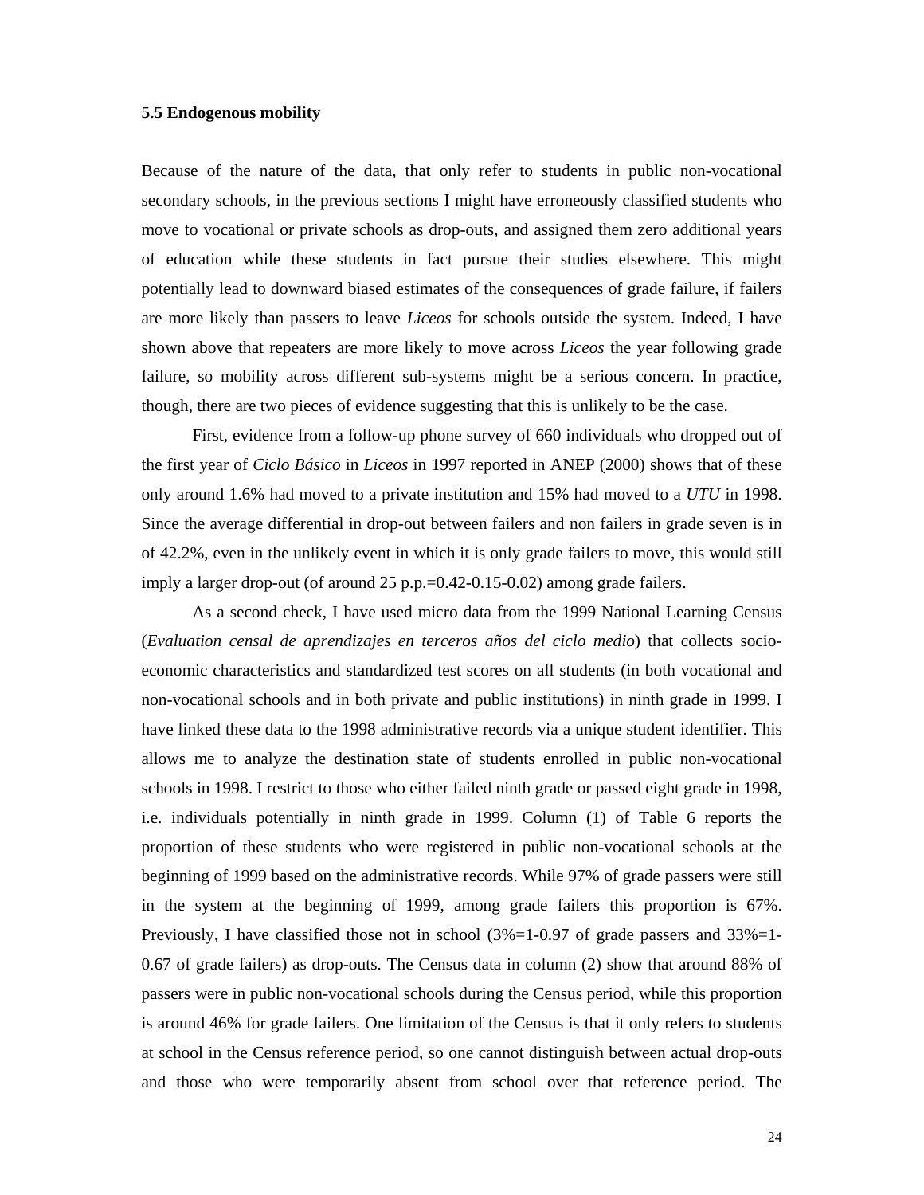### 5.5 Endogenous mobility

Because of the nature of the data, that only refer to students in public non-vocational secondary schools, in the previous sections I might have erroneously classified students who move to vocational or private schools as drop-outs, and assigned them zero additional years of education while these students in fact pursue their studies elsewhere. This might potentially lead to downward biased estimates of the consequences of grade failure, if failers are more likely than passers to leave *Liceos* for schools outside the system. Indeed, I have shown above that repeaters are more likely to move across *Liceos* the year following grade failure, so mobility across different sub-systems might be a serious concern. In practice, though, there are two pieces of evidence suggesting that this is unlikely to be the case.

First, evidence from a follow-up phone survey of 660 individuals who dropped out of the first year of *Ciclo Básico* in *Liceos* in 1997 reported in ANEP (2000) shows that of these only around 1.6% had moved to a private institution and 15% had moved to a *UTU* in 1998. Since the average differential in drop-out between failers and non failers in grade seven is in of 42.2%, even in the unlikely event in which it is only grade failers to move, this would still imply a larger drop-out (of around 25 p.p.=0.42-0.15-0.02) among grade failers.

As a second check, I have used micro data from the 1999 National Learning Census (*Evaluation censal de aprendizajes en terceros años del ciclo medio*) that collects socio-economic characteristics and standardized test scores on all students (in both vocational and non-vocational schools and in both private and public institutions) in ninth grade in 1999. I have linked these data to the 1998 administrative records via a unique student identifier. This allows me to analyze the destination state of students enrolled in public non-vocational schools in 1998. I restrict to those who either failed ninth grade or passed eight grade in 1998, i.e. individuals potentially in ninth grade in 1999. Column (1) of Table 6 reports the proportion of these students who were registered in public non-vocational schools at the beginning of 1999 based on the administrative records. While 97% of grade passers were still in the system at the beginning of 1999, among grade failers this proportion is 67%. Previously, I have classified those not in school (3%=1-0.97 of grade passers and 33%=1-0.67 of grade failers) as drop-outs. The Census data in column (2) show that around 88% of passers were in public non-vocational schools during the Census period, while this proportion is around 46% for grade failers. One limitation of the Census is that it only refers to students at school in the Census reference period, so one cannot distinguish between actual drop-outs and those who were temporarily absent from school over that reference period. The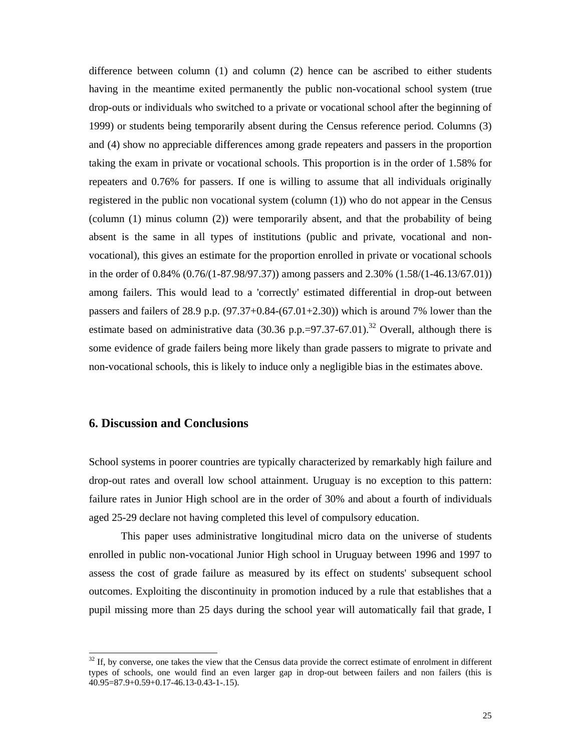difference between column (1) and column (2) hence can be ascribed to either students having in the meantime exited permanently the public non-vocational school system (true drop-outs or individuals who switched to a private or vocational school after the beginning of 1999) or students being temporarily absent during the Census reference period. Columns (3) and (4) show no appreciable differences among grade repeaters and passers in the proportion taking the exam in private or vocational schools. This proportion is in the order of 1.58% for repeaters and 0.76% for passers. If one is willing to assume that all individuals originally registered in the public non vocational system (column (1)) who do not appear in the Census (column (1) minus column (2)) were temporarily absent, and that the probability of being absent is the same in all types of institutions (public and private, vocational and non-vocational), this gives an estimate for the proportion enrolled in private or vocational schools in the order of 0.84% (0.76/(1-87.98/97.37)) among passers and 2.30% (1.58/(1-46.13/67.01)) among failers. This would lead to a 'correctly' estimated differential in drop-out between passers and failers of 28.9 p.p. (97.37+0.84-(67.01+2.30)) which is around 7% lower than the estimate based on administrative data (30.36 p.p.=97.37-67.01).[32] Overall, although there is some evidence of grade failers being more likely than grade passers to migrate to private and non-vocational schools, this is likely to induce only a negligible bias in the estimates above.

## 6. Discussion and Conclusions

School systems in poorer countries are typically characterized by remarkably high failure and drop-out rates and overall low school attainment. Uruguay is no exception to this pattern: failure rates in Junior High school are in the order of 30% and about a fourth of individuals aged 25-29 declare not having completed this level of compulsory education.

This paper uses administrative longitudinal micro data on the universe of students enrolled in public non-vocational Junior High school in Uruguay between 1996 and 1997 to assess the cost of grade failure as measured by its effect on students' subsequent school outcomes. Exploiting the discontinuity in promotion induced by a rule that establishes that a pupil missing more than 25 days during the school year will automatically fail that grade, I

---

[32] If, by converse, one takes the view that the Census data provide the correct estimate of enrolment in different types of schools, one would find an even larger gap in drop-out between failers and non failers (this is 40.95=87.9+0.59+0.17-46.13-0.43-1-.15).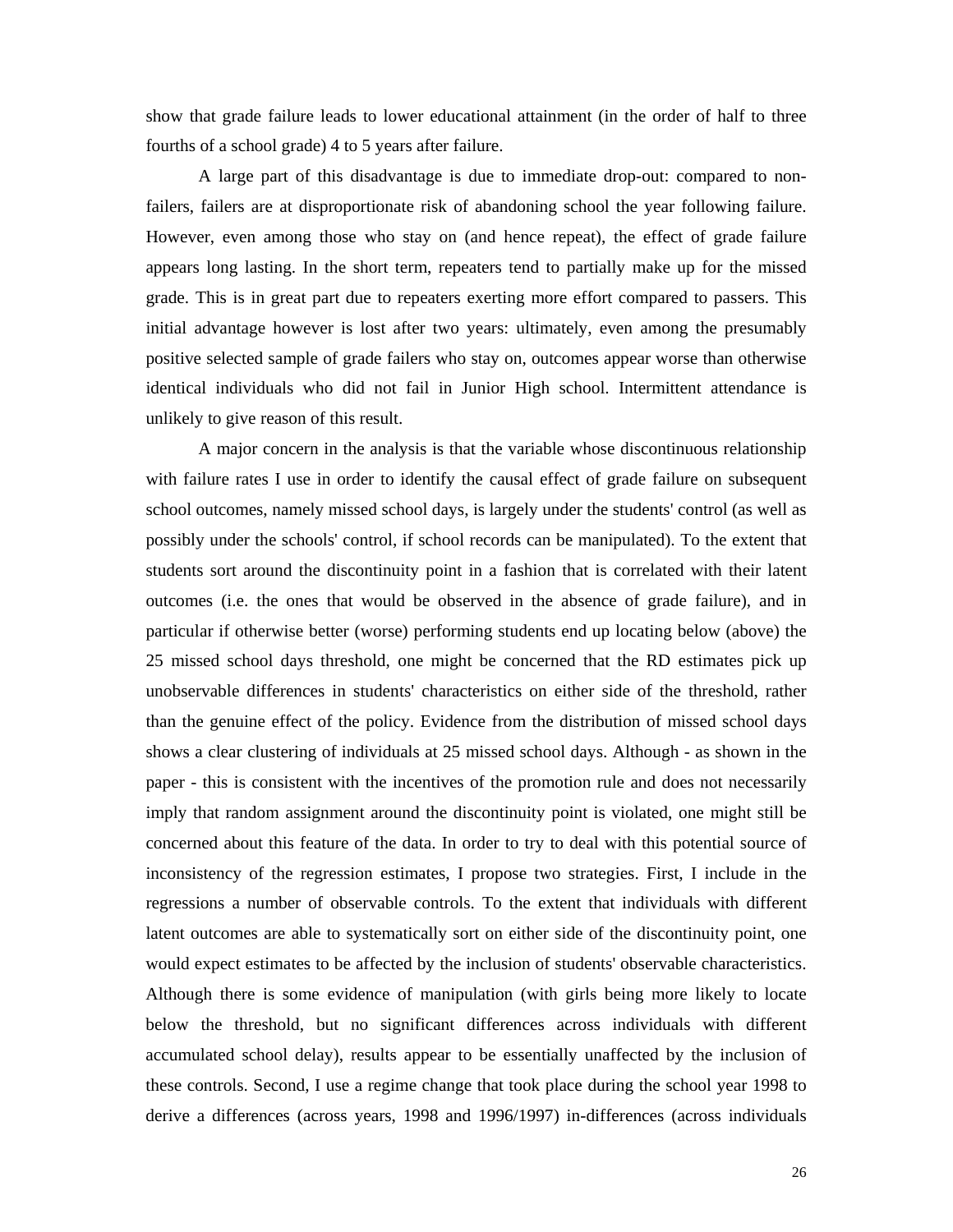show that grade failure leads to lower educational attainment (in the order of half to three fourths of a school grade) 4 to 5 years after failure.

A large part of this disadvantage is due to immediate drop-out: compared to non-failers, failers are at disproportionate risk of abandoning school the year following failure. However, even among those who stay on (and hence repeat), the effect of grade failure appears long lasting. In the short term, repeaters tend to partially make up for the missed grade. This is in great part due to repeaters exerting more effort compared to passers. This initial advantage however is lost after two years: ultimately, even among the presumably positive selected sample of grade failers who stay on, outcomes appear worse than otherwise identical individuals who did not fail in Junior High school. Intermittent attendance is unlikely to give reason of this result.

A major concern in the analysis is that the variable whose discontinuous relationship with failure rates I use in order to identify the causal effect of grade failure on subsequent school outcomes, namely missed school days, is largely under the students' control (as well as possibly under the schools' control, if school records can be manipulated). To the extent that students sort around the discontinuity point in a fashion that is correlated with their latent outcomes (i.e. the ones that would be observed in the absence of grade failure), and in particular if otherwise better (worse) performing students end up locating below (above) the 25 missed school days threshold, one might be concerned that the RD estimates pick up unobservable differences in students' characteristics on either side of the threshold, rather than the genuine effect of the policy. Evidence from the distribution of missed school days shows a clear clustering of individuals at 25 missed school days. Although - as shown in the paper - this is consistent with the incentives of the promotion rule and does not necessarily imply that random assignment around the discontinuity point is violated, one might still be concerned about this feature of the data. In order to try to deal with this potential source of inconsistency of the regression estimates, I propose two strategies. First, I include in the regressions a number of observable controls. To the extent that individuals with different latent outcomes are able to systematically sort on either side of the discontinuity point, one would expect estimates to be affected by the inclusion of students' observable characteristics. Although there is some evidence of manipulation (with girls being more likely to locate below the threshold, but no significant differences across individuals with different accumulated school delay), results appear to be essentially unaffected by the inclusion of these controls. Second, I use a regime change that took place during the school year 1998 to derive a differences (across years, 1998 and 1996/1997) in-differences (across individuals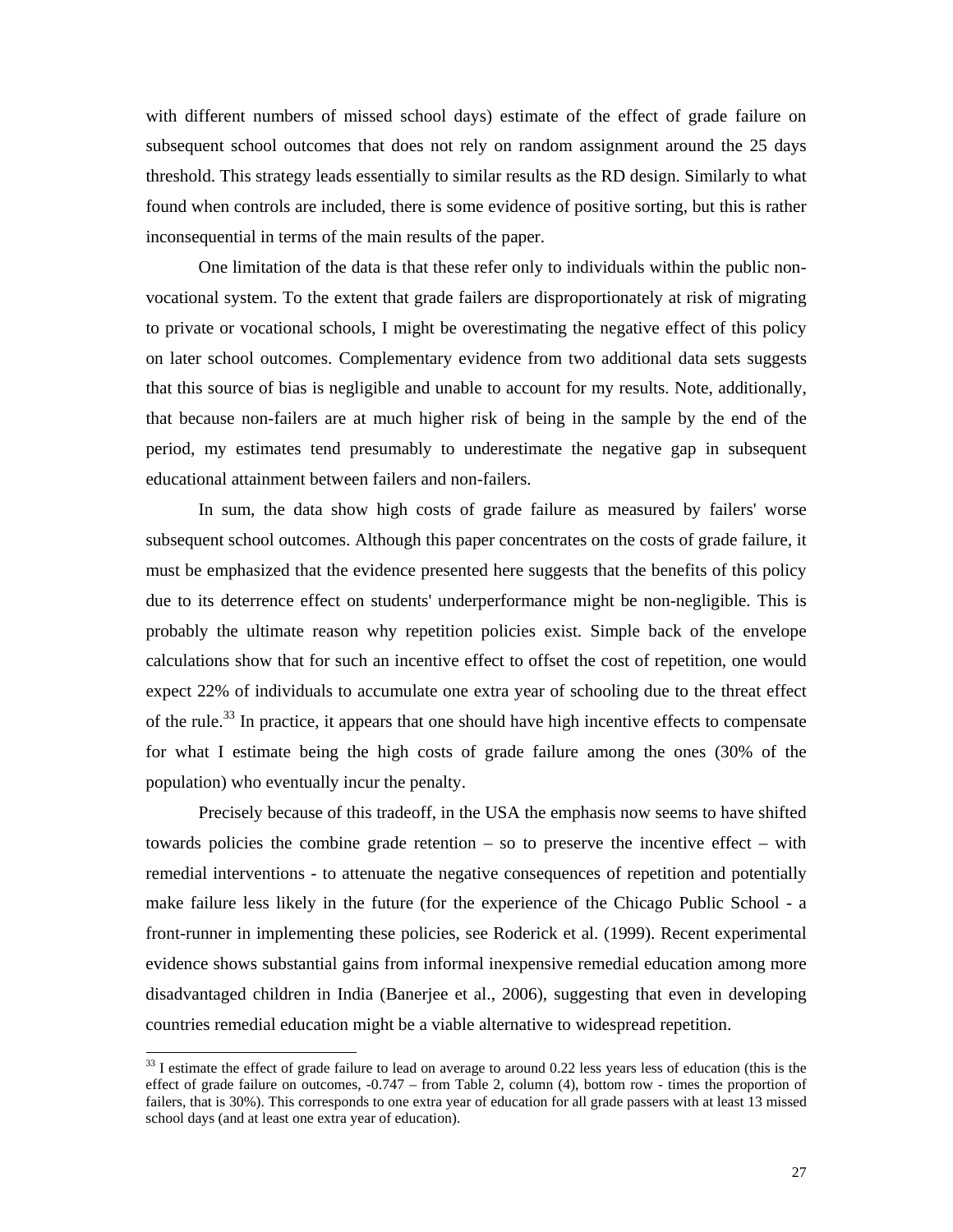with different numbers of missed school days) estimate of the effect of grade failure on subsequent school outcomes that does not rely on random assignment around the 25 days threshold. This strategy leads essentially to similar results as the RD design. Similarly to what found when controls are included, there is some evidence of positive sorting, but this is rather inconsequential in terms of the main results of the paper.

One limitation of the data is that these refer only to individuals within the public non-vocational system. To the extent that grade failers are disproportionately at risk of migrating to private or vocational schools, I might be overestimating the negative effect of this policy on later school outcomes. Complementary evidence from two additional data sets suggests that this source of bias is negligible and unable to account for my results. Note, additionally, that because non-failers are at much higher risk of being in the sample by the end of the period, my estimates tend presumably to underestimate the negative gap in subsequent educational attainment between failers and non-failers.

In sum, the data show high costs of grade failure as measured by failers' worse subsequent school outcomes. Although this paper concentrates on the costs of grade failure, it must be emphasized that the evidence presented here suggests that the benefits of this policy due to its deterrence effect on students' underperformance might be non-negligible. This is probably the ultimate reason why repetition policies exist. Simple back of the envelope calculations show that for such an incentive effect to offset the cost of repetition, one would expect 22% of individuals to accumulate one extra year of schooling due to the threat effect of the rule.[33] In practice, it appears that one should have high incentive effects to compensate for what I estimate being the high costs of grade failure among the ones (30% of the population) who eventually incur the penalty.

Precisely because of this tradeoff, in the USA the emphasis now seems to have shifted towards policies the combine grade retention – so to preserve the incentive effect – with remedial interventions - to attenuate the negative consequences of repetition and potentially make failure less likely in the future (for the experience of the Chicago Public School - a front-runner in implementing these policies, see Roderick et al. (1999). Recent experimental evidence shows substantial gains from informal inexpensive remedial education among more disadvantaged children in India (Banerjee et al., 2006), suggesting that even in developing countries remedial education might be a viable alternative to widespread repetition.

[33] I estimate the effect of grade failure to lead on average to around 0.22 less years less of education (this is the effect of grade failure on outcomes, -0.747 – from Table 2, column (4), bottom row - times the proportion of failers, that is 30%). This corresponds to one extra year of education for all grade passers with at least 13 missed school days (and at least one extra year of education).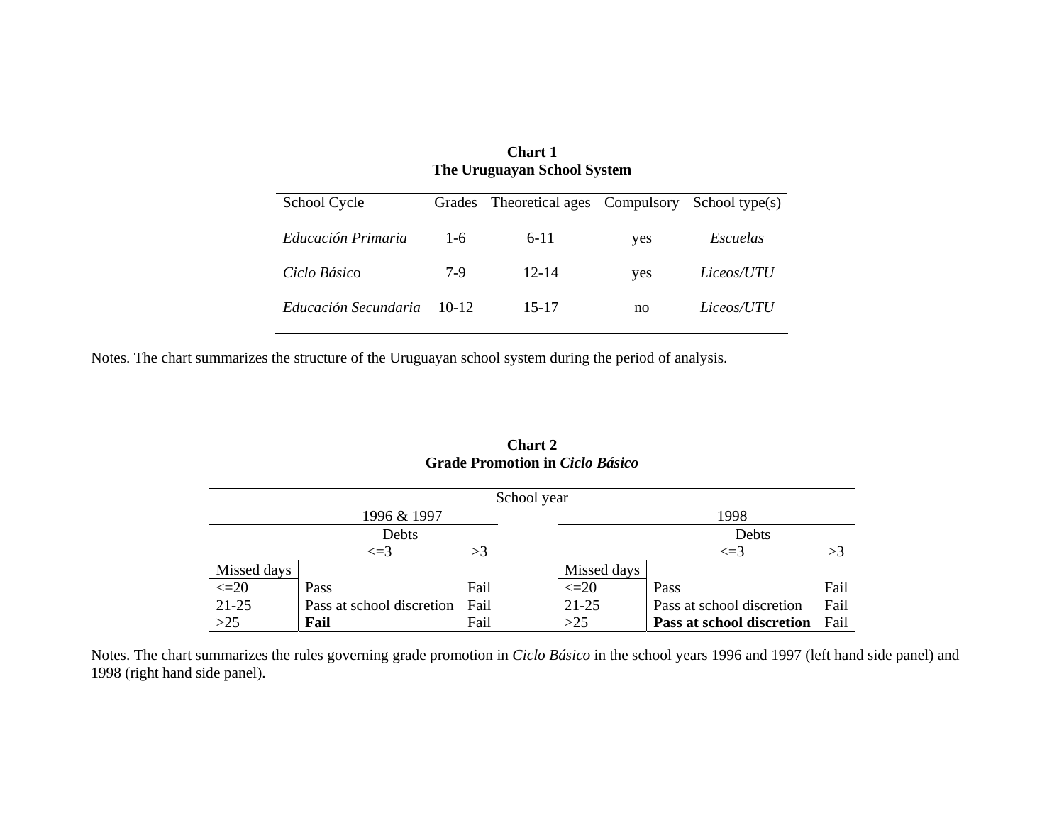**Chart 1**
**The Uruguayan School System**

| School Cycle | Grades | Theoretical ages | Compulsory | School type(s) |
|---|---|---|---|---|
| *Educación Primaria* | 1-6 | 6-11 | yes | *Escuelas* |
| *Ciclo Básico* | 7-9 | 12-14 | yes | *Liceos/UTU* |
| *Educación Secundaria* | 10-12 | 15-17 | no | *Liceos/UTU* |

Notes. The chart summarizes the structure of the Uruguayan school system during the period of analysis.

**Chart 2**
**Grade Promotion in *Ciclo Básico***

| School year | | | | | | |
|---|---|---|---|---|---|---|
| 1996 & 1997 | | | | 1998 | | |
| | Debts | | | | Debts | |
| | <=3 | >3 | | | <=3 | >3 |
| Missed days | | | | Missed days | | |
| <=20 | Pass | Fail | | <=20 | Pass | Fail |
| 21-25 | Pass at school discretion | Fail | | 21-25 | Pass at school discretion | Fail |
| >25 | **Fail** | Fail | | >25 | **Pass at school discretion** | Fail |

Notes. The chart summarizes the rules governing grade promotion in *Ciclo Básico* in the school years 1996 and 1997 (left hand side panel) and 1998 (right hand side panel).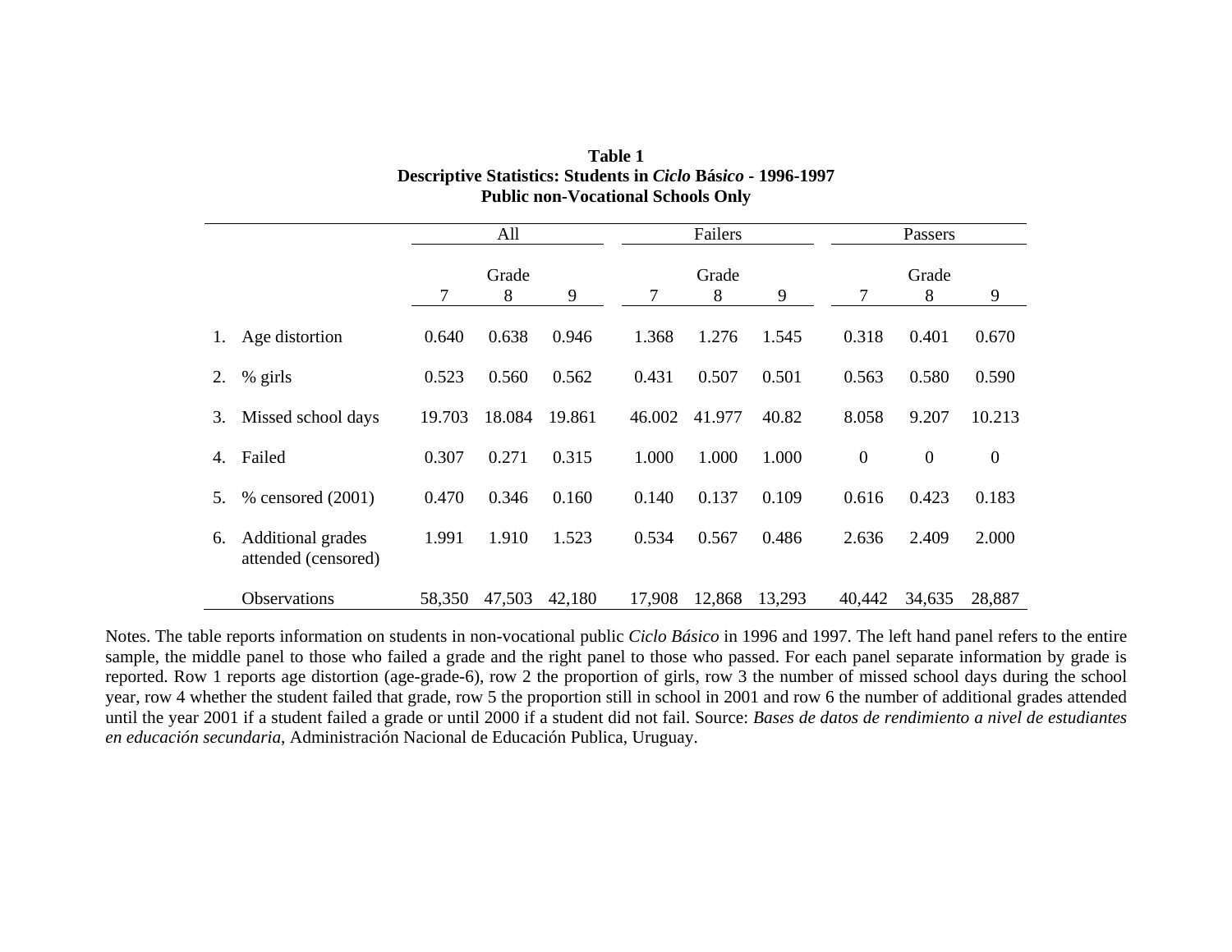**Table 1**
**Descriptive Statistics: Students in *Ciclo* Bás*ico* - 1996-1997**
**Public non-Vocational Schools Only**

| | | All | | | Failers | | | Passers | | |
|---|---|---|---|---|---|---|---|---|---|---|
| | | Grade | | | Grade | | | Grade | | |
| | | 7 | 8 | 9 | 7 | 8 | 9 | 7 | 8 | 9 |
| 1. | Age distortion | 0.640 | 0.638 | 0.946 | 1.368 | 1.276 | 1.545 | 0.318 | 0.401 | 0.670 |
| 2. | % girls | 0.523 | 0.560 | 0.562 | 0.431 | 0.507 | 0.501 | 0.563 | 0.580 | 0.590 |
| 3. | Missed school days | 19.703 | 18.084 | 19.861 | 46.002 | 41.977 | 40.82 | 8.058 | 9.207 | 10.213 |
| 4. | Failed | 0.307 | 0.271 | 0.315 | 1.000 | 1.000 | 1.000 | 0 | 0 | 0 |
| 5. | % censored (2001) | 0.470 | 0.346 | 0.160 | 0.140 | 0.137 | 0.109 | 0.616 | 0.423 | 0.183 |
| 6. | Additional grades attended (censored) | 1.991 | 1.910 | 1.523 | 0.534 | 0.567 | 0.486 | 2.636 | 2.409 | 2.000 |
| | Observations | 58,350 | 47,503 | 42,180 | 17,908 | 12,868 | 13,293 | 40,442 | 34,635 | 28,887 |

Notes. The table reports information on students in non-vocational public *Ciclo Básico* in 1996 and 1997. The left hand panel refers to the entire sample, the middle panel to those who failed a grade and the right panel to those who passed. For each panel separate information by grade is reported. Row 1 reports age distortion (age-grade-6), row 2 the proportion of girls, row 3 the number of missed school days during the school year, row 4 whether the student failed that grade, row 5 the proportion still in school in 2001 and row 6 the number of additional grades attended until the year 2001 if a student failed a grade or until 2000 if a student did not fail. Source: *Bases de datos de rendimiento a nivel de estudiantes en educación secundaria*, Administración Nacional de Educación Publica, Uruguay.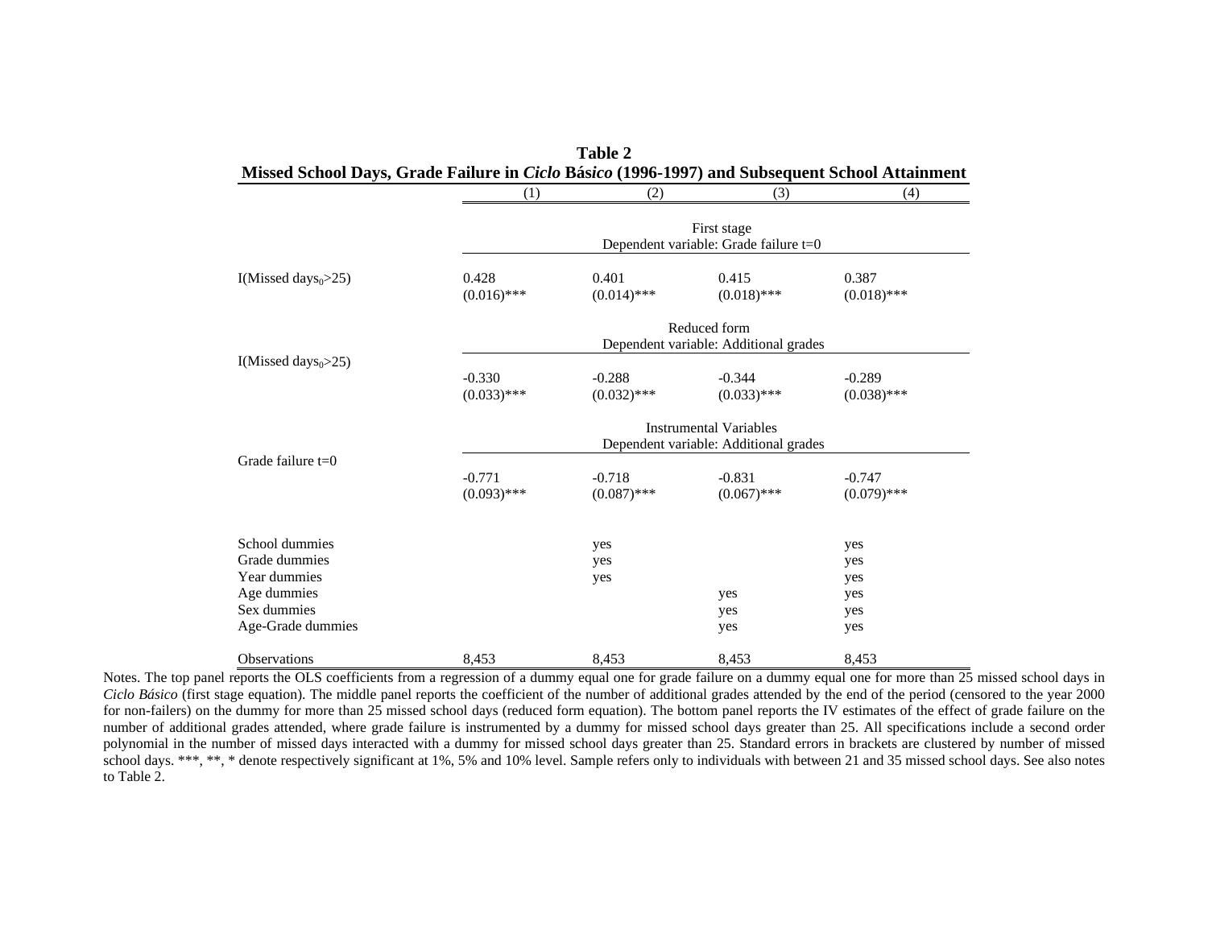**Table 2**

**Missed School Days, Grade Failure in *Ciclo Básico* (1996-1997) and Subsequent School Attainment**

| | (1) | (2) | (3) | (4) |
|---|---|---|---|---|
| | First stage<br>Dependent variable: Grade failure t=0 | | | |
| I(Missed $days_0$>25) | 0.428<br>(0.016)*** | 0.401<br>(0.014)*** | 0.415<br>(0.018)*** | 0.387<br>(0.018)*** |
| | Reduced form<br>Dependent variable: Additional grades | | | |
| I(Missed $days_0$>25) | -0.330<br>(0.033)*** | -0.288<br>(0.032)*** | -0.344<br>(0.033)*** | -0.289<br>(0.038)*** |
| | Instrumental Variables<br>Dependent variable: Additional grades | | | |
| Grade failure t=0 | -0.771<br>(0.093)*** | -0.718<br>(0.087)*** | -0.831<br>(0.067)*** | -0.747<br>(0.079)*** |
| School dummies | | yes | | yes |
| Grade dummies | | yes | | yes |
| Year dummies | | yes | | yes |
| Age dummies | | | yes | yes |
| Sex dummies | | | yes | yes |
| Age-Grade dummies | | | yes | yes |
| Observations | 8,453 | 8,453 | 8,453 | 8,453 |

Notes. The top panel reports the OLS coefficients from a regression of a dummy equal one for grade failure on a dummy equal one for more than 25 missed school days in *Ciclo Básico* (first stage equation). The middle panel reports the coefficient of the number of additional grades attended by the end of the period (censored to the year 2000 for non-failers) on the dummy for more than 25 missed school days (reduced form equation). The bottom panel reports the IV estimates of the effect of grade failure on the number of additional grades attended, where grade failure is instrumented by a dummy for missed school days greater than 25. All specifications include a second order polynomial in the number of missed days interacted with a dummy for missed school days greater than 25. Standard errors in brackets are clustered by number of missed school days. ***, **, * denote respectively significant at 1%, 5% and 10% level. Sample refers only to individuals with between 21 and 35 missed school days. See also notes to Table 2.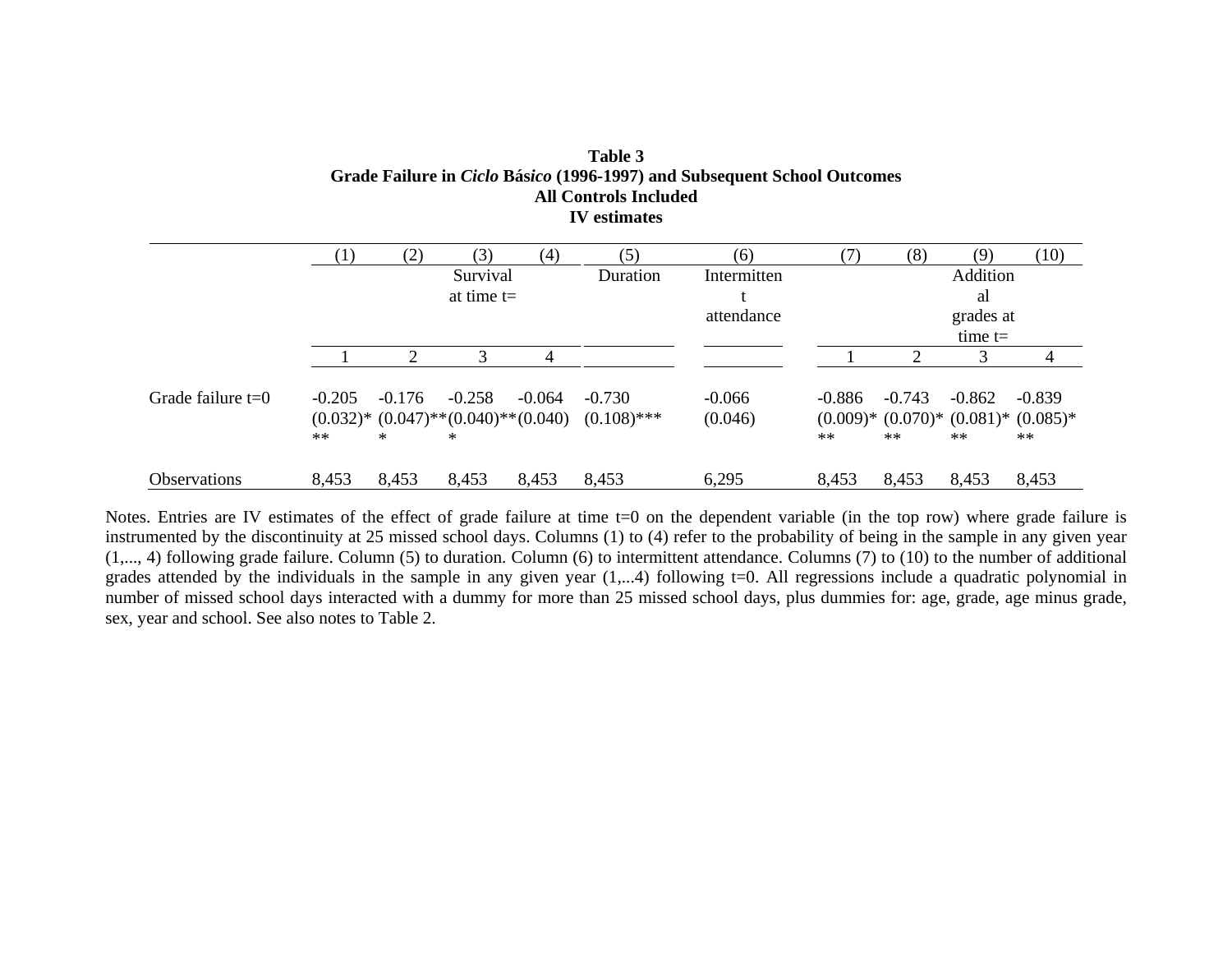**Table 3**
**Grade Failure in *Ciclo Básico* (1996-1997) and Subsequent School Outcomes**
**All Controls Included**
**IV estimates**

| | (1) | (2) | (3) | (4) | (5) | (6) | (7) | (8) | (9) | (10) |
|---|---|---|---|---|---|---|---|---|---|---|
| | Survival at time t= | | | | Duration | Intermittent attendance | Additional grades at time t= | | | |
| | 1 | 2 | 3 | 4 | | | 1 | 2 | 3 | 4 |
| Grade failure t=0 | -0.205 | -0.176 | -0.258 | -0.064 | -0.730 | -0.066 | -0.886 | -0.743 | -0.862 | -0.839 |
| | (0.032)*** | (0.047)*** | (0.040)*** | (0.040) | (0.108)*** | (0.046) | (0.009)*** | (0.070)*** | (0.081)*** | (0.085)*** |
| Observations | 8,453 | 8,453 | 8,453 | 8,453 | 8,453 | 6,295 | 8,453 | 8,453 | 8,453 | 8,453 |

Notes. Entries are IV estimates of the effect of grade failure at time t=0 on the dependent variable (in the top row) where grade failure is instrumented by the discontinuity at 25 missed school days. Columns (1) to (4) refer to the probability of being in the sample in any given year (1,..., 4) following grade failure. Column (5) to duration. Column (6) to intermittent attendance. Columns (7) to (10) to the number of additional grades attended by the individuals in the sample in any given year (1,...4) following t=0. All regressions include a quadratic polynomial in number of missed school days interacted with a dummy for more than 25 missed school days, plus dummies for: age, grade, age minus grade, sex, year and school. See also notes to Table 2.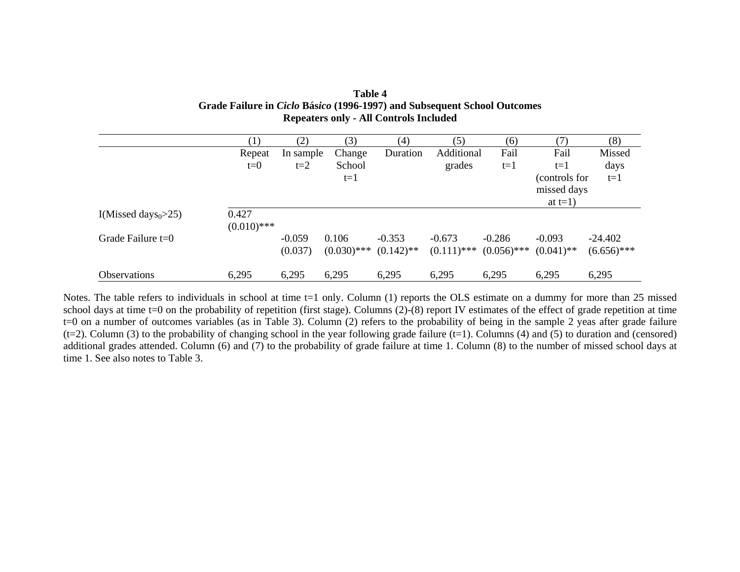**Table 4**
**Grade Failure in *Ciclo* Bás*ico* (1996-1997) and Subsequent School Outcomes**
**Repeaters only - All Controls Included**

| | (1) | (2) | (3) | (4) | (5) | (6) | (7) | (8) |
|---|---|---|---|---|---|---|---|---|
| | Repeat t=0 | In sample t=2 | Change School t=1 | Duration | Additional grades | Fail t=1 | Fail t=1 (controls for missed days at t=1) | Missed days t=1 |
| I(Missed $days_0$>25) | 0.427 (0.010)*** | | | | | | | |
| Grade Failure t=0 | | -0.059 (0.037) | 0.106 (0.030)*** | -0.353 (0.142)** | -0.673 (0.111)*** | -0.286 (0.056)*** | -0.093 (0.041)** | -24.402 (6.656)*** |
| Observations | 6,295 | 6,295 | 6,295 | 6,295 | 6,295 | 6,295 | 6,295 | 6,295 |

Notes. The table refers to individuals in school at time t=1 only. Column (1) reports the OLS estimate on a dummy for more than 25 missed school days at time t=0 on the probability of repetition (first stage). Columns (2)-(8) report IV estimates of the effect of grade repetition at time t=0 on a number of outcomes variables (as in Table 3). Column (2) refers to the probability of being in the sample 2 yeas after grade failure (t=2). Column (3) to the probability of changing school in the year following grade failure (t=1). Columns (4) and (5) to duration and (censored) additional grades attended. Column (6) and (7) to the probability of grade failure at time 1. Column (8) to the number of missed school days at time 1. See also notes to Table 3.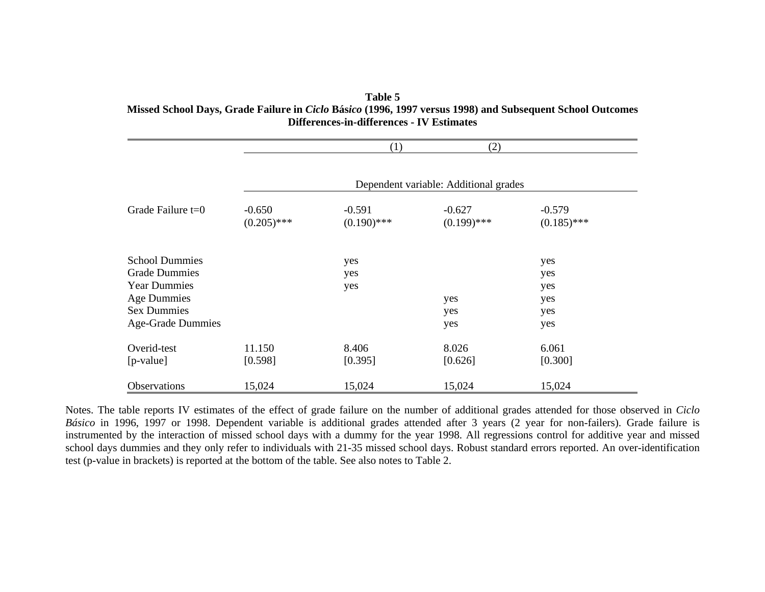**Table 5**
**Missed School Days, Grade Failure in *Ciclo* Bás*ico* (1996, 1997 versus 1998) and Subsequent School Outcomes**
**Differences-in-differences - IV Estimates**

| | | (1) | (2) | |
|---|---|---|---|---|
| | Dependent variable: Additional grades | | | |
| Grade Failure t=0 | -0.650 | -0.591 | -0.627 | -0.579 |
| | (0.205)*** | (0.190)*** | (0.199)*** | (0.185)*** |
| School Dummies | | yes | | yes |
| Grade Dummies | | yes | | yes |
| Year Dummies | | yes | | yes |
| Age Dummies | | | yes | yes |
| Sex Dummies | | | yes | yes |
| Age-Grade Dummies | | | yes | yes |
| Overid-test | 11.150 | 8.406 | 8.026 | 6.061 |
| [p-value] | [0.598] | [0.395] | [0.626] | [0.300] |
| Observations | 15,024 | 15,024 | 15,024 | 15,024 |

Notes. The table reports IV estimates of the effect of grade failure on the number of additional grades attended for those observed in *Ciclo Básico* in 1996, 1997 or 1998. Dependent variable is additional grades attended after 3 years (2 year for non-failers). Grade failure is instrumented by the interaction of missed school days with a dummy for the year 1998. All regressions control for additive year and missed school days dummies and they only refer to individuals with 21-35 missed school days. Robust standard errors reported. An over-identification test (p-value in brackets) is reported at the bottom of the table. See also notes to Table 2.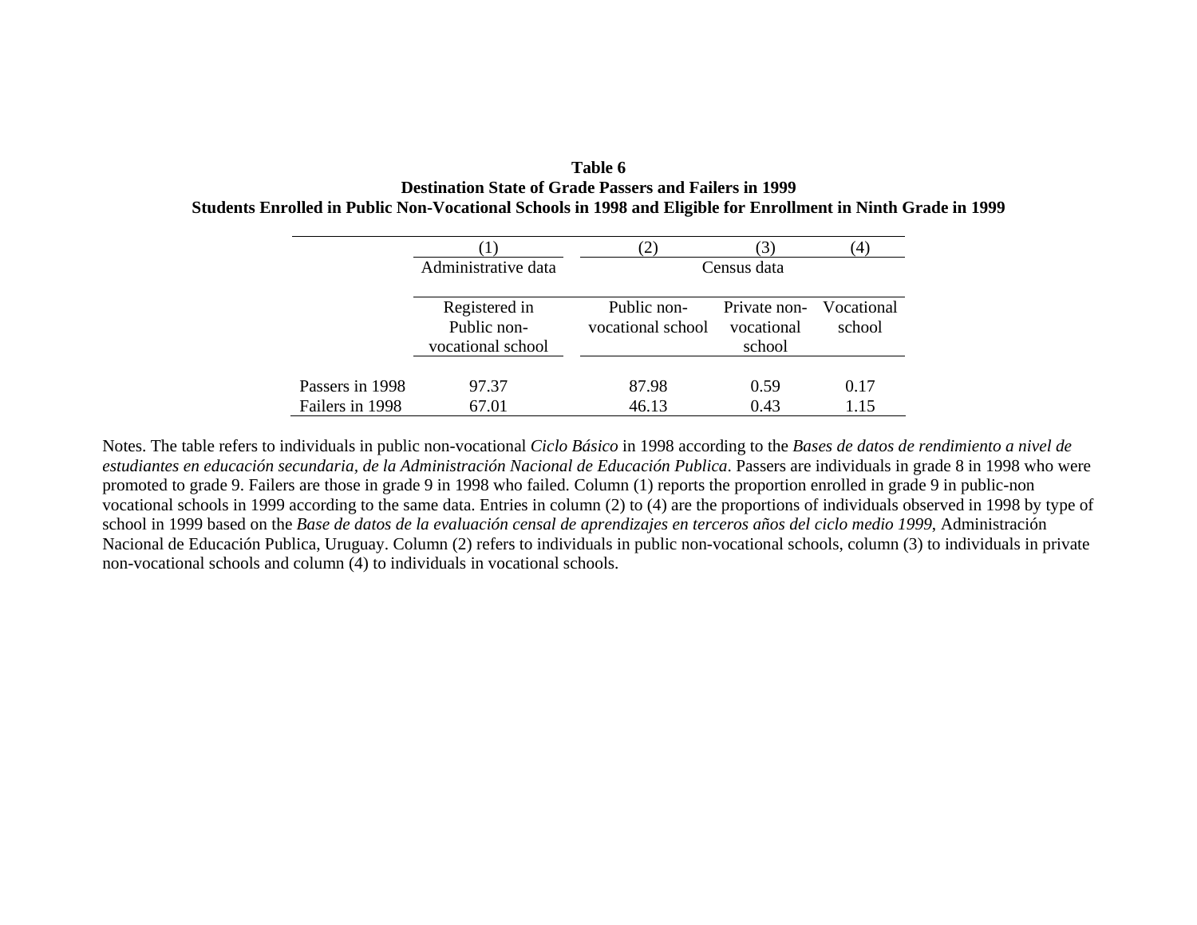**Table 6**
**Destination State of Grade Passers and Failers in 1999**
**Students Enrolled in Public Non-Vocational Schools in 1998 and Eligible for Enrollment in Ninth Grade in 1999**

| | (1) | (2) | (3) | (4) |
|---|---|---|---|---|
| | Administrative data | Census data | | |
| | Registered in Public non-vocational school | Public non-vocational school | Private non-vocational school | Vocational school |
| Passers in 1998 | 97.37 | 87.98 | 0.59 | 0.17 |
| Failers in 1998 | 67.01 | 46.13 | 0.43 | 1.15 |

Notes. The table refers to individuals in public non-vocational *Ciclo Básico* in 1998 according to the *Bases de datos de rendimiento a nivel de estudiantes en educación secundaria, de la Administración Nacional de Educación Publica*. Passers are individuals in grade 8 in 1998 who were promoted to grade 9. Failers are those in grade 9 in 1998 who failed. Column (1) reports the proportion enrolled in grade 9 in public-non vocational schools in 1999 according to the same data. Entries in column (2) to (4) are the proportions of individuals observed in 1998 by type of school in 1999 based on the *Base de datos de la evaluación censal de aprendizajes en terceros años del ciclo medio 1999*, Administración Nacional de Educación Publica, Uruguay. Column (2) refers to individuals in public non-vocational schools, column (3) to individuals in private non-vocational schools and column (4) to individuals in vocational schools.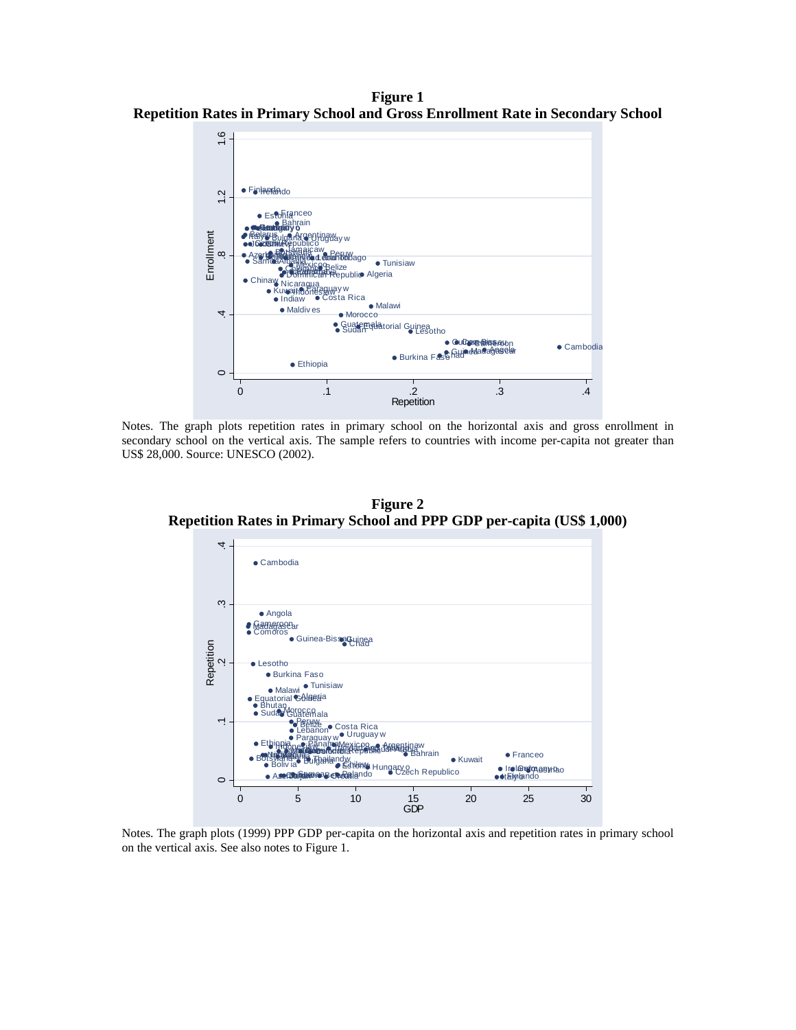**Figure 1**
**Repetition Rates in Primary School and Gross Enrollment Rate in Secondary School**

Notes. The graph plots repetition rates in primary school on the horizontal axis and gross enrollment in secondary school on the vertical axis. The sample refers to countries with income per-capita not greater than US$ 28,000. Source: UNESCO (2002).

**Figure 2**
**Repetition Rates in Primary School and PPP GDP per-capita (US$ 1,000)**

Notes. The graph plots (1999) PPP GDP per-capita on the horizontal axis and repetition rates in primary school on the vertical axis. See also notes to Figure 1.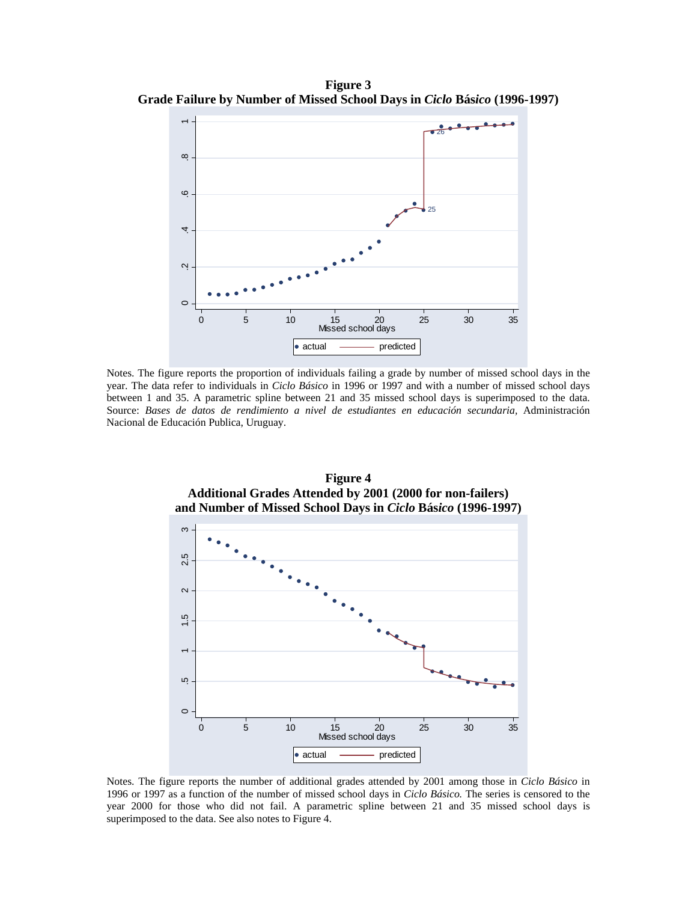**Figure 3**
**Grade Failure by Number of Missed School Days in *Ciclo* Básico (1996-1997)**

Notes. The figure reports the proportion of individuals failing a grade by number of missed school days in the year. The data refer to individuals in *Ciclo Básico* in 1996 or 1997 and with a number of missed school days between 1 and 35. A parametric spline between 21 and 35 missed school days is superimposed to the data. Source: *Bases de datos de rendimiento a nivel de estudiantes en educación secundaria*, Administración Nacional de Educación Publica, Uruguay.

**Figure 4**
**Additional Grades Attended by 2001 (2000 for non-failers) and Number of Missed School Days in *Ciclo* Básico (1996-1997)**

Notes. The figure reports the number of additional grades attended by 2001 among those in *Ciclo Básico* in 1996 or 1997 as a function of the number of missed school days in *Ciclo Básico.* The series is censored to the year 2000 for those who did not fail. A parametric spline between 21 and 35 missed school days is superimposed to the data. See also notes to Figure 4.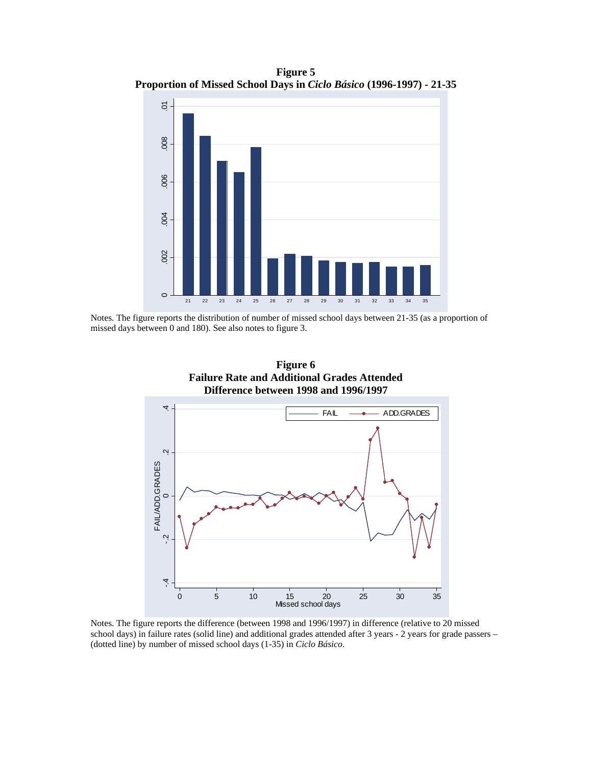**Figure 5**
**Proportion of Missed School Days in *Ciclo Básico* (1996-1997) - 21-35**

Notes. The figure reports the distribution of number of missed school days between 21-35 (as a proportion of missed days between 0 and 180). See also notes to figure 3.

**Figure 6**
**Failure Rate and Additional Grades Attended**
**Difference between 1998 and 1996/1997**

Notes. The figure reports the difference (between 1998 and 1996/1997) in difference (relative to 20 missed school days) in failure rates (solid line) and additional grades attended after 3 years - 2 years for grade passers – (dotted line) by number of missed school days (1-35) in *Ciclo Básico*.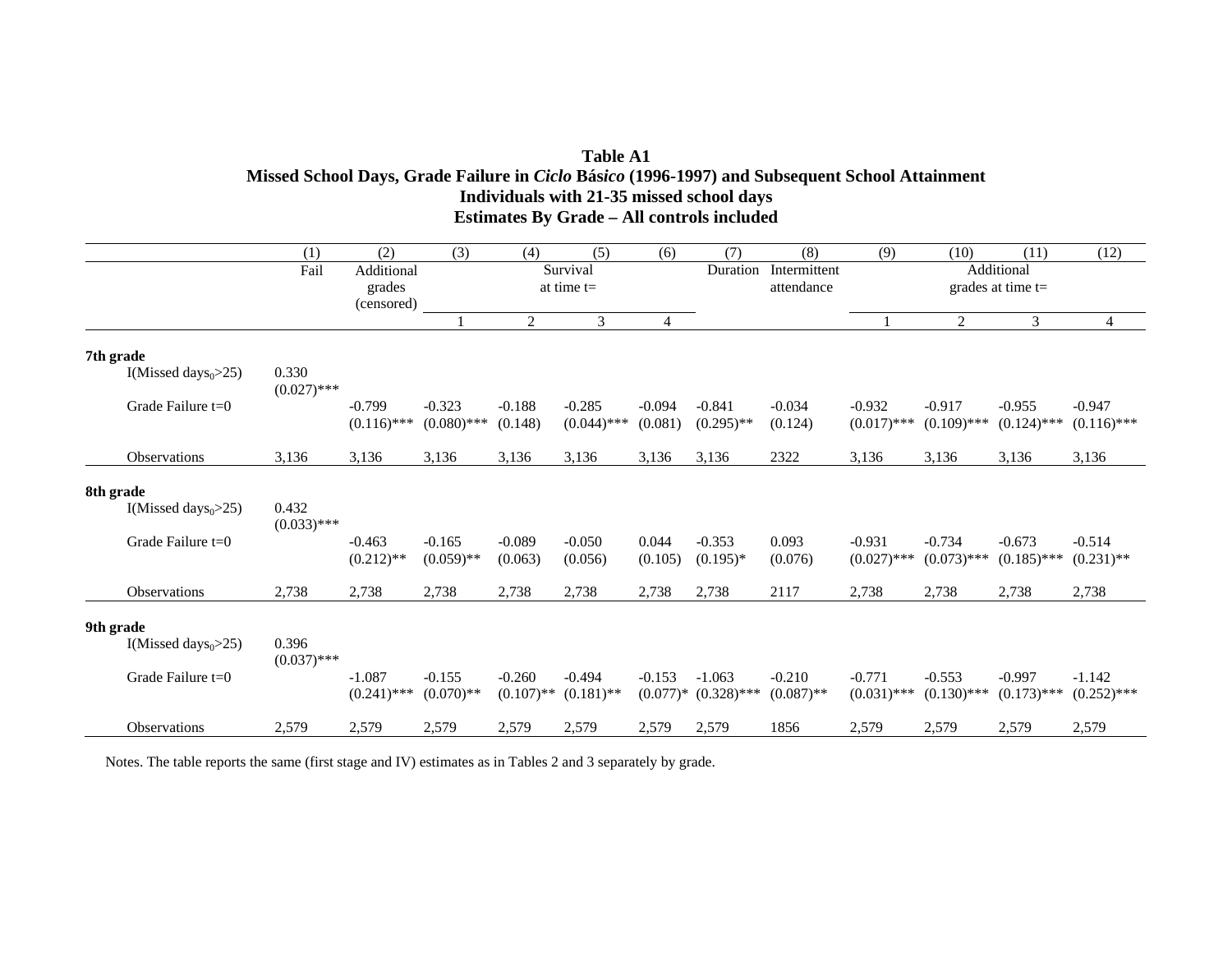**Table A1**
**Missed School Days, Grade Failure in *Ciclo Básico* (1996-1997) and Subsequent School Attainment**
**Individuals with 21-35 missed school days**
**Estimates By Grade – All controls included**

| | (1) | (2) | (3) | (4) | (5) | (6) | (7) | (8) | (9) | (10) | (11) | (12) |
|---|---|---|---|---|---|---|---|---|---|---|---|---|
| | Fail | Additional grades (censored) | Survival at time t= | | | | Duration | Intermittent attendance | Additional grades at time t= | | | |
| | | | 1 | 2 | 3 | 4 | | | 1 | 2 | 3 | 4 |
| **7th grade** | | | | | | | | | | | | |
| I(Missed $days_0$>25) | 0.330 (0.027)*** | | | | | | | | | | | |
| Grade Failure t=0 | | -0.799 (0.116)*** | -0.323 (0.080)*** | -0.188 (0.148) | -0.285 (0.044)*** | -0.094 (0.081) | -0.841 (0.295)** | -0.034 (0.124) | -0.932 (0.017)*** | -0.917 (0.109)*** | -0.955 (0.124)*** | -0.947 (0.116)*** |
| Observations | 3,136 | 3,136 | 3,136 | 3,136 | 3,136 | 3,136 | 3,136 | 2322 | 3,136 | 3,136 | 3,136 | 3,136 |
| **8th grade** | | | | | | | | | | | | |
| I(Missed $days_0$>25) | 0.432 (0.033)*** | | | | | | | | | | | |
| Grade Failure t=0 | | -0.463 (0.212)** | -0.165 (0.059)** | -0.089 (0.063) | -0.050 (0.056) | 0.044 (0.105) | -0.353 (0.195)* | 0.093 (0.076) | -0.931 (0.027)*** | -0.734 (0.073)*** | -0.673 (0.185)*** | -0.514 (0.231)** |
| Observations | 2,738 | 2,738 | 2,738 | 2,738 | 2,738 | 2,738 | 2,738 | 2117 | 2,738 | 2,738 | 2,738 | 2,738 |
| **9th grade** | | | | | | | | | | | | |
| I(Missed $days_0$>25) | 0.396 (0.037)*** | | | | | | | | | | | |
| Grade Failure t=0 | | -1.087 (0.241)*** | -0.155 (0.070)** | -0.260 (0.107)** | -0.494 (0.181)** | -0.153 (0.077)* | -1.063 (0.328)*** | -0.210 (0.087)** | -0.771 (0.031)*** | -0.553 (0.130)*** | -0.997 (0.173)*** | -1.142 (0.252)*** |
| Observations | 2,579 | 2,579 | 2,579 | 2,579 | 2,579 | 2,579 | 2,579 | 1856 | 2,579 | 2,579 | 2,579 | 2,579 |

Notes. The table reports the same (first stage and IV) estimates as in Tables 2 and 3 separately by grade.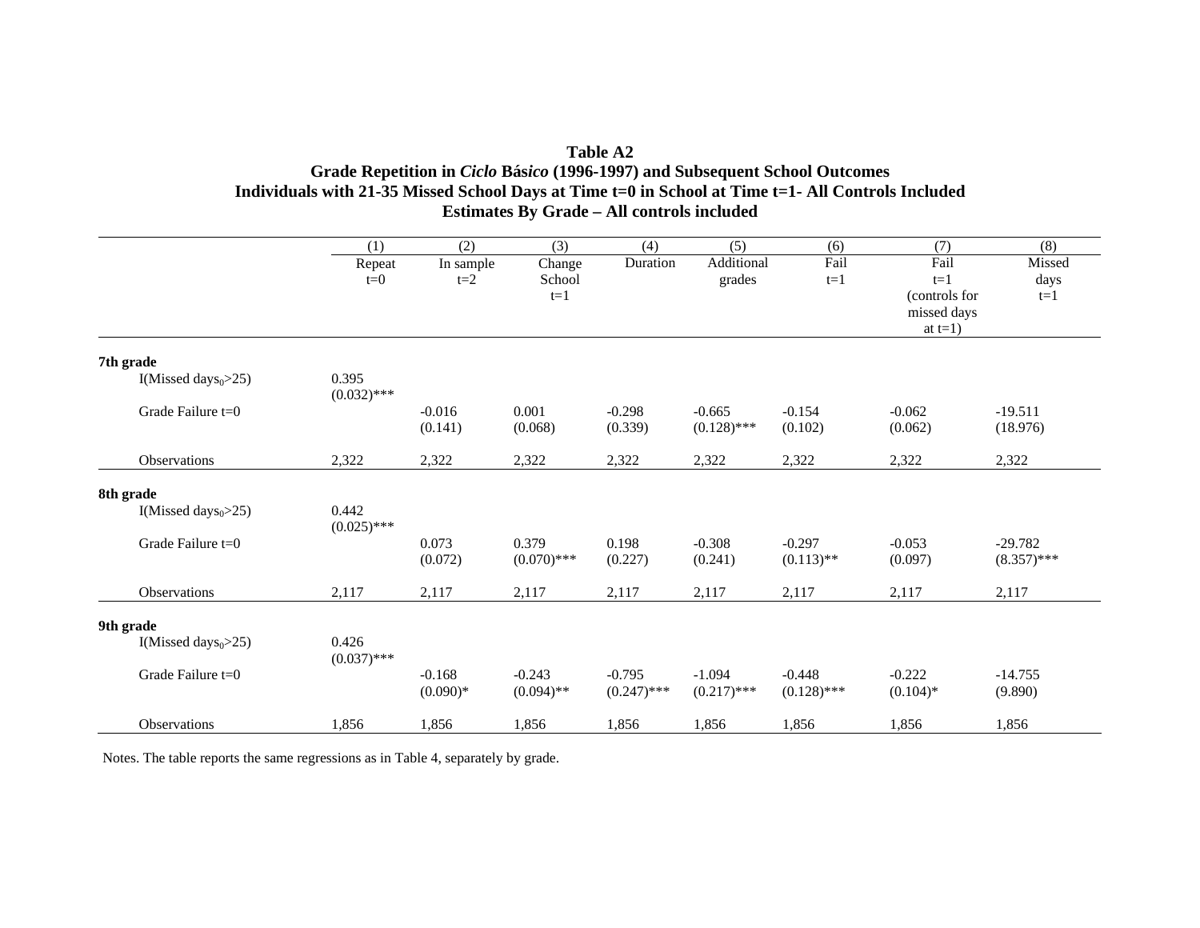**Table A2**

**Grade Repetition in *Ciclo* Básico (1996-1997) and Subsequent School Outcomes**

**Individuals with 21-35 Missed School Days at Time t=0 in School at Time t=1- All Controls Included**

**Estimates By Grade – All controls included**

| | (1) | (2) | (3) | (4) | (5) | (6) | (7) | (8) |
|---|---|---|---|---|---|---|---|---|
| | Repeat t=0 | In sample t=2 | Change School t=1 | Duration | Additional grades | Fail t=1 | Fail t=1 (controls for missed days at t=1) | Missed days t=1 |
| **7th grade** | | | | | | | | |
| I(Missed days$_0$>25) | 0.395 (0.032)*** | | | | | | | |
| Grade Failure t=0 | | -0.016 (0.141) | 0.001 (0.068) | -0.298 (0.339) | -0.665 (0.128)*** | -0.154 (0.102) | -0.062 (0.062) | -19.511 (18.976) |
| Observations | 2,322 | 2,322 | 2,322 | 2,322 | 2,322 | 2,322 | 2,322 | 2,322 |
| **8th grade** | | | | | | | | |
| I(Missed days$_0$>25) | 0.442 (0.025)*** | | | | | | | |
| Grade Failure t=0 | | 0.073 (0.072) | 0.379 (0.070)*** | 0.198 (0.227) | -0.308 (0.241) | -0.297 (0.113)** | -0.053 (0.097) | -29.782 (8.357)*** |
| Observations | 2,117 | 2,117 | 2,117 | 2,117 | 2,117 | 2,117 | 2,117 | 2,117 |
| **9th grade** | | | | | | | | |
| I(Missed days$_0$>25) | 0.426 (0.037)*** | | | | | | | |
| Grade Failure t=0 | | -0.168 (0.090)* | -0.243 (0.094)** | -0.795 (0.247)*** | -1.094 (0.217)*** | -0.448 (0.128)*** | -0.222 (0.104)* | -14.755 (9.890) |
| Observations | 1,856 | 1,856 | 1,856 | 1,856 | 1,856 | 1,856 | 1,856 | 1,856 |

Notes. The table reports the same regressions as in Table 4, separately by grade.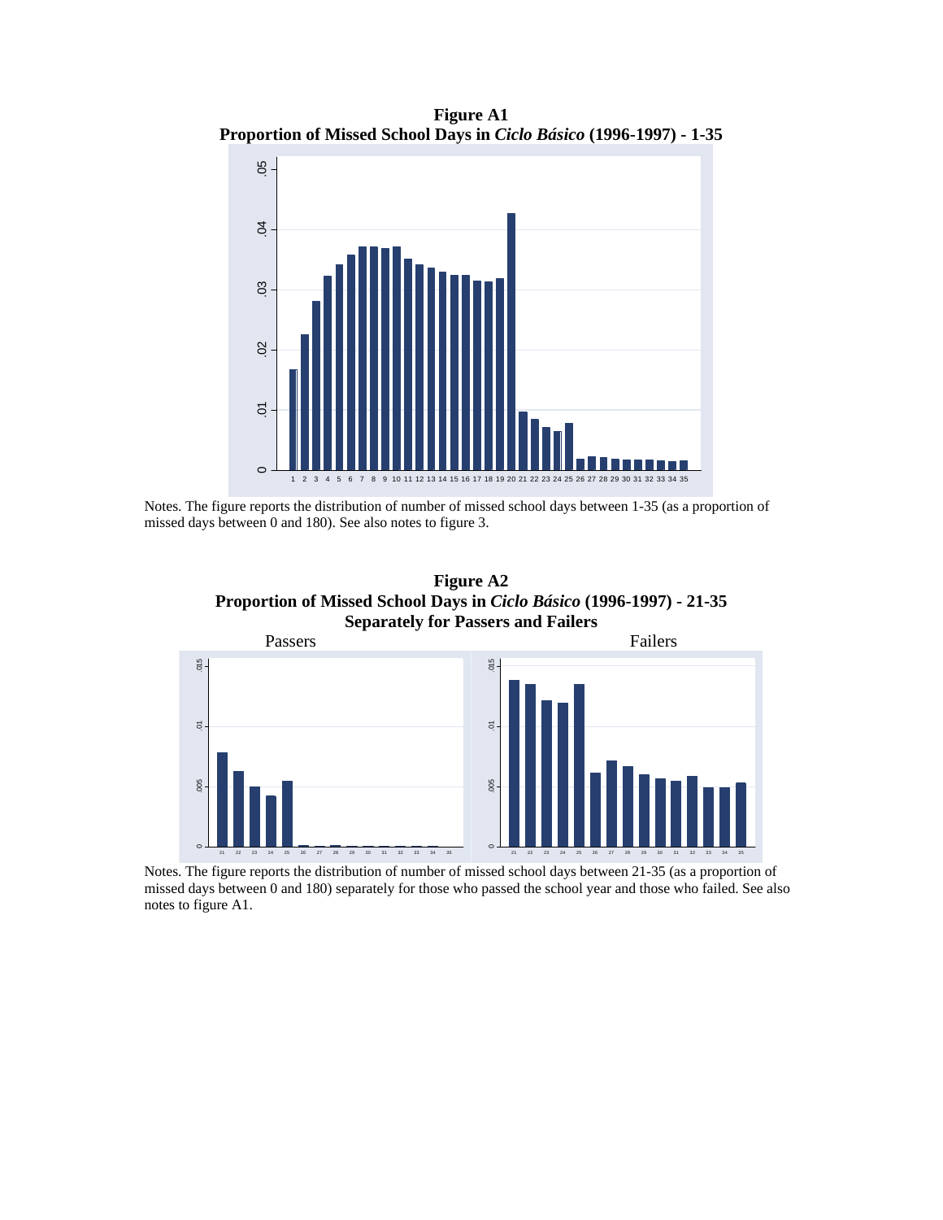**Figure A1**
**Proportion of Missed School Days in *Ciclo Básico* (1996-1997) - 1-35**

Notes. The figure reports the distribution of number of missed school days between 1-35 (as a proportion of missed days between 0 and 180). See also notes to figure 3.

**Figure A2**
**Proportion of Missed School Days in *Ciclo Básico* (1996-1997) - 21-35**
**Separately for Passers and Failers**

Notes. The figure reports the distribution of number of missed school days between 21-35 (as a proportion of missed days between 0 and 180) separately for those who passed the school year and those who failed. See also notes to figure A1.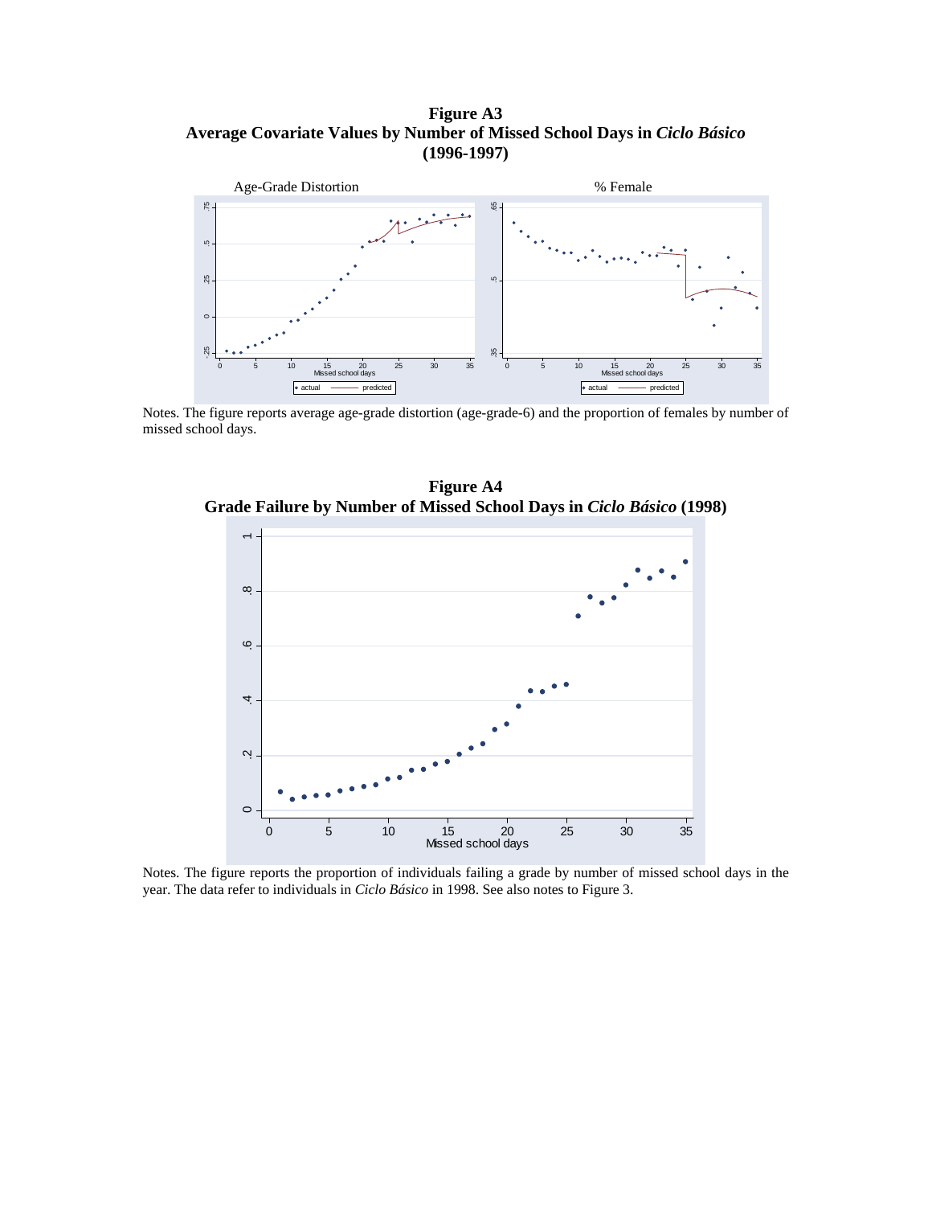**Figure A3**
**Average Covariate Values by Number of Missed School Days in *Ciclo Básico* (1996-1997)**

Notes. The figure reports average age-grade distortion (age-grade-6) and the proportion of females by number of missed school days.

**Figure A4**
**Grade Failure by Number of Missed School Days in *Ciclo Básico* (1998)**

Notes. The figure reports the proportion of individuals failing a grade by number of missed school days in the year. The data refer to individuals in *Ciclo Básico* in 1998. See also notes to Figure 3.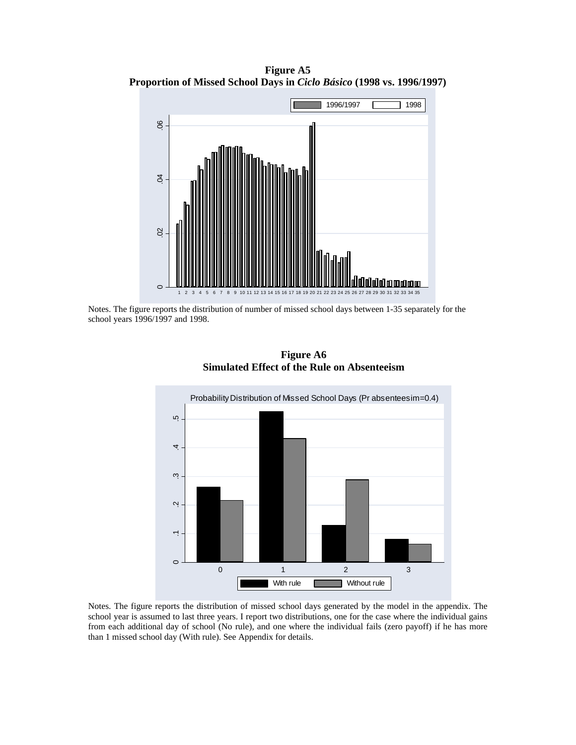**Figure A5**
**Proportion of Missed School Days in *Ciclo Básico* (1998 vs. 1996/1997)**

Notes. The figure reports the distribution of number of missed school days between 1-35 separately for the school years 1996/1997 and 1998.

**Figure A6**
**Simulated Effect of the Rule on Absenteeism**

Notes. The figure reports the distribution of missed school days generated by the model in the appendix. The school year is assumed to last three years. I report two distributions, one for the case where the individual gains from each additional day of school (No rule), and one where the individual fails (zero payoff) if he has more than 1 missed school day (With rule). See Appendix for details.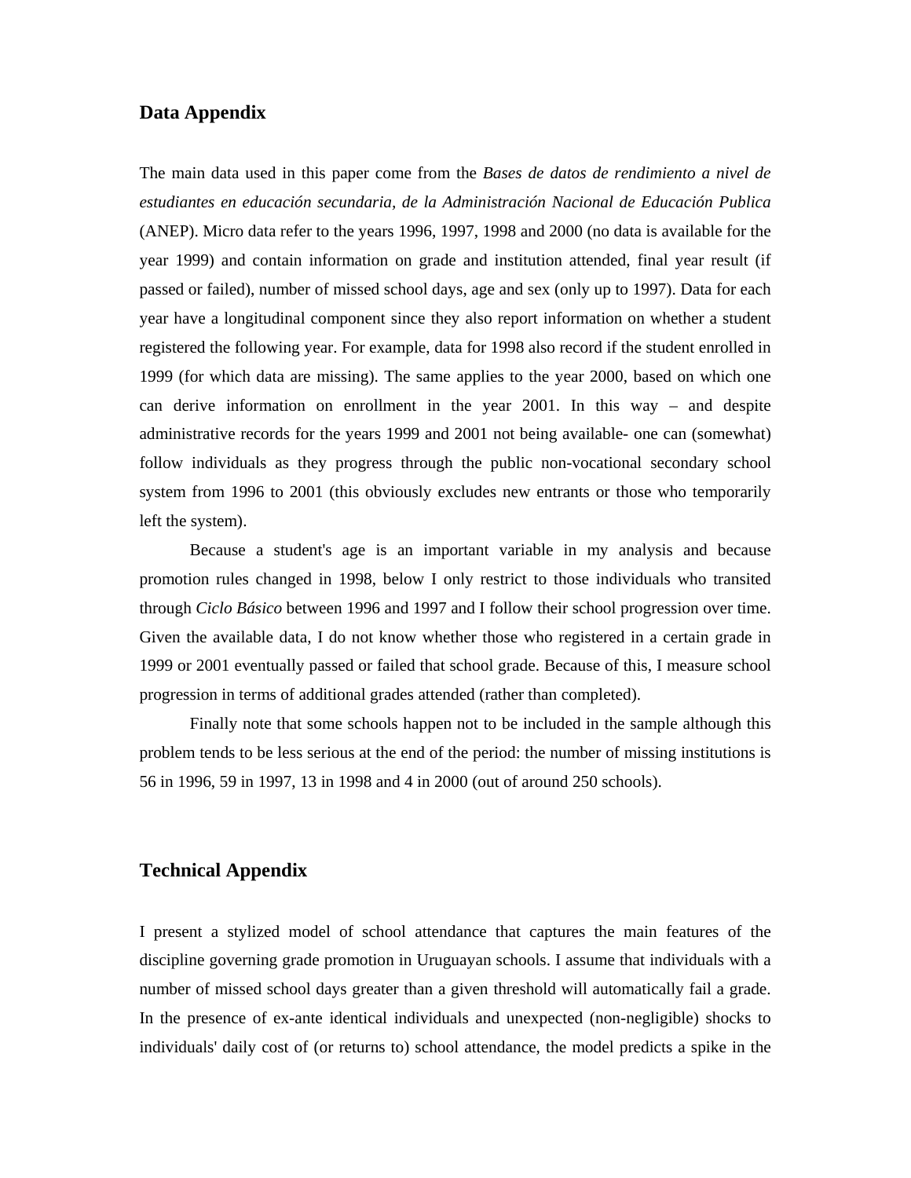## Data Appendix

The main data used in this paper come from the *Bases de datos de rendimiento a nivel de estudiantes en educación secundaria, de la Administración Nacional de Educación Publica* (ANEP). Micro data refer to the years 1996, 1997, 1998 and 2000 (no data is available for the year 1999) and contain information on grade and institution attended, final year result (if passed or failed), number of missed school days, age and sex (only up to 1997). Data for each year have a longitudinal component since they also report information on whether a student registered the following year. For example, data for 1998 also record if the student enrolled in 1999 (for which data are missing). The same applies to the year 2000, based on which one can derive information on enrollment in the year 2001. In this way – and despite administrative records for the years 1999 and 2001 not being available- one can (somewhat) follow individuals as they progress through the public non-vocational secondary school system from 1996 to 2001 (this obviously excludes new entrants or those who temporarily left the system).

Because a student's age is an important variable in my analysis and because promotion rules changed in 1998, below I only restrict to those individuals who transited through *Ciclo Básico* between 1996 and 1997 and I follow their school progression over time. Given the available data, I do not know whether those who registered in a certain grade in 1999 or 2001 eventually passed or failed that school grade. Because of this, I measure school progression in terms of additional grades attended (rather than completed).

Finally note that some schools happen not to be included in the sample although this problem tends to be less serious at the end of the period: the number of missing institutions is 56 in 1996, 59 in 1997, 13 in 1998 and 4 in 2000 (out of around 250 schools).

## Technical Appendix

I present a stylized model of school attendance that captures the main features of the discipline governing grade promotion in Uruguayan schools. I assume that individuals with a number of missed school days greater than a given threshold will automatically fail a grade. In the presence of ex-ante identical individuals and unexpected (non-negligible) shocks to individuals' daily cost of (or returns to) school attendance, the model predicts a spike in the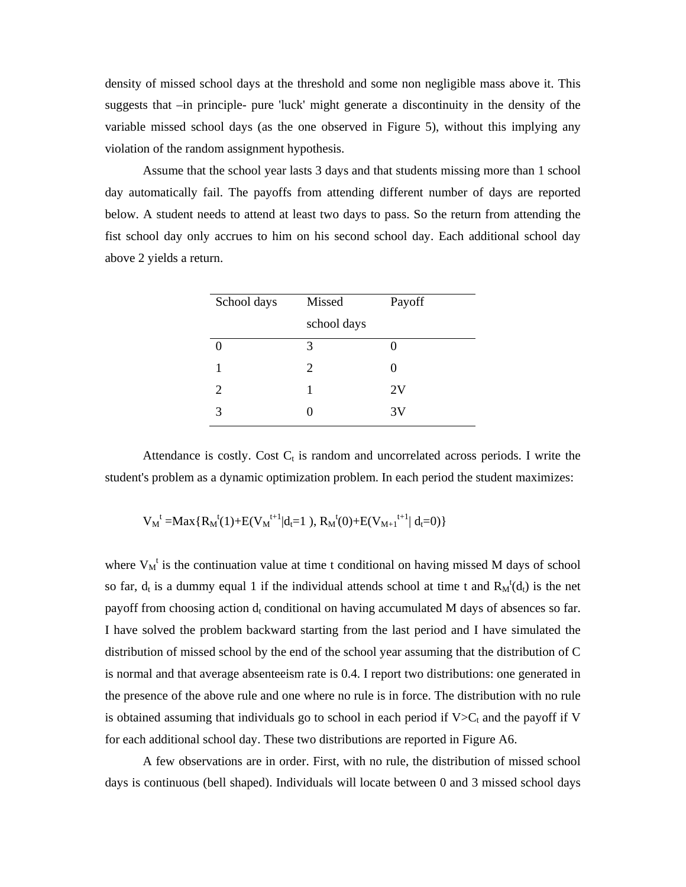density of missed school days at the threshold and some non negligible mass above it. This suggests that –in principle- pure 'luck' might generate a discontinuity in the density of the variable missed school days (as the one observed in Figure 5), without this implying any violation of the random assignment hypothesis.

Assume that the school year lasts 3 days and that students missing more than 1 school day automatically fail. The payoffs from attending different number of days are reported below. A student needs to attend at least two days to pass. So the return from attending the fist school day only accrues to him on his second school day. Each additional school day above 2 yields a return.

| School days | Missed school days | Payoff |
|---|---|---|
| 0 | 3 | 0 |
| 1 | 2 | 0 |
| 2 | 1 | 2V |
| 3 | 0 | 3V |

Attendance is costly. Cost $C_t$ is random and uncorrelated across periods. I write the student's problem as a dynamic optimization problem. In each period the student maximizes:

$$V_M^t = \text{Max}\{R_M^t(1)+E(V_M^{t+1}|d_t=1), R_M^t(0)+E(V_{M+1}^{t+1}| d_t=0)\}$$

where $V_M^t$ is the continuation value at time t conditional on having missed M days of school so far, $d_t$ is a dummy equal 1 if the individual attends school at time t and $R_M^t(d_t)$ is the net payoff from choosing action $d_t$ conditional on having accumulated M days of absences so far. I have solved the problem backward starting from the last period and I have simulated the distribution of missed school by the end of the school year assuming that the distribution of C is normal and that average absenteeism rate is 0.4. I report two distributions: one generated in the presence of the above rule and one where no rule is in force. The distribution with no rule is obtained assuming that individuals go to school in each period if $V>C_t$ and the payoff if V for each additional school day. These two distributions are reported in Figure A6.

A few observations are in order. First, with no rule, the distribution of missed school days is continuous (bell shaped). Individuals will locate between 0 and 3 missed school days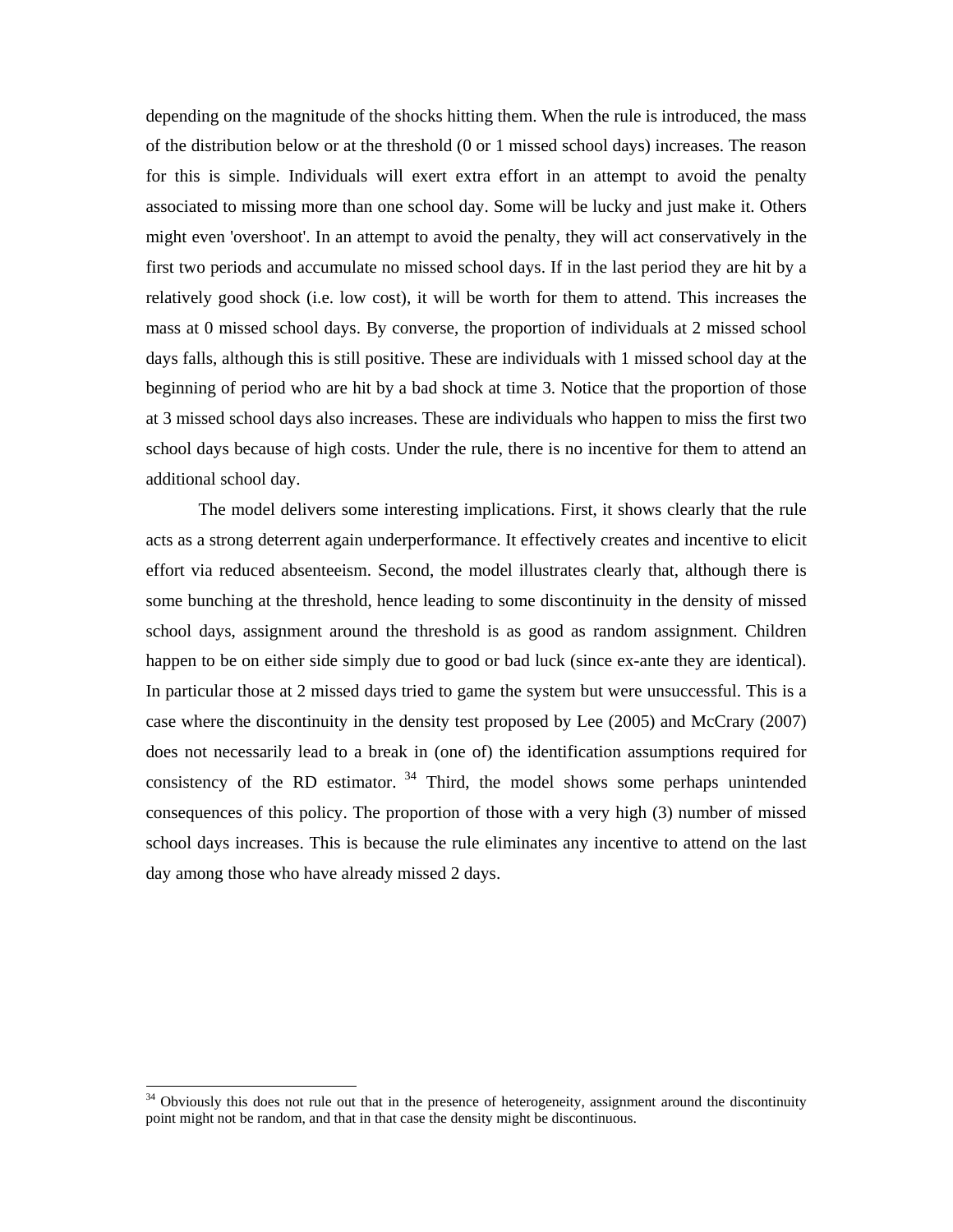depending on the magnitude of the shocks hitting them. When the rule is introduced, the mass of the distribution below or at the threshold (0 or 1 missed school days) increases. The reason for this is simple. Individuals will exert extra effort in an attempt to avoid the penalty associated to missing more than one school day. Some will be lucky and just make it. Others might even 'overshoot'. In an attempt to avoid the penalty, they will act conservatively in the first two periods and accumulate no missed school days. If in the last period they are hit by a relatively good shock (i.e. low cost), it will be worth for them to attend. This increases the mass at 0 missed school days. By converse, the proportion of individuals at 2 missed school days falls, although this is still positive. These are individuals with 1 missed school day at the beginning of period who are hit by a bad shock at time 3. Notice that the proportion of those at 3 missed school days also increases. These are individuals who happen to miss the first two school days because of high costs. Under the rule, there is no incentive for them to attend an additional school day.

The model delivers some interesting implications. First, it shows clearly that the rule acts as a strong deterrent again underperformance. It effectively creates and incentive to elicit effort via reduced absenteeism. Second, the model illustrates clearly that, although there is some bunching at the threshold, hence leading to some discontinuity in the density of missed school days, assignment around the threshold is as good as random assignment. Children happen to be on either side simply due to good or bad luck (since ex-ante they are identical). In particular those at 2 missed days tried to game the system but were unsuccessful. This is a case where the discontinuity in the density test proposed by Lee (2005) and McCrary (2007) does not necessarily lead to a break in (one of) the identification assumptions required for consistency of the RD estimator. [34] Third, the model shows some perhaps unintended consequences of this policy. The proportion of those with a very high (3) number of missed school days increases. This is because the rule eliminates any incentive to attend on the last day among those who have already missed 2 days.

[34] Obviously this does not rule out that in the presence of heterogeneity, assignment around the discontinuity point might not be random, and that in that case the density might be discontinuous.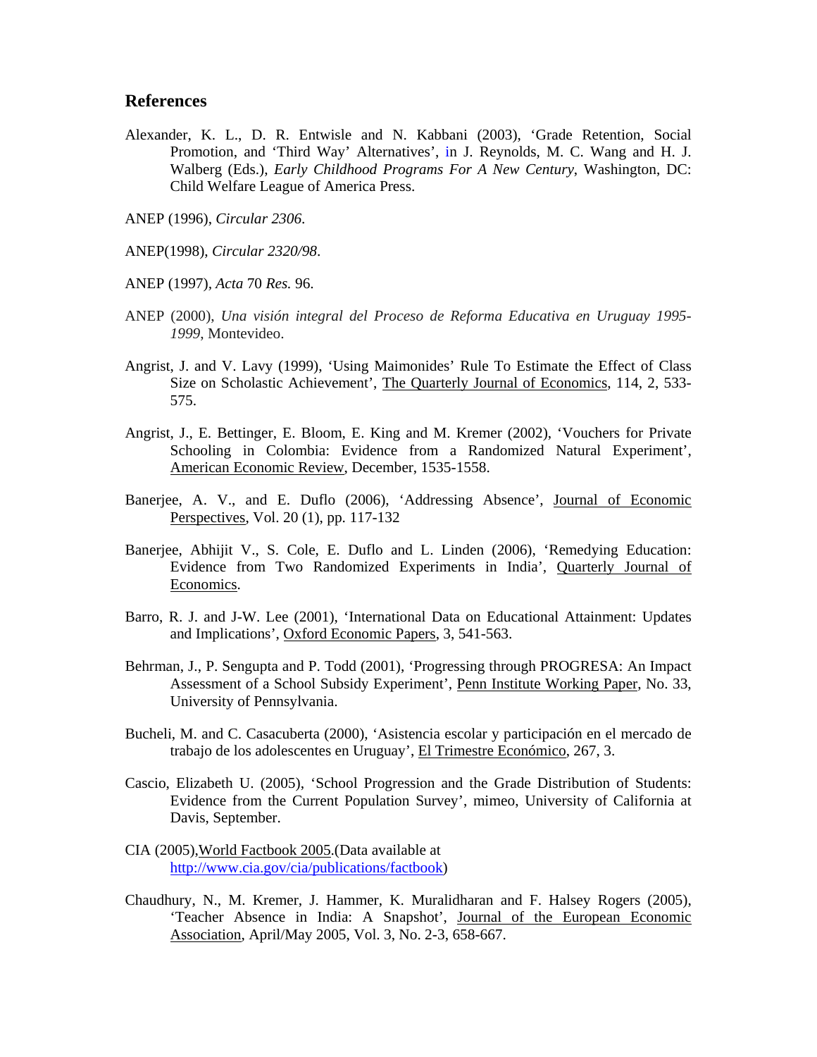## References

Alexander, K. L., D. R. Entwisle and N. Kabbani (2003), 'Grade Retention, Social Promotion, and 'Third Way' Alternatives', in J. Reynolds, M. C. Wang and H. J. Walberg (Eds.), *Early Childhood Programs For A New Century*, Washington, DC: Child Welfare League of America Press.

ANEP (1996), *Circular 2306*.

ANEP(1998), *Circular 2320/98*.

ANEP (1997), *Acta* 70 *Res.* 96.

ANEP (2000), *Una visión integral del Proceso de Reforma Educativa en Uruguay 1995-1999*, Montevideo.

Angrist, J. and V. Lavy (1999), 'Using Maimonides' Rule To Estimate the Effect of Class Size on Scholastic Achievement', The Quarterly Journal of Economics, 114, 2, 533-575.

Angrist, J., E. Bettinger, E. Bloom, E. King and M. Kremer (2002), 'Vouchers for Private Schooling in Colombia: Evidence from a Randomized Natural Experiment', American Economic Review, December, 1535-1558.

Banerjee, A. V., and E. Duflo (2006), 'Addressing Absence', Journal of Economic Perspectives, Vol. 20 (1), pp. 117-132

Banerjee, Abhijit V., S. Cole, E. Duflo and L. Linden (2006), 'Remedying Education: Evidence from Two Randomized Experiments in India', Quarterly Journal of Economics.

Barro, R. J. and J-W. Lee (2001), 'International Data on Educational Attainment: Updates and Implications', Oxford Economic Papers, 3, 541-563.

Behrman, J., P. Sengupta and P. Todd (2001), 'Progressing through PROGRESA: An Impact Assessment of a School Subsidy Experiment', Penn Institute Working Paper, No. 33, University of Pennsylvania.

Bucheli, M. and C. Casacuberta (2000), 'Asistencia escolar y participación en el mercado de trabajo de los adolescentes en Uruguay', El Trimestre Económico, 267, 3.

Cascio, Elizabeth U. (2005), 'School Progression and the Grade Distribution of Students: Evidence from the Current Population Survey', mimeo, University of California at Davis, September.

CIA (2005),World Factbook 2005.(Data available at http://www.cia.gov/cia/publications/factbook)

Chaudhury, N., M. Kremer, J. Hammer, K. Muralidharan and F. Halsey Rogers (2005), 'Teacher Absence in India: A Snapshot', Journal of the European Economic Association, April/May 2005, Vol. 3, No. 2-3, 658-667.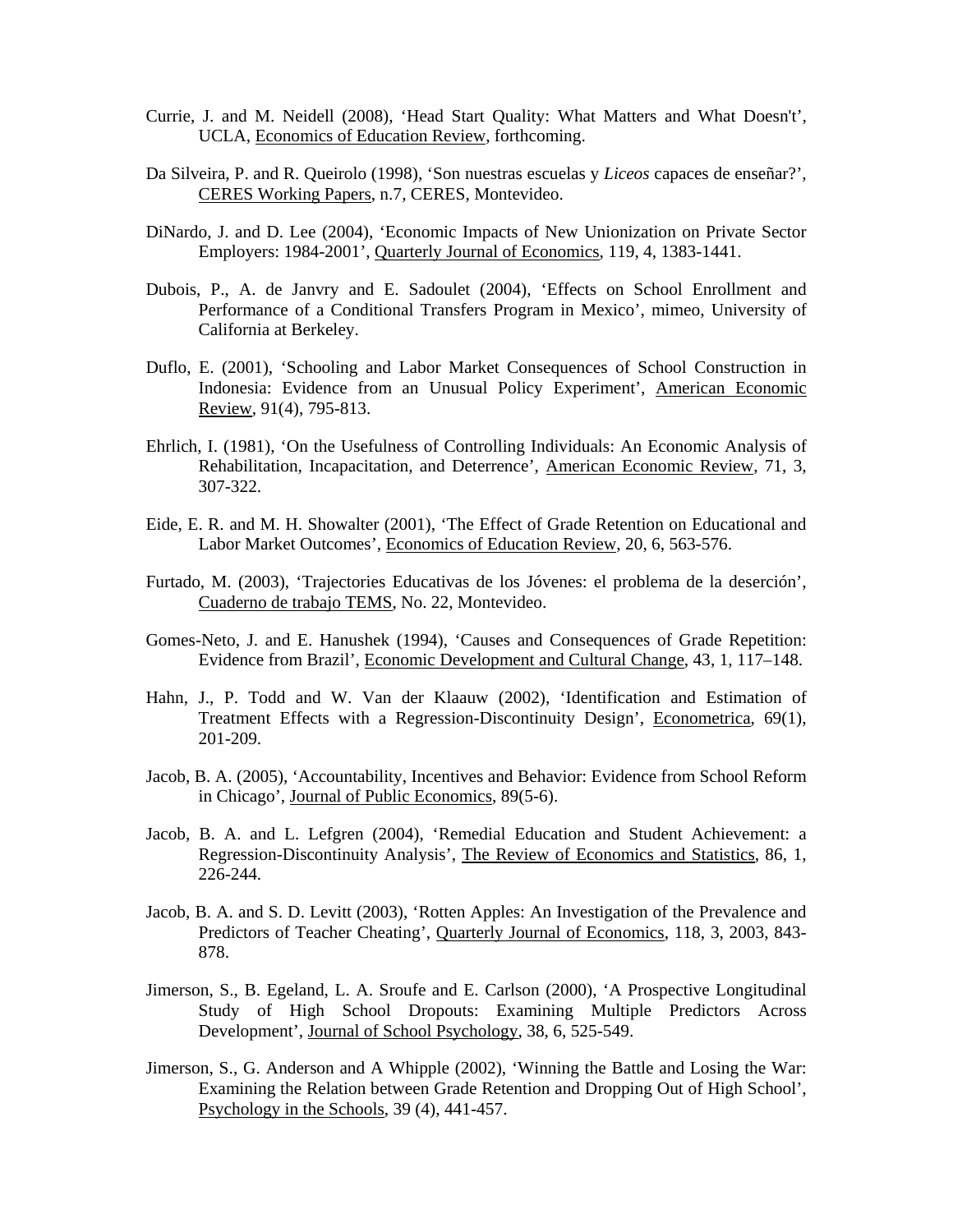Currie, J. and M. Neidell (2008), 'Head Start Quality: What Matters and What Doesn't', UCLA, Economics of Education Review, forthcoming.

Da Silveira, P. and R. Queirolo (1998), 'Son nuestras escuelas y *Liceos* capaces de enseñar?', CERES Working Papers, n.7, CERES, Montevideo.

DiNardo, J. and D. Lee (2004), 'Economic Impacts of New Unionization on Private Sector Employers: 1984-2001', Quarterly Journal of Economics, 119, 4, 1383-1441.

Dubois, P., A. de Janvry and E. Sadoulet (2004), 'Effects on School Enrollment and Performance of a Conditional Transfers Program in Mexico', mimeo, University of California at Berkeley.

Duflo, E. (2001), 'Schooling and Labor Market Consequences of School Construction in Indonesia: Evidence from an Unusual Policy Experiment', American Economic Review, 91(4), 795-813.

Ehrlich, I. (1981), 'On the Usefulness of Controlling Individuals: An Economic Analysis of Rehabilitation, Incapacitation, and Deterrence', American Economic Review, 71, 3, 307-322.

Eide, E. R. and M. H. Showalter (2001), 'The Effect of Grade Retention on Educational and Labor Market Outcomes', Economics of Education Review, 20, 6, 563-576.

Furtado, M. (2003), 'Trajectories Educativas de los Jóvenes: el problema de la deserción', Cuaderno de trabajo TEMS, No. 22, Montevideo.

Gomes-Neto, J. and E. Hanushek (1994), 'Causes and Consequences of Grade Repetition: Evidence from Brazil', Economic Development and Cultural Change, 43, 1, 117–148.

Hahn, J., P. Todd and W. Van der Klaauw (2002), 'Identification and Estimation of Treatment Effects with a Regression-Discontinuity Design', Econometrica, 69(1), 201-209.

Jacob, B. A. (2005), 'Accountability, Incentives and Behavior: Evidence from School Reform in Chicago', Journal of Public Economics, 89(5-6).

Jacob, B. A. and L. Lefgren (2004), 'Remedial Education and Student Achievement: a Regression-Discontinuity Analysis', The Review of Economics and Statistics, 86, 1, 226-244.

Jacob, B. A. and S. D. Levitt (2003), 'Rotten Apples: An Investigation of the Prevalence and Predictors of Teacher Cheating', Quarterly Journal of Economics, 118, 3, 2003, 843-878.

Jimerson, S., B. Egeland, L. A. Sroufe and E. Carlson (2000), 'A Prospective Longitudinal Study of High School Dropouts: Examining Multiple Predictors Across Development', Journal of School Psychology, 38, 6, 525-549.

Jimerson, S., G. Anderson and A Whipple (2002), 'Winning the Battle and Losing the War: Examining the Relation between Grade Retention and Dropping Out of High School', Psychology in the Schools, 39 (4), 441-457.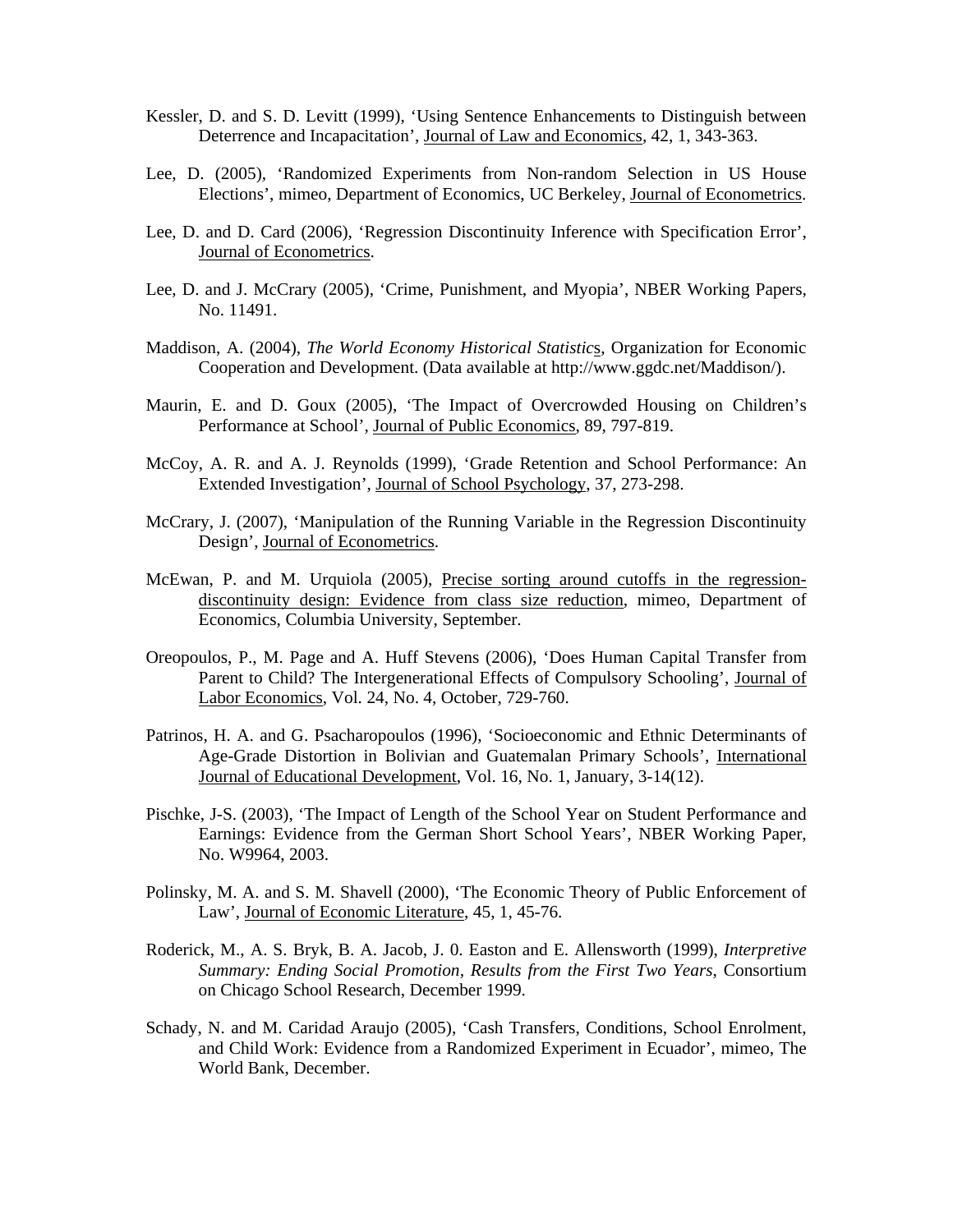Kessler, D. and S. D. Levitt (1999), 'Using Sentence Enhancements to Distinguish between Deterrence and Incapacitation', Journal of Law and Economics, 42, 1, 343-363.

Lee, D. (2005), 'Randomized Experiments from Non-random Selection in US House Elections', mimeo, Department of Economics, UC Berkeley, Journal of Econometrics.

Lee, D. and D. Card (2006), 'Regression Discontinuity Inference with Specification Error', Journal of Econometrics.

Lee, D. and J. McCrary (2005), 'Crime, Punishment, and Myopia', NBER Working Papers, No. 11491.

Maddison, A. (2004), *The World Economy Historical Statistics*, Organization for Economic Cooperation and Development. (Data available at http://www.ggdc.net/Maddison/).

Maurin, E. and D. Goux (2005), 'The Impact of Overcrowded Housing on Children's Performance at School', Journal of Public Economics, 89, 797-819.

McCoy, A. R. and A. J. Reynolds (1999), 'Grade Retention and School Performance: An Extended Investigation', Journal of School Psychology, 37, 273-298.

McCrary, J. (2007), 'Manipulation of the Running Variable in the Regression Discontinuity Design', Journal of Econometrics.

McEwan, P. and M. Urquiola (2005), Precise sorting around cutoffs in the regression-discontinuity design: Evidence from class size reduction, mimeo, Department of Economics, Columbia University, September.

Oreopoulos, P., M. Page and A. Huff Stevens (2006), 'Does Human Capital Transfer from Parent to Child? The Intergenerational Effects of Compulsory Schooling', Journal of Labor Economics, Vol. 24, No. 4, October, 729-760.

Patrinos, H. A. and G. Psacharopoulos (1996), 'Socioeconomic and Ethnic Determinants of Age-Grade Distortion in Bolivian and Guatemalan Primary Schools', International Journal of Educational Development, Vol. 16, No. 1, January, 3-14(12).

Pischke, J-S. (2003), 'The Impact of Length of the School Year on Student Performance and Earnings: Evidence from the German Short School Years', NBER Working Paper, No. W9964, 2003.

Polinsky, M. A. and S. M. Shavell (2000), 'The Economic Theory of Public Enforcement of Law', Journal of Economic Literature, 45, 1, 45-76.

Roderick, M., A. S. Bryk, B. A. Jacob, J. 0. Easton and E. Allensworth (1999), *Interpretive Summary: Ending Social Promotion, Results from the First Two Years*, Consortium on Chicago School Research, December 1999.

Schady, N. and M. Caridad Araujo (2005), 'Cash Transfers, Conditions, School Enrolment, and Child Work: Evidence from a Randomized Experiment in Ecuador', mimeo, The World Bank, December.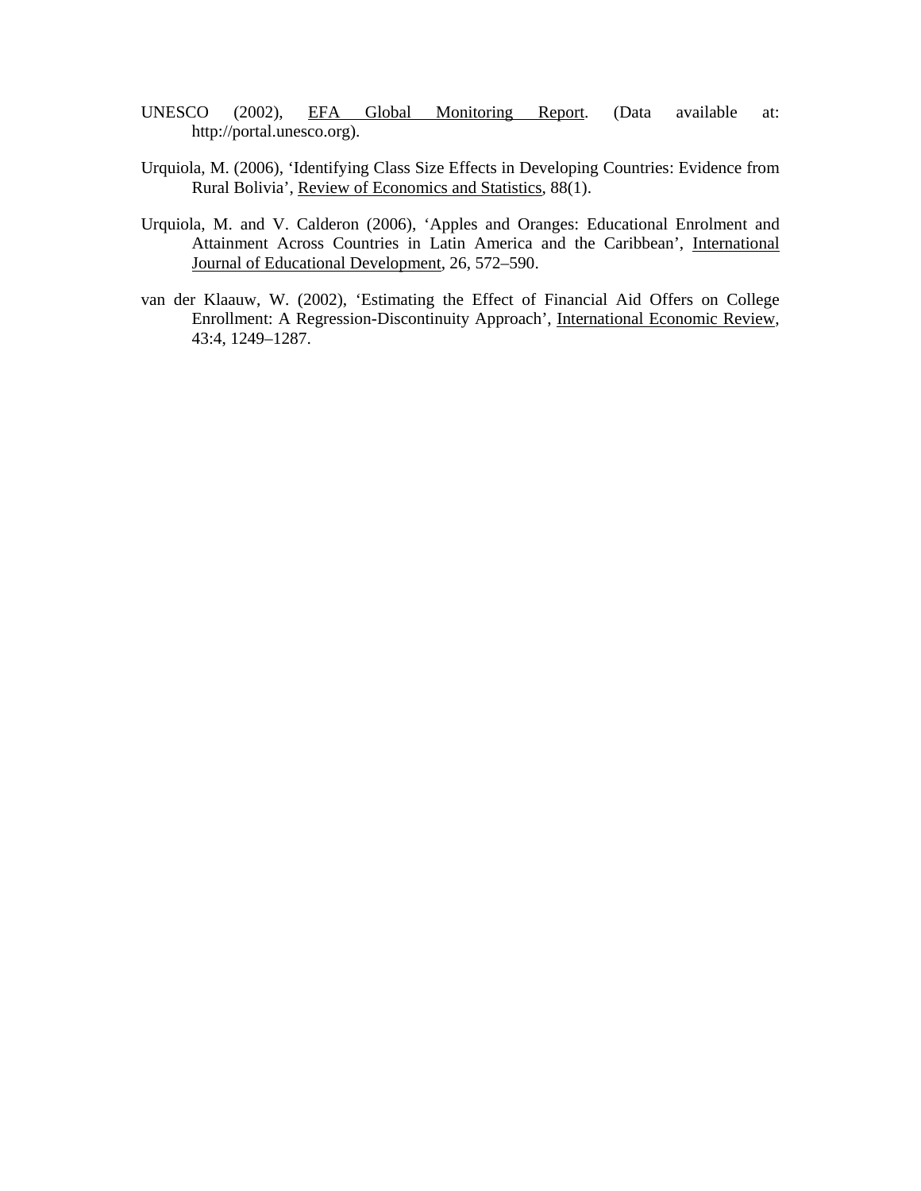UNESCO (2002), EFA Global Monitoring Report. (Data available at: http://portal.unesco.org).

Urquiola, M. (2006), 'Identifying Class Size Effects in Developing Countries: Evidence from Rural Bolivia', Review of Economics and Statistics, 88(1).

Urquiola, M. and V. Calderon (2006), 'Apples and Oranges: Educational Enrolment and Attainment Across Countries in Latin America and the Caribbean', International Journal of Educational Development, 26, 572–590.

van der Klaauw, W. (2002), 'Estimating the Effect of Financial Aid Offers on College Enrollment: A Regression-Discontinuity Approach', International Economic Review, 43:4, 1249–1287.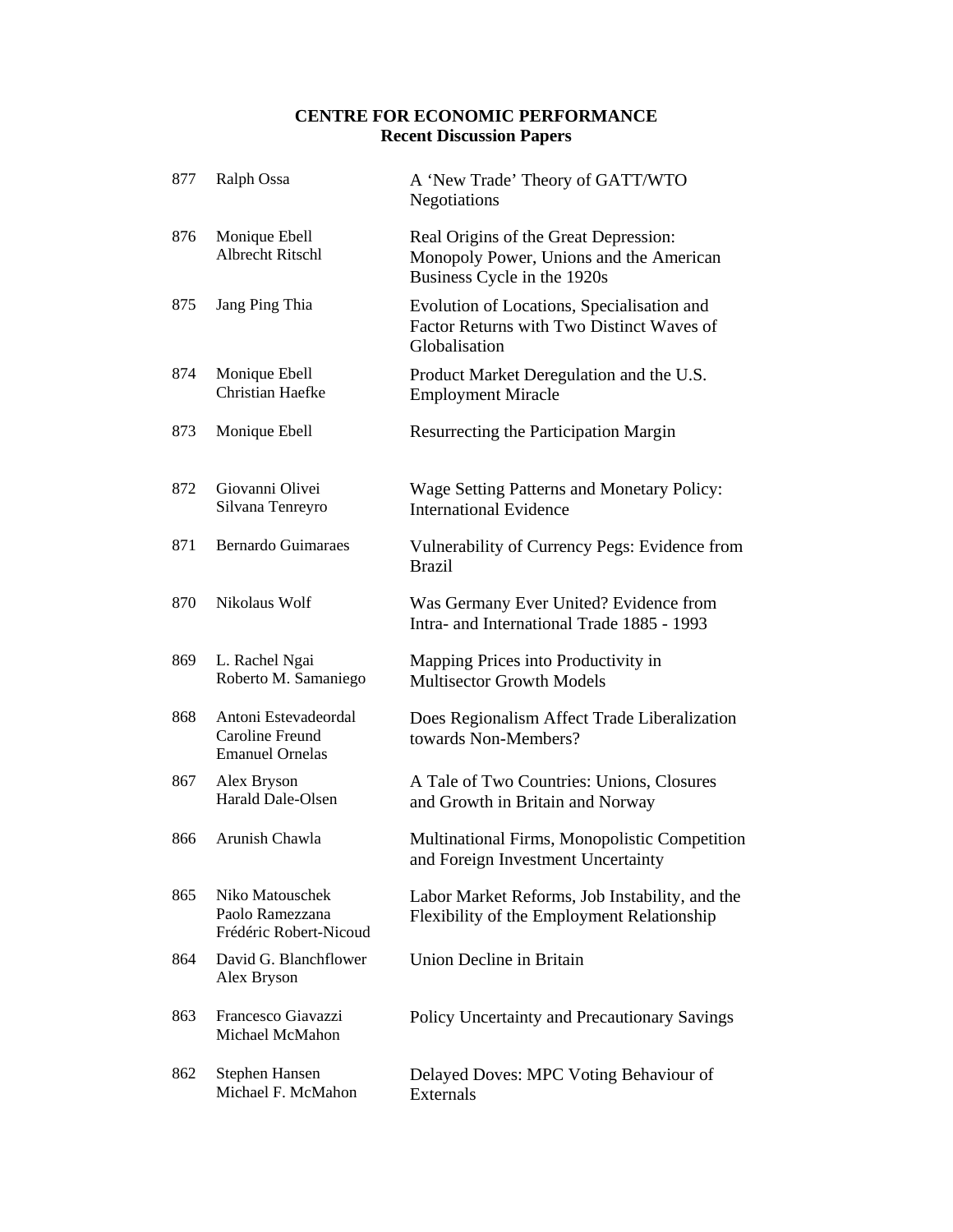**CENTRE FOR ECONOMIC PERFORMANCE**
**Recent Discussion Papers**

| | | |
|---|---|---|
| 877 | Ralph Ossa | A 'New Trade' Theory of GATT/WTO Negotiations |
| 876 | Monique Ebell<br>Albrecht Ritschl | Real Origins of the Great Depression: Monopoly Power, Unions and the American Business Cycle in the 1920s |
| 875 | Jang Ping Thia | Evolution of Locations, Specialisation and Factor Returns with Two Distinct Waves of Globalisation |
| 874 | Monique Ebell<br>Christian Haefke | Product Market Deregulation and the U.S. Employment Miracle |
| 873 | Monique Ebell | Resurrecting the Participation Margin |
| 872 | Giovanni Olivei<br>Silvana Tenreyro | Wage Setting Patterns and Monetary Policy: International Evidence |
| 871 | Bernardo Guimaraes | Vulnerability of Currency Pegs: Evidence from Brazil |
| 870 | Nikolaus Wolf | Was Germany Ever United? Evidence from Intra- and International Trade 1885 - 1993 |
| 869 | L. Rachel Ngai<br>Roberto M. Samaniego | Mapping Prices into Productivity in Multisector Growth Models |
| 868 | Antoni Estevadeordal<br>Caroline Freund<br>Emanuel Ornelas | Does Regionalism Affect Trade Liberalization towards Non-Members? |
| 867 | Alex Bryson<br>Harald Dale-Olsen | A Tale of Two Countries: Unions, Closures and Growth in Britain and Norway |
| 866 | Arunish Chawla | Multinational Firms, Monopolistic Competition and Foreign Investment Uncertainty |
| 865 | Niko Matouschek<br>Paolo Ramezzana<br>Frédéric Robert-Nicoud | Labor Market Reforms, Job Instability, and the Flexibility of the Employment Relationship |
| 864 | David G. Blanchflower<br>Alex Bryson | Union Decline in Britain |
| 863 | Francesco Giavazzi<br>Michael McMahon | Policy Uncertainty and Precautionary Savings |
| 862 | Stephen Hansen<br>Michael F. McMahon | Delayed Doves: MPC Voting Behaviour of Externals |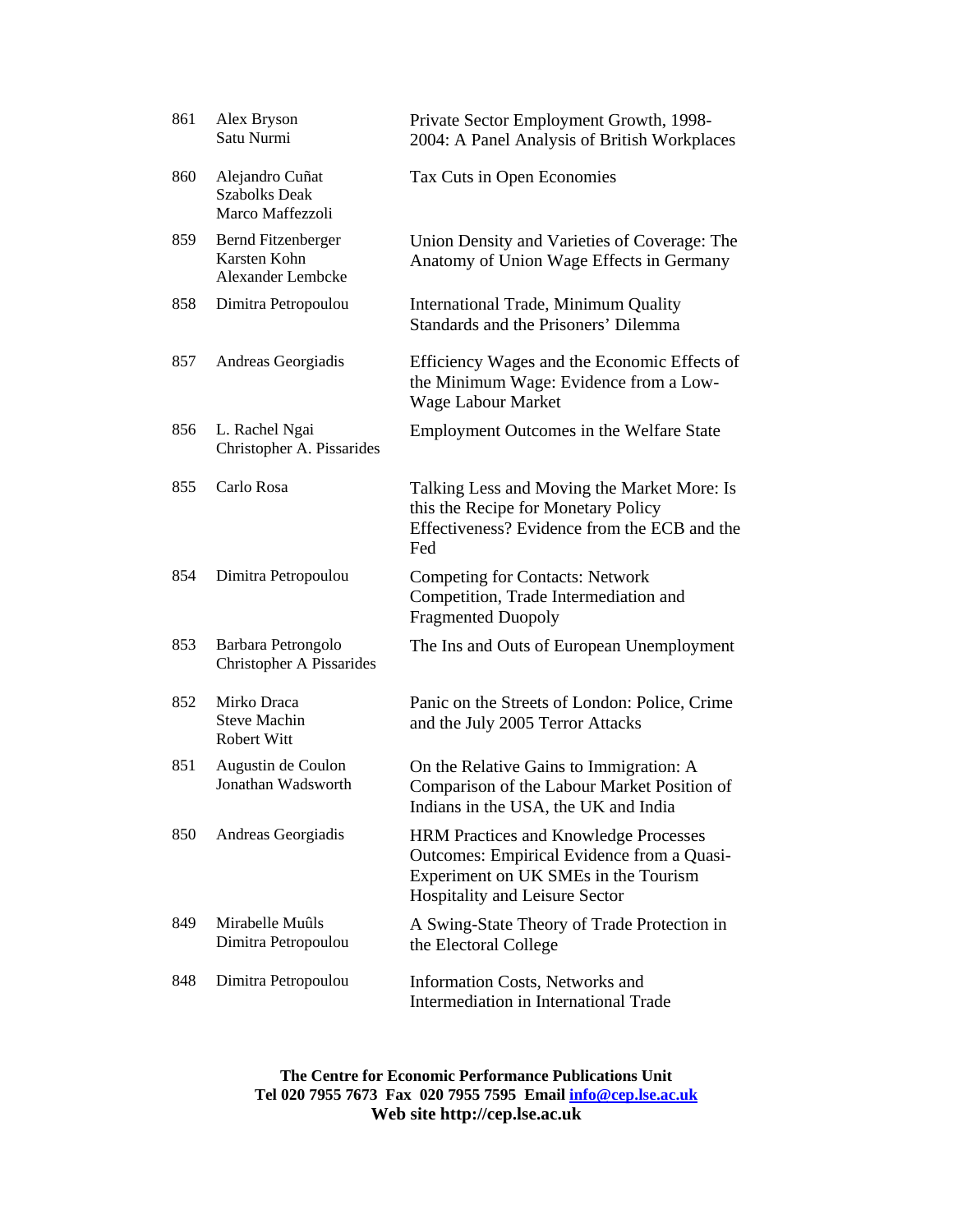| | | |
|---|---|---|
| 861 | Alex Bryson<br>Satu Nurmi | Private Sector Employment Growth, 1998-2004: A Panel Analysis of British Workplaces |
| 860 | Alejandro Cuñat<br>Szabolks Deak<br>Marco Maffezzoli | Tax Cuts in Open Economies |
| 859 | Bernd Fitzenberger<br>Karsten Kohn<br>Alexander Lembcke | Union Density and Varieties of Coverage: The Anatomy of Union Wage Effects in Germany |
| 858 | Dimitra Petropoulou | International Trade, Minimum Quality Standards and the Prisoners' Dilemma |
| 857 | Andreas Georgiadis | Efficiency Wages and the Economic Effects of the Minimum Wage: Evidence from a Low-Wage Labour Market |
| 856 | L. Rachel Ngai<br>Christopher A. Pissarides | Employment Outcomes in the Welfare State |
| 855 | Carlo Rosa | Talking Less and Moving the Market More: Is this the Recipe for Monetary Policy Effectiveness? Evidence from the ECB and the Fed |
| 854 | Dimitra Petropoulou | Competing for Contacts: Network Competition, Trade Intermediation and Fragmented Duopoly |
| 853 | Barbara Petrongolo<br>Christopher A Pissarides | The Ins and Outs of European Unemployment |
| 852 | Mirko Draca<br>Steve Machin<br>Robert Witt | Panic on the Streets of London: Police, Crime and the July 2005 Terror Attacks |
| 851 | Augustin de Coulon<br>Jonathan Wadsworth | On the Relative Gains to Immigration: A Comparison of the Labour Market Position of Indians in the USA, the UK and India |
| 850 | Andreas Georgiadis | HRM Practices and Knowledge Processes Outcomes: Empirical Evidence from a Quasi-Experiment on UK SMEs in the Tourism Hospitality and Leisure Sector |
| 849 | Mirabelle Muûls<br>Dimitra Petropoulou | A Swing-State Theory of Trade Protection in the Electoral College |
| 848 | Dimitra Petropoulou | Information Costs, Networks and Intermediation in International Trade |

**The Centre for Economic Performance Publications Unit**
**Tel 020 7955 7673 Fax 020 7955 7595 Email info@cep.lse.ac.uk**
**Web site http://cep.lse.ac.uk**